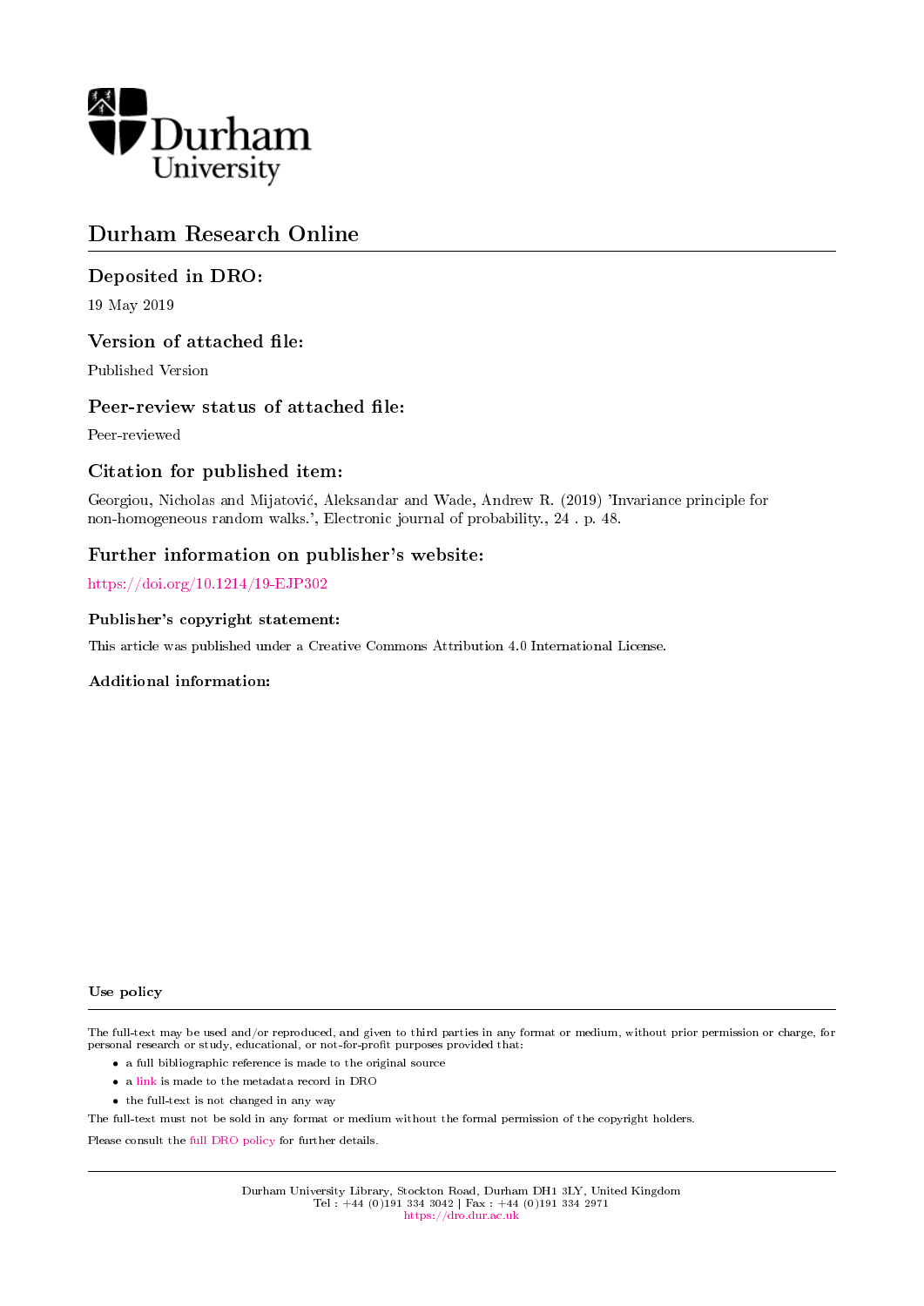Durham University

# Durham Research Online

## Deposited in DRO:

19 May 2019

## Version of attached file:

Published Version

## Peer-review status of attached file:

Peer-reviewed

## Citation for published item:

Georgiou, Nicholas and Mijatović, Aleksandar and Wade, Andrew R. (2019) 'Invariance principle for non-homogeneous random walks.', Electronic journal of probability., 24 . p. 48.

## Further information on publisher's website:

https://doi.org/10.1214/19-EJP302

### Publisher's copyright statement:

This article was published under a Creative Commons Attribution 4.0 International License.

### Additional information:

### Use policy

The full-text may be used and/or reproduced, and given to third parties in any format or medium, without prior permission or charge, for personal research or study, educational, or not-for-profit purposes provided that:

- a full bibliographic reference is made to the original source
- a link is made to the metadata record in DRO
- the full-text is not changed in any way

The full-text must not be sold in any format or medium without the formal permission of the copyright holders.

Please consult the full DRO policy for further details.

Durham University Library, Stockton Road, Durham DH1 3LY, United Kingdom
Tel : +44 (0)191 334 3042 | Fax : +44 (0)191 334 2971
https://dro.dur.ac.uk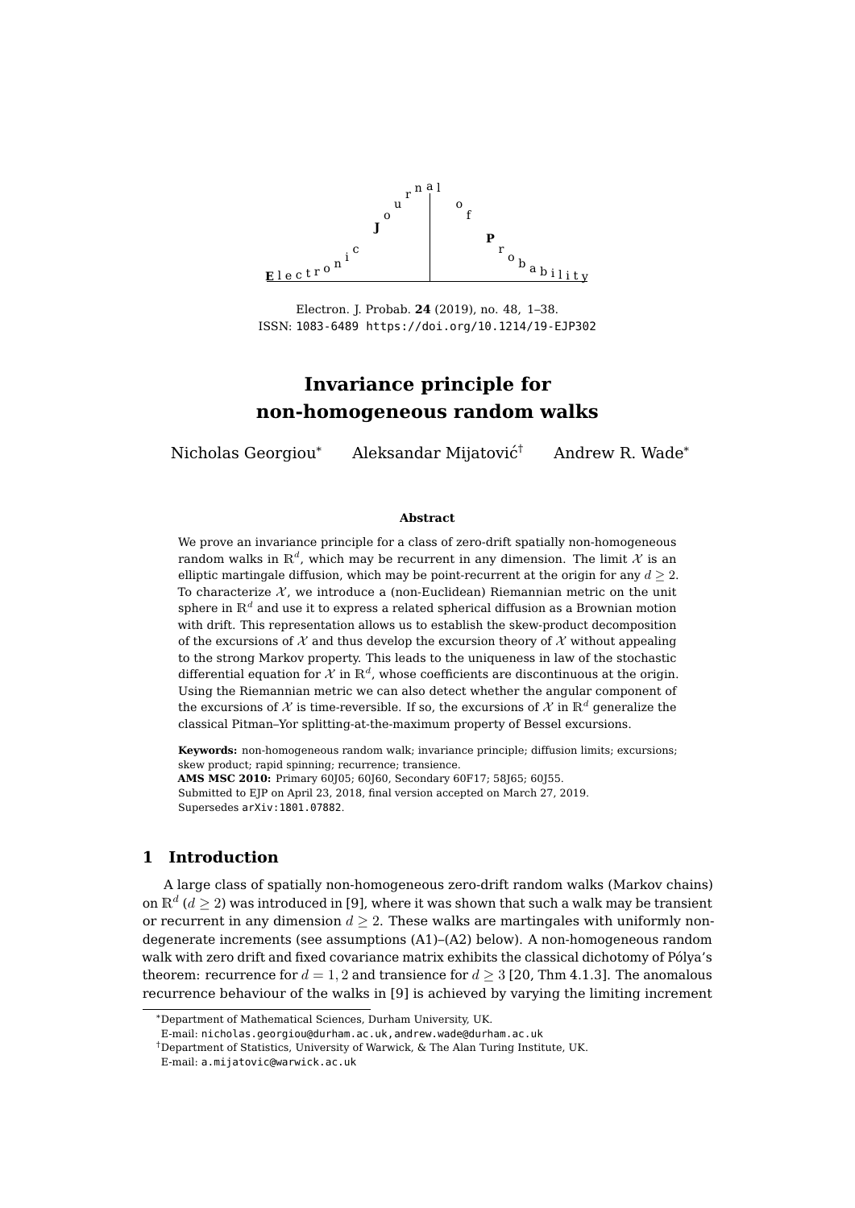# Invariance principle for non-homogeneous random walks

Nicholas Georgiou[*] Aleksandar Mijatović[†] Andrew R. Wade[*]

**Abstract**

We prove an invariance principle for a class of zero-drift spatially non-homogeneous random walks in $\mathbb{R}^d$, which may be recurrent in any dimension. The limit $\mathcal{X}$ is an elliptic martingale diffusion, which may be point-recurrent at the origin for any $d \geq 2$. To characterize $\mathcal{X}$, we introduce a (non-Euclidean) Riemannian metric on the unit sphere in $\mathbb{R}^d$ and use it to express a related spherical diffusion as a Brownian motion with drift. This representation allows us to establish the skew-product decomposition of the excursions of $\mathcal{X}$ and thus develop the excursion theory of $\mathcal{X}$ without appealing to the strong Markov property. This leads to the uniqueness in law of the stochastic differential equation for $\mathcal{X}$ in $\mathbb{R}^d$, whose coefficients are discontinuous at the origin. Using the Riemannian metric we can also detect whether the angular component of the excursions of $\mathcal{X}$ is time-reversible. If so, the excursions of $\mathcal{X}$ in $\mathbb{R}^d$ generalize the classical Pitman–Yor splitting-at-the-maximum property of Bessel excursions.

**Keywords:** non-homogeneous random walk; invariance principle; diffusion limits; excursions; skew product; rapid spinning; recurrence; transience.
**AMS MSC 2010:** Primary 60J05; 60J60, Secondary 60F17; 58J65; 60J55.
Submitted to EJP on April 23, 2018, final version accepted on March 27, 2019.
Supersedes arXiv:1801.07882.

## 1 Introduction

A large class of spatially non-homogeneous zero-drift random walks (Markov chains) on $\mathbb{R}^d$ ($d \geq 2$) was introduced in [9], where it was shown that such a walk may be transient or recurrent in any dimension $d \geq 2$. These walks are martingales with uniformly non-degenerate increments (see assumptions (A1)–(A2) below). A non-homogeneous random walk with zero drift and fixed covariance matrix exhibits the classical dichotomy of Pólya's theorem: recurrence for $d = 1, 2$ and transience for $d \geq 3$ [20, Thm 4.1.3]. The anomalous recurrence behaviour of the walks in [9] is achieved by varying the limiting increment

[*] Department of Mathematical Sciences, Durham University, UK.
E-mail: nicholas.georgiou@durham.ac.uk, andrew.wade@durham.ac.uk

[†] Department of Statistics, University of Warwick, & The Alan Turing Institute, UK.
E-mail: a.mijatovic@warwick.ac.uk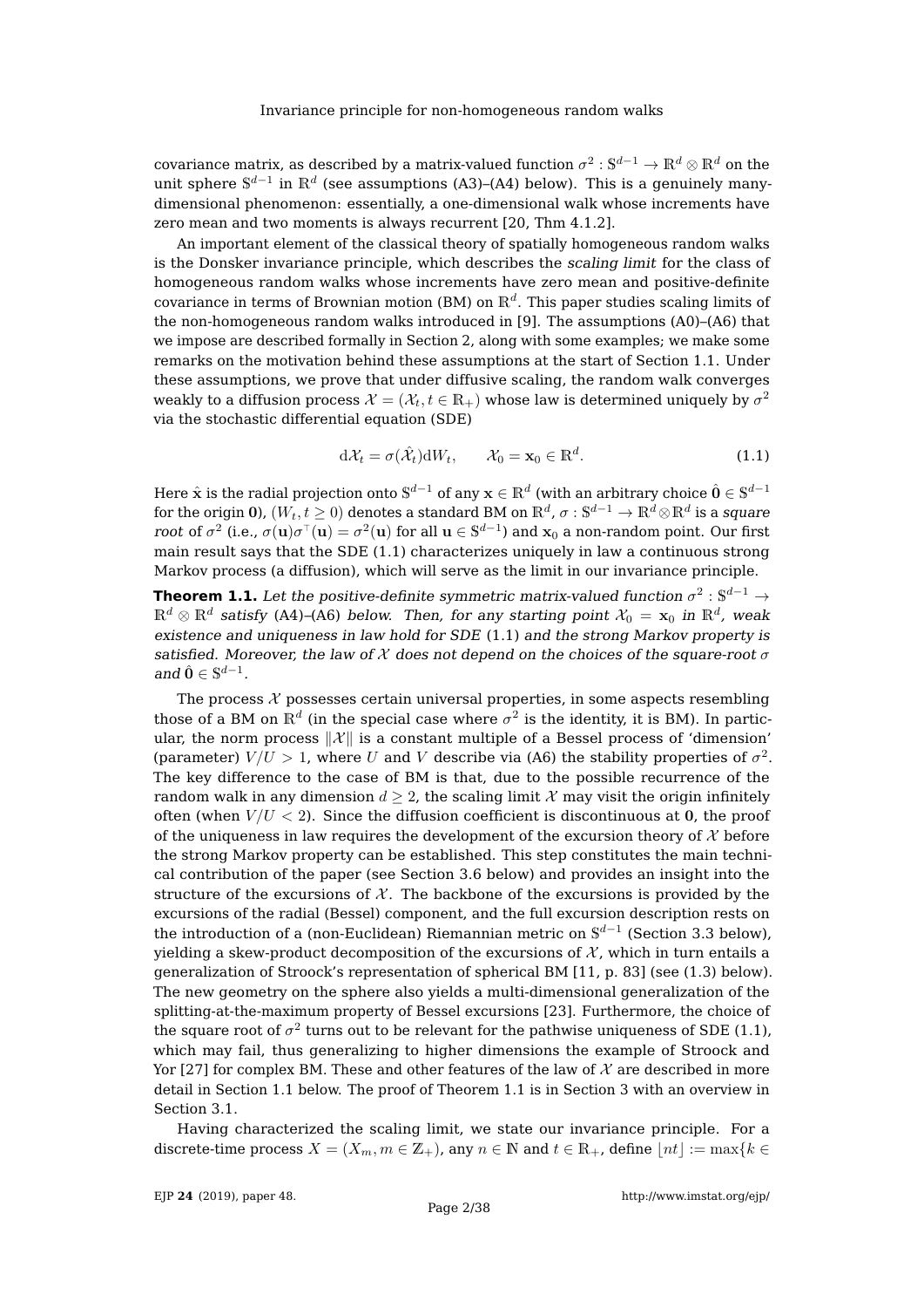covariance matrix, as described by a matrix-valued function $\sigma^2 : \mathbb{S}^{d-1} \to \mathbb{R}^d \otimes \mathbb{R}^d$ on the unit sphere $\mathbb{S}^{d-1}$ in $\mathbb{R}^d$ (see assumptions (A3)–(A4) below). This is a genuinely many-dimensional phenomenon: essentially, a one-dimensional walk whose increments have zero mean and two moments is always recurrent [20, Thm 4.1.2].

An important element of the classical theory of spatially homogeneous random walks is the Donsker invariance principle, which describes the *scaling limit* for the class of homogeneous random walks whose increments have zero mean and positive-definite covariance in terms of Brownian motion (BM) on $\mathbb{R}^d$. This paper studies scaling limits of the non-homogeneous random walks introduced in [9]. The assumptions (A0)–(A6) that we impose are described formally in Section 2, along with some examples; we make some remarks on the motivation behind these assumptions at the start of Section 1.1. Under these assumptions, we prove that under diffusive scaling, the random walk converges weakly to a diffusion process $\mathcal{X} = (\mathcal{X}_t, t \in \mathbb{R}_+)$ whose law is determined uniquely by $\sigma^2$ via the stochastic differential equation (SDE)

$$\mathrm{d}\mathcal{X}_t = \sigma(\hat{\mathcal{X}}_t)\mathrm{d}W_t, \qquad \mathcal{X}_0 = \mathbf{x}_0 \in \mathbb{R}^d. \tag{1.1}$$

Here $\hat{\mathbf{x}}$ is the radial projection onto $\mathbb{S}^{d-1}$ of any $\mathbf{x} \in \mathbb{R}^d$ (with an arbitrary choice $\hat{\mathbf{0}} \in \mathbb{S}^{d-1}$ for the origin $\mathbf{0}$), $(W_t, t \geq 0)$ denotes a standard BM on $\mathbb{R}^d$, $\sigma : \mathbb{S}^{d-1} \to \mathbb{R}^d \otimes \mathbb{R}^d$ is a *square root* of $\sigma^2$ (i.e., $\sigma(\mathbf{u})\sigma^\top(\mathbf{u}) = \sigma^2(\mathbf{u})$ for all $\mathbf{u} \in \mathbb{S}^{d-1}$) and $\mathbf{x}_0$ a non-random point. Our first main result says that the SDE (1.1) characterizes uniquely in law a continuous strong Markov process (a diffusion), which will serve as the limit in our invariance principle.

**Theorem 1.1.** *Let the positive-definite symmetric matrix-valued function $\sigma^2 : \mathbb{S}^{d-1} \to \mathbb{R}^d \otimes \mathbb{R}^d$ satisfy* (A4)–(A6) *below. Then, for any starting point $\mathcal{X}_0 = \mathbf{x}_0$ in $\mathbb{R}^d$, weak existence and uniqueness in law hold for SDE* (1.1) *and the strong Markov property is satisfied. Moreover, the law of $\mathcal{X}$ does not depend on the choices of the square-root $\sigma$ and $\hat{\mathbf{0}} \in \mathbb{S}^{d-1}$.*

The process $\mathcal{X}$ possesses certain universal properties, in some aspects resembling those of a BM on $\mathbb{R}^d$ (in the special case where $\sigma^2$ is the identity, it is BM). In particular, the norm process $\|\mathcal{X}\|$ is a constant multiple of a Bessel process of 'dimension' (parameter) $V/U > 1$, where $U$ and $V$ describe via (A6) the stability properties of $\sigma^2$. The key difference to the case of BM is that, due to the possible recurrence of the random walk in any dimension $d \geq 2$, the scaling limit $\mathcal{X}$ may visit the origin infinitely often (when $V/U < 2$). Since the diffusion coefficient is discontinuous at $\mathbf{0}$, the proof of the uniqueness in law requires the development of the excursion theory of $\mathcal{X}$ before the strong Markov property can be established. This step constitutes the main technical contribution of the paper (see Section 3.6 below) and provides an insight into the structure of the excursions of $\mathcal{X}$. The backbone of the excursions is provided by the excursions of the radial (Bessel) component, and the full excursion description rests on the introduction of a (non-Euclidean) Riemannian metric on $\mathbb{S}^{d-1}$ (Section 3.3 below), yielding a skew-product decomposition of the excursions of $\mathcal{X}$, which in turn entails a generalization of Stroock's representation of spherical BM [11, p. 83] (see (1.3) below). The new geometry on the sphere also yields a multi-dimensional generalization of the splitting-at-the-maximum property of Bessel excursions [23]. Furthermore, the choice of the square root of $\sigma^2$ turns out to be relevant for the pathwise uniqueness of SDE (1.1), which may fail, thus generalizing to higher dimensions the example of Stroock and Yor [27] for complex BM. These and other features of the law of $\mathcal{X}$ are described in more detail in Section 1.1 below. The proof of Theorem 1.1 is in Section 3 with an overview in Section 3.1.

Having characterized the scaling limit, we state our invariance principle. For a discrete-time process $X = (X_m, m \in \mathbb{Z}_+)$, any $n \in \mathbb{N}$ and $t \in \mathbb{R}_+$, define $\lfloor nt \rfloor := \max\{k \in$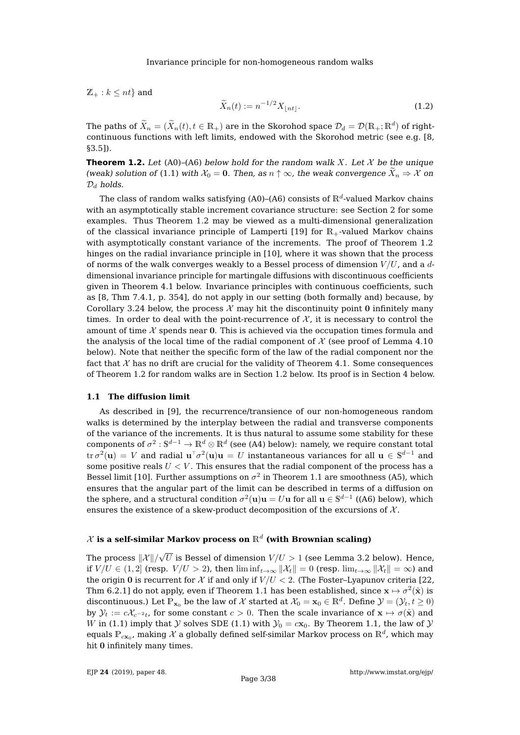$\mathbb{Z}_+ : k \leq nt\}$ and

$$\widetilde{X}_n(t) := n^{-1/2} X_{\lfloor nt \rfloor}. \tag{1.2}$$

The paths of $\widetilde{X}_n = (\widetilde{X}_n(t), t \in \mathbb{R}_+)$ are in the Skorohod space $\mathcal{D}_d = \mathcal{D}(\mathbb{R}_+; \mathbb{R}^d)$ of right-continuous functions with left limits, endowed with the Skorohod metric (see e.g. [8, §3.5]).

**Theorem 1.2.** *Let* (A0)–(A6) *below hold for the random walk $X$. Let $\mathcal{X}$ be the unique (weak) solution of* (1.1) *with $\mathcal{X}_0 = \mathbf{0}$. Then, as $n \uparrow \infty$, the weak convergence $\widetilde{X}_n \Rightarrow \mathcal{X}$ on $\mathcal{D}_d$ holds.*

The class of random walks satisfying (A0)–(A6) consists of $\mathbb{R}^d$-valued Markov chains with an asymptotically stable increment covariance structure: see Section 2 for some examples. Thus Theorem 1.2 may be viewed as a multi-dimensional generalization of the classical invariance principle of Lamperti [19] for $\mathbb{R}_+$-valued Markov chains with asymptotically constant variance of the increments. The proof of Theorem 1.2 hinges on the radial invariance principle in [10], where it was shown that the process of norms of the walk converges weakly to a Bessel process of dimension $V/U$, and a $d$-dimensional invariance principle for martingale diffusions with discontinuous coefficients given in Theorem 4.1 below. Invariance principles with continuous coefficients, such as [8, Thm 7.4.1, p. 354], do not apply in our setting (both formally and) because, by Corollary 3.24 below, the process $\mathcal{X}$ may hit the discontinuity point $\mathbf{0}$ infinitely many times. In order to deal with the point-recurrence of $\mathcal{X}$, it is necessary to control the amount of time $\mathcal{X}$ spends near $\mathbf{0}$. This is achieved via the occupation times formula and the analysis of the local time of the radial component of $\mathcal{X}$ (see proof of Lemma 4.10 below). Note that neither the specific form of the law of the radial component nor the fact that $\mathcal{X}$ has no drift are crucial for the validity of Theorem 4.1. Some consequences of Theorem 1.2 for random walks are in Section 1.2 below. Its proof is in Section 4 below.

### 1.1 The diffusion limit

As described in [9], the recurrence/transience of our non-homogeneous random walks is determined by the interplay between the radial and transverse components of the variance of the increments. It is thus natural to assume some stability for these components of $\sigma^2 : \mathbb{S}^{d-1} \to \mathbb{R}^d \otimes \mathbb{R}^d$ (see (A4) below): namely, we require constant total $\operatorname{tr} \sigma^2(\mathbf{u}) = V$ and radial $\mathbf{u}^\top \sigma^2(\mathbf{u})\mathbf{u} = U$ instantaneous variances for all $\mathbf{u} \in \mathbb{S}^{d-1}$ and some positive reals $U < V$. This ensures that the radial component of the process has a Bessel limit [10]. Further assumptions on $\sigma^2$ in Theorem 1.1 are smoothness (A5), which ensures that the angular part of the limit can be described in terms of a diffusion on the sphere, and a structural condition $\sigma^2(\mathbf{u})\mathbf{u} = U\mathbf{u}$ for all $\mathbf{u} \in \mathbb{S}^{d-1}$ ((A6) below), which ensures the existence of a skew-product decomposition of the excursions of $\mathcal{X}$.

#### $\mathcal{X}$ is a self-similar Markov process on $\mathbb{R}^d$ (with Brownian scaling)

The process $\|\mathcal{X}\|/\sqrt{U}$ is Bessel of dimension $V/U > 1$ (see Lemma 3.2 below). Hence, if $V/U \in (1, 2]$ (resp. $V/U > 2$), then $\liminf_{t\to\infty} \|\mathcal{X}_t\| = 0$ (resp. $\lim_{t\to\infty} \|\mathcal{X}_t\| = \infty$) and the origin $\mathbf{0}$ is recurrent for $\mathcal{X}$ if and only if $V/U < 2$. (The Foster–Lyapunov criteria [22, Thm 6.2.1] do not apply, even if Theorem 1.1 has been established, since $\mathbf{x} \mapsto \sigma^2(\hat{\mathbf{x}})$ is discontinuous.) Let $\mathbb{P}_{\mathbf{x}_0}$ be the law of $\mathcal{X}$ started at $\mathcal{X}_0 = \mathbf{x}_0 \in \mathbb{R}^d$. Define $\mathcal{Y} = (\mathcal{Y}_t, t \geq 0)$ by $\mathcal{Y}_t := c\mathcal{X}_{c^{-2}t}$, for some constant $c > 0$. Then the scale invariance of $\mathbf{x} \mapsto \sigma(\hat{\mathbf{x}})$ and $W$ in (1.1) imply that $\mathcal{Y}$ solves SDE (1.1) with $\mathcal{Y}_0 = c\mathbf{x}_0$. By Theorem 1.1, the law of $\mathcal{Y}$ equals $\mathbb{P}_{c\mathbf{x}_0}$, making $\mathcal{X}$ a globally defined self-similar Markov process on $\mathbb{R}^d$, which may hit $\mathbf{0}$ infinitely many times.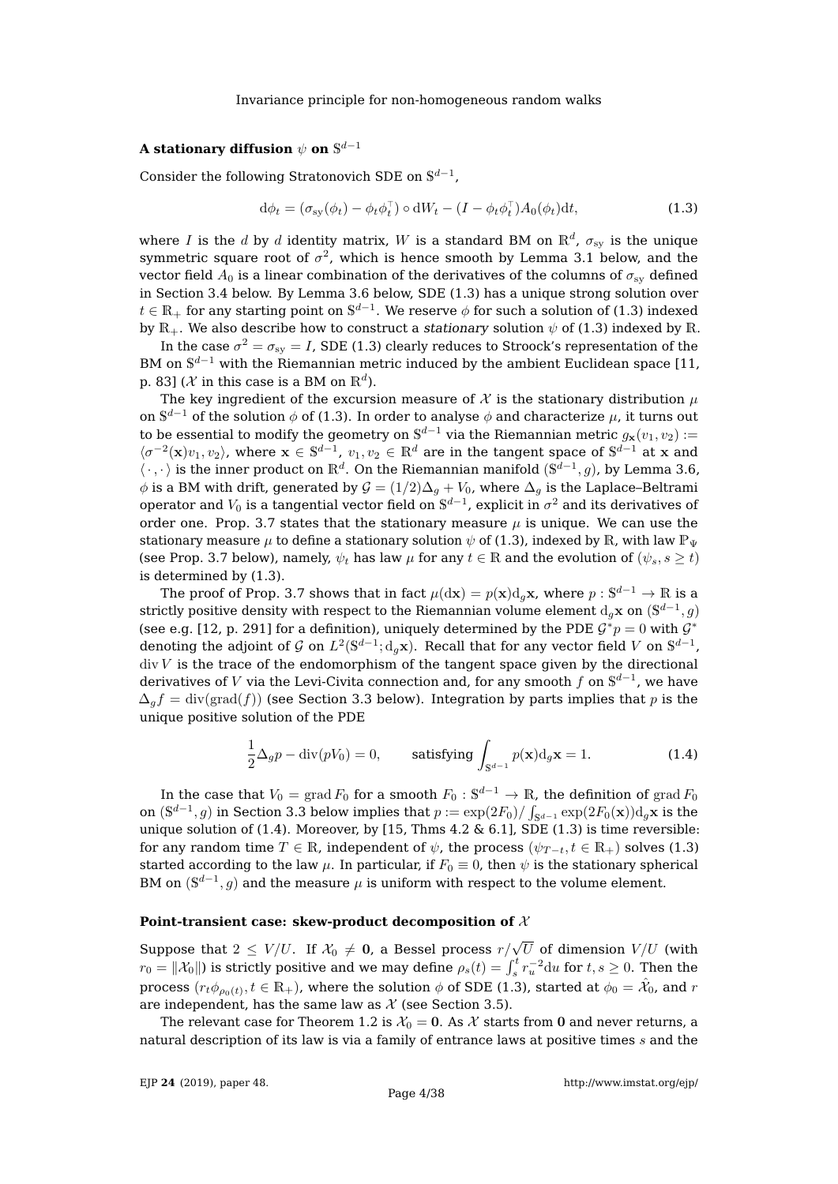#### A stationary diffusion $\psi$ on $\mathbb{S}^{d-1}$

Consider the following Stratonovich SDE on $\mathbb{S}^{d-1}$,

$$\mathrm{d}\phi_t = (\sigma_{\mathrm{sy}}(\phi_t) - \phi_t\phi_t^\top) \circ \mathrm{d}W_t - (I - \phi_t\phi_t^\top)A_0(\phi_t)\mathrm{d}t, \tag{1.3}$$

where $I$ is the $d$ by $d$ identity matrix, $W$ is a standard BM on $\mathbb{R}^d$, $\sigma_{\mathrm{sy}}$ is the unique symmetric square root of $\sigma^2$, which is hence smooth by Lemma 3.1 below, and the vector field $A_0$ is a linear combination of the derivatives of the columns of $\sigma_{\mathrm{sy}}$ defined in Section 3.4 below. By Lemma 3.6 below, SDE (1.3) has a unique strong solution over $t \in \mathbb{R}_+$ for any starting point on $\mathbb{S}^{d-1}$. We reserve $\phi$ for such a solution of (1.3) indexed by $\mathbb{R}_+$. We also describe how to construct a *stationary* solution $\psi$ of (1.3) indexed by $\mathbb{R}$.

In the case $\sigma^2 = \sigma_{\mathrm{sy}} = I$, SDE (1.3) clearly reduces to Stroock's representation of the BM on $\mathbb{S}^{d-1}$ with the Riemannian metric induced by the ambient Euclidean space [11, p. 83] ($\mathcal{X}$ in this case is a BM on $\mathbb{R}^d$).

The key ingredient of the excursion measure of $\mathcal{X}$ is the stationary distribution $\mu$ on $\mathbb{S}^{d-1}$ of the solution $\phi$ of (1.3). In order to analyse $\phi$ and characterize $\mu$, it turns out to be essential to modify the geometry on $\mathbb{S}^{d-1}$ via the Riemannian metric $g_{\mathbf{x}}(v_1, v_2) := \langle \sigma^{-2}(\mathbf{x})v_1, v_2\rangle$, where $\mathbf{x} \in \mathbb{S}^{d-1}$, $v_1, v_2 \in \mathbb{R}^d$ are in the tangent space of $\mathbb{S}^{d-1}$ at $\mathbf{x}$ and $\langle \cdot, \cdot \rangle$ is the inner product on $\mathbb{R}^d$. On the Riemannian manifold $(\mathbb{S}^{d-1}, g)$, by Lemma 3.6, $\phi$ is a BM with drift, generated by $\mathcal{G} = (1/2)\Delta_g + V_0$, where $\Delta_g$ is the Laplace–Beltrami operator and $V_0$ is a tangential vector field on $\mathbb{S}^{d-1}$, explicit in $\sigma^2$ and its derivatives of order one. Prop. 3.7 states that the stationary measure $\mu$ is unique. We can use the stationary measure $\mu$ to define a stationary solution $\psi$ of (1.3), indexed by $\mathbb{R}$, with law $\mathbb{P}_\Psi$ (see Prop. 3.7 below), namely, $\psi_t$ has law $\mu$ for any $t \in \mathbb{R}$ and the evolution of $(\psi_s, s \geq t)$ is determined by (1.3).

The proof of Prop. 3.7 shows that in fact $\mu(\mathrm{d}\mathbf{x}) = p(\mathbf{x})\mathrm{d}_g\mathbf{x}$, where $p : \mathbb{S}^{d-1} \to \mathbb{R}$ is a strictly positive density with respect to the Riemannian volume element $\mathrm{d}_g\mathbf{x}$ on $(\mathbb{S}^{d-1}, g)$ (see e.g. [12, p. 291] for a definition), uniquely determined by the PDE $\mathcal{G}^*p = 0$ with $\mathcal{G}^*$ denoting the adjoint of $\mathcal{G}$ on $L^2(\mathbb{S}^{d-1}; \mathrm{d}_g\mathbf{x})$. Recall that for any vector field $V$ on $\mathbb{S}^{d-1}$, $\operatorname{div} V$ is the trace of the endomorphism of the tangent space given by the directional derivatives of $V$ via the Levi-Civita connection and, for any smooth $f$ on $\mathbb{S}^{d-1}$, we have $\Delta_g f = \operatorname{div}(\operatorname{grad}(f))$ (see Section 3.3 below). Integration by parts implies that $p$ is the unique positive solution of the PDE

$$\frac{1}{2}\Delta_g p - \operatorname{div}(pV_0) = 0, \qquad \text{satisfying} \int_{\mathbb{S}^{d-1}} p(\mathbf{x})\mathrm{d}_g\mathbf{x} = 1. \tag{1.4}$$

In the case that $V_0 = \operatorname{grad} F_0$ for a smooth $F_0 : \mathbb{S}^{d-1} \to \mathbb{R}$, the definition of $\operatorname{grad} F_0$ on $(\mathbb{S}^{d-1}, g)$ in Section 3.3 below implies that $p := \exp(2F_0)/\int_{\mathbb{S}^{d-1}} \exp(2F_0(\mathbf{x}))\mathrm{d}_g\mathbf{x}$ is the unique solution of (1.4). Moreover, by [15, Thms 4.2 & 6.1], SDE (1.3) is time reversible: for any random time $T \in \mathbb{R}$, independent of $\psi$, the process $(\psi_{T-t}, t \in \mathbb{R}_+)$ solves (1.3) started according to the law $\mu$. In particular, if $F_0 \equiv 0$, then $\psi$ is the stationary spherical BM on $(\mathbb{S}^{d-1}, g)$ and the measure $\mu$ is uniform with respect to the volume element.

#### Point-transient case: skew-product decomposition of $\mathcal{X}$

Suppose that $2 \leq V/U$. If $\mathcal{X}_0 \neq \mathbf{0}$, a Bessel process $r/\sqrt{U}$ of dimension $V/U$ (with $r_0 = \|\mathcal{X}_0\|$) is strictly positive and we may define $\rho_s(t) = \int_s^t r_u^{-2}\mathrm{d}u$ for $t, s \geq 0$. Then the process $(r_t\phi_{\rho_0(t)}, t \in \mathbb{R}_+)$, where the solution $\phi$ of SDE (1.3), started at $\phi_0 = \hat{\mathcal{X}}_0$, and $r$ are independent, has the same law as $\mathcal{X}$ (see Section 3.5).

The relevant case for Theorem 1.2 is $\mathcal{X}_0 = \mathbf{0}$. As $\mathcal{X}$ starts from $\mathbf{0}$ and never returns, a natural description of its law is via a family of entrance laws at positive times $s$ and the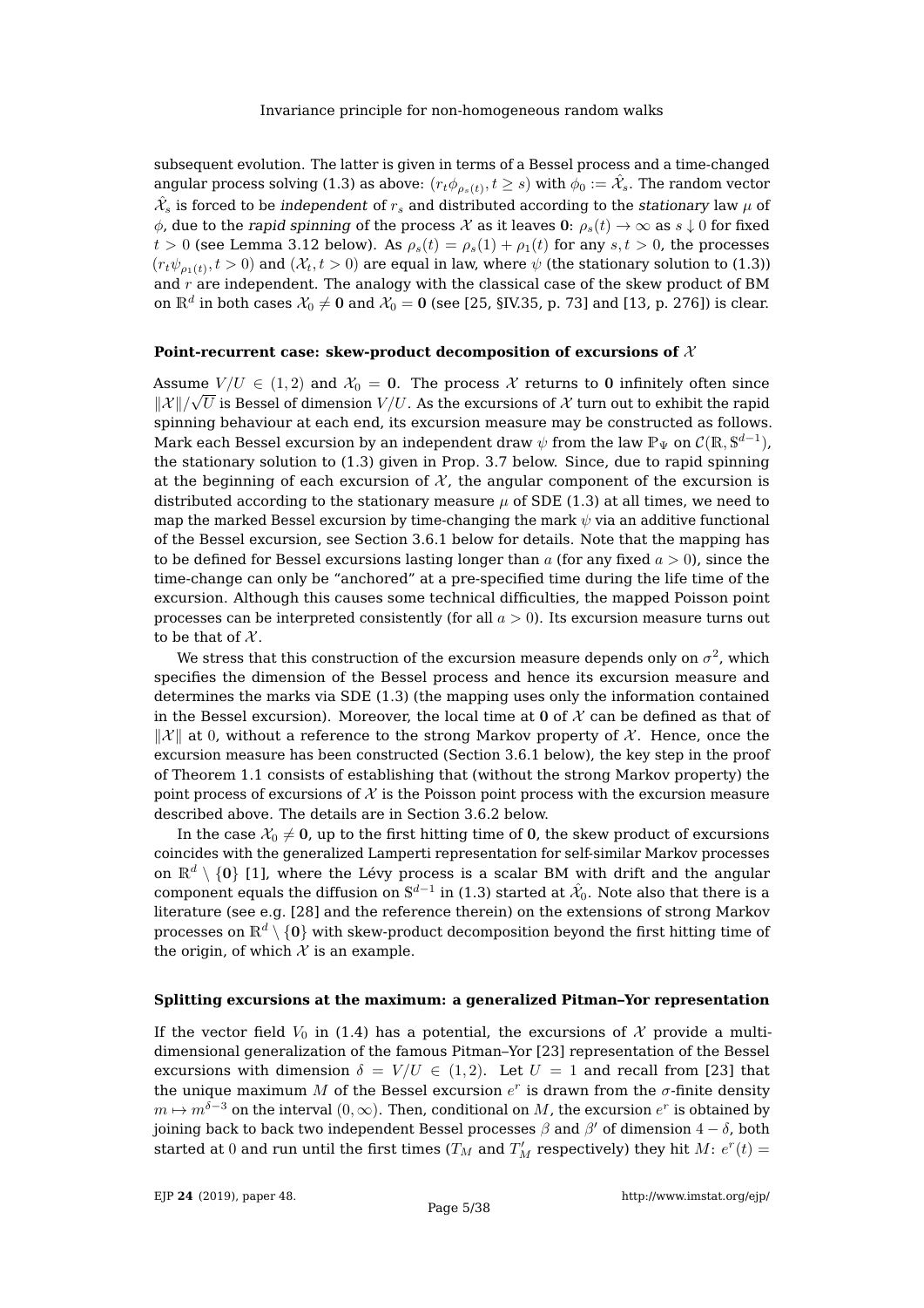subsequent evolution. The latter is given in terms of a Bessel process and a time-changed angular process solving (1.3) as above: $(r_t\phi_{\rho_s(t)}, t \geq s)$ with $\phi_0 := \hat{\mathcal{X}}_s$. The random vector $\hat{\mathcal{X}}_s$ is forced to be *independent* of $r_s$ and distributed according to the *stationary* law $\mu$ of $\phi$, due to the *rapid spinning* of the process $\mathcal{X}$ as it leaves $\mathbf{0}$: $\rho_s(t) \to \infty$ as $s \downarrow 0$ for fixed $t > 0$ (see Lemma 3.12 below). As $\rho_s(t) = \rho_s(1) + \rho_1(t)$ for any $s, t > 0$, the processes $(r_t\psi_{\rho_1(t)}, t > 0)$ and $(\mathcal{X}_t, t > 0)$ are equal in law, where $\psi$ (the stationary solution to (1.3)) and $r$ are independent. The analogy with the classical case of the skew product of BM on $\mathbb{R}^d$ in both cases $\mathcal{X}_0 \neq \mathbf{0}$ and $\mathcal{X}_0 = \mathbf{0}$ (see [25, §IV.35, p. 73] and [13, p. 276]) is clear.

#### Point-recurrent case: skew-product decomposition of excursions of $\mathcal{X}$

Assume $V/U \in (1, 2)$ and $\mathcal{X}_0 = \mathbf{0}$. The process $\mathcal{X}$ returns to $\mathbf{0}$ infinitely often since $\|\mathcal{X}\|/\sqrt{U}$ is Bessel of dimension $V/U$. As the excursions of $\mathcal{X}$ turn out to exhibit the rapid spinning behaviour at each end, its excursion measure may be constructed as follows. Mark each Bessel excursion by an independent draw $\psi$ from the law $\mathbb{P}_\Psi$ on $\mathcal{C}(\mathbb{R}, \mathbb{S}^{d-1})$, the stationary solution to (1.3) given in Prop. 3.7 below. Since, due to rapid spinning at the beginning of each excursion of $\mathcal{X}$, the angular component of the excursion is distributed according to the stationary measure $\mu$ of SDE (1.3) at all times, we need to map the marked Bessel excursion by time-changing the mark $\psi$ via an additive functional of the Bessel excursion, see Section 3.6.1 below for details. Note that the mapping has to be defined for Bessel excursions lasting longer than $a$ (for any fixed $a > 0$), since the time-change can only be "anchored" at a pre-specified time during the life time of the excursion. Although this causes some technical difficulties, the mapped Poisson point processes can be interpreted consistently (for all $a > 0$). Its excursion measure turns out to be that of $\mathcal{X}$.

We stress that this construction of the excursion measure depends only on $\sigma^2$, which specifies the dimension of the Bessel process and hence its excursion measure and determines the marks via SDE (1.3) (the mapping uses only the information contained in the Bessel excursion). Moreover, the local time at $\mathbf{0}$ of $\mathcal{X}$ can be defined as that of $\|\mathcal{X}\|$ at $0$, without a reference to the strong Markov property of $\mathcal{X}$. Hence, once the excursion measure has been constructed (Section 3.6.1 below), the key step in the proof of Theorem 1.1 consists of establishing that (without the strong Markov property) the point process of excursions of $\mathcal{X}$ is the Poisson point process with the excursion measure described above. The details are in Section 3.6.2 below.

In the case $\mathcal{X}_0 \neq \mathbf{0}$, up to the first hitting time of $\mathbf{0}$, the skew product of excursions coincides with the generalized Lamperti representation for self-similar Markov processes on $\mathbb{R}^d \setminus \{\mathbf{0}\}$ [1], where the Lévy process is a scalar BM with drift and the angular component equals the diffusion on $\mathbb{S}^{d-1}$ in (1.3) started at $\hat{\mathcal{X}}_0$. Note also that there is a literature (see e.g. [28] and the reference therein) on the extensions of strong Markov processes on $\mathbb{R}^d \setminus \{\mathbf{0}\}$ with skew-product decomposition beyond the first hitting time of the origin, of which $\mathcal{X}$ is an example.

#### Splitting excursions at the maximum: a generalized Pitman–Yor representation

If the vector field $V_0$ in (1.4) has a potential, the excursions of $\mathcal{X}$ provide a multi-dimensional generalization of the famous Pitman–Yor [23] representation of the Bessel excursions with dimension $\delta = V/U \in (1, 2)$. Let $U = 1$ and recall from [23] that the unique maximum $M$ of the Bessel excursion $e^r$ is drawn from the $\sigma$-finite density $m \mapsto m^{\delta-3}$ on the interval $(0, \infty)$. Then, conditional on $M$, the excursion $e^r$ is obtained by joining back to back two independent Bessel processes $\beta$ and $\beta'$ of dimension $4 - \delta$, both started at $0$ and run until the first times ($T_M$ and $T'_M$ respectively) they hit $M$: $e^r(t) =$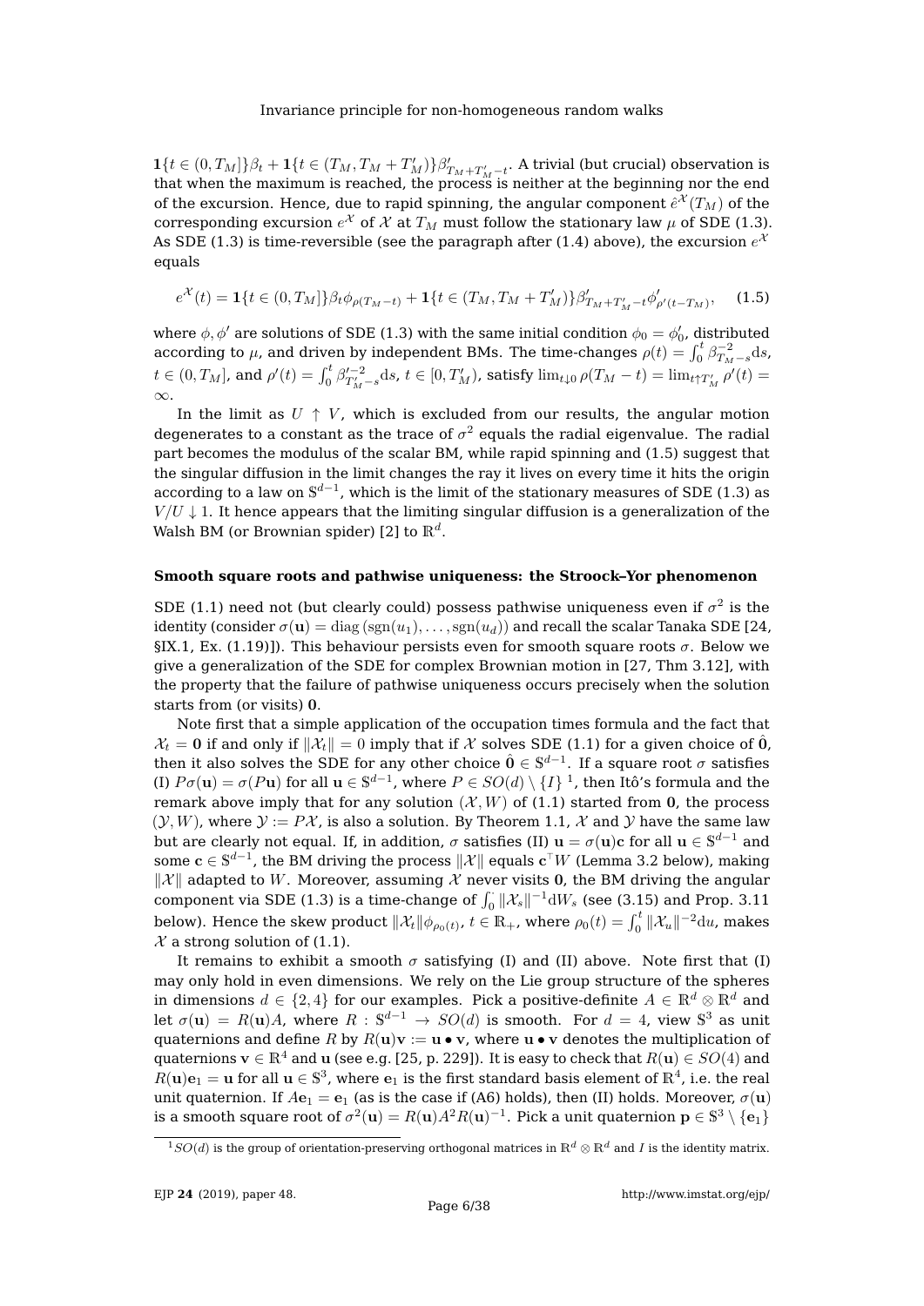$\mathbf{1}\{t \in (0, T_M]\}\beta_t + \mathbf{1}\{t \in (T_M, T_M + T'_M)\}\beta'_{T_M+T'_M-t}$. A trivial (but crucial) observation is that when the maximum is reached, the process is neither at the beginning nor the end of the excursion. Hence, due to rapid spinning, the angular component $\hat{e}^{\mathcal{X}}(T_M)$ of the corresponding excursion $e^{\mathcal{X}}$ of $\mathcal{X}$ at $T_M$ must follow the stationary law $\mu$ of SDE (1.3). As SDE (1.3) is time-reversible (see the paragraph after (1.4) above), the excursion $e^{\mathcal{X}}$ equals

$$e^{\mathcal{X}}(t) = \mathbf{1}\{t \in (0, T_M]\}\beta_t \phi_{\rho(T_M-t)} + \mathbf{1}\{t \in (T_M, T_M + T'_M)\}\beta'_{T_M+T'_M-t}\phi'_{\rho'(t-T_M)}, \qquad (1.5)$$

where $\phi, \phi'$ are solutions of SDE (1.3) with the same initial condition $\phi_0 = \phi'_0$, distributed according to $\mu$, and driven by independent BMs. The time-changes $\rho(t) = \int_0^t \beta_{T_M-s}^{-2}\mathrm{d}s$, $t \in (0, T_M]$, and $\rho'(t) = \int_0^t \beta'^{-2}_{T'_M-s}\mathrm{d}s$, $t \in [0, T'_M)$, satisfy $\lim_{t\downarrow 0}\rho(T_M - t) = \lim_{t\uparrow T'_M}\rho'(t) = \infty$.

In the limit as $U \uparrow V$, which is excluded from our results, the angular motion degenerates to a constant as the trace of $\sigma^2$ equals the radial eigenvalue. The radial part becomes the modulus of the scalar BM, while rapid spinning and (1.5) suggest that the singular diffusion in the limit changes the ray it lives on every time it hits the origin according to a law on $\mathbb{S}^{d-1}$, which is the limit of the stationary measures of SDE (1.3) as $V/U \downarrow 1$. It hence appears that the limiting singular diffusion is a generalization of the Walsh BM (or Brownian spider) [2] to $\mathbb{R}^d$.

**Smooth square roots and pathwise uniqueness: the Stroock–Yor phenomenon**

SDE (1.1) need not (but clearly could) possess pathwise uniqueness even if $\sigma^2$ is the identity (consider $\sigma(\mathbf{u}) = \mathrm{diag}\,(\mathrm{sgn}(u_1), \ldots, \mathrm{sgn}(u_d))$ and recall the scalar Tanaka SDE [24, §IX.1, Ex. (1.19)]). This behaviour persists even for smooth square roots $\sigma$. Below we give a generalization of the SDE for complex Brownian motion in [27, Thm 3.12], with the property that the failure of pathwise uniqueness occurs precisely when the solution starts from (or visits) $\mathbf{0}$.

Note first that a simple application of the occupation times formula and the fact that $\mathcal{X}_t = \mathbf{0}$ if and only if $\|\mathcal{X}_t\| = 0$ imply that if $\mathcal{X}$ solves SDE (1.1) for a given choice of $\hat{\mathbf{0}}$, then it also solves the SDE for any other choice $\hat{\mathbf{0}} \in \mathbb{S}^{d-1}$. If a square root $\sigma$ satisfies (I) $P\sigma(\mathbf{u}) = \sigma(P\mathbf{u})$ for all $\mathbf{u} \in \mathbb{S}^{d-1}$, where $P \in SO(d) \setminus \{I\}$ [1], then Itô's formula and the remark above imply that for any solution $(\mathcal{X}, W)$ of (1.1) started from $\mathbf{0}$, the process $(\mathcal{Y}, W)$, where $\mathcal{Y} := P\mathcal{X}$, is also a solution. By Theorem 1.1, $\mathcal{X}$ and $\mathcal{Y}$ have the same law but are clearly not equal. If, in addition, $\sigma$ satisfies (II) $\mathbf{u} = \sigma(\mathbf{u})\mathbf{c}$ for all $\mathbf{u} \in \mathbb{S}^{d-1}$ and some $\mathbf{c} \in \mathbb{S}^{d-1}$, the BM driving the process $\|\mathcal{X}\|$ equals $\mathbf{c}^\top W$ (Lemma 3.2 below), making $\|\mathcal{X}\|$ adapted to $W$. Moreover, assuming $\mathcal{X}$ never visits $\mathbf{0}$, the BM driving the angular component via SDE (1.3) is a time-change of $\int_0^\cdot \|\mathcal{X}_s\|^{-1}\mathrm{d}W_s$ (see (3.15) and Prop. 3.11 below). Hence the skew product $\|\mathcal{X}_t\|\phi_{\rho_0(t)}$, $t \in \mathbb{R}_+$, where $\rho_0(t) = \int_0^t \|\mathcal{X}_u\|^{-2}\mathrm{d}u$, makes $\mathcal{X}$ a strong solution of (1.1).

It remains to exhibit a smooth $\sigma$ satisfying (I) and (II) above. Note first that (I) may only hold in even dimensions. We rely on the Lie group structure of the spheres in dimensions $d \in \{2, 4\}$ for our examples. Pick a positive-definite $A \in \mathbb{R}^d \otimes \mathbb{R}^d$ and let $\sigma(\mathbf{u}) = R(\mathbf{u})A$, where $R : \mathbb{S}^{d-1} \to SO(d)$ is smooth. For $d = 4$, view $\mathbb{S}^3$ as unit quaternions and define $R$ by $R(\mathbf{u})\mathbf{v} := \mathbf{u} \bullet \mathbf{v}$, where $\mathbf{u} \bullet \mathbf{v}$ denotes the multiplication of quaternions $\mathbf{v} \in \mathbb{R}^4$ and $\mathbf{u}$ (see e.g. [25, p. 229]). It is easy to check that $R(\mathbf{u}) \in SO(4)$ and $R(\mathbf{u})\mathbf{e}_1 = \mathbf{u}$ for all $\mathbf{u} \in \mathbb{S}^3$, where $\mathbf{e}_1$ is the first standard basis element of $\mathbb{R}^4$, i.e. the real unit quaternion. If $A\mathbf{e}_1 = \mathbf{e}_1$ (as is the case if (A6) holds), then (II) holds. Moreover, $\sigma(\mathbf{u})$ is a smooth square root of $\sigma^2(\mathbf{u}) = R(\mathbf{u})A^2R(\mathbf{u})^{-1}$. Pick a unit quaternion $\mathbf{p} \in \mathbb{S}^3 \setminus \{\mathbf{e}_1\}$

[1] $SO(d)$ is the group of orientation-preserving orthogonal matrices in $\mathbb{R}^d \otimes \mathbb{R}^d$ and $I$ is the identity matrix.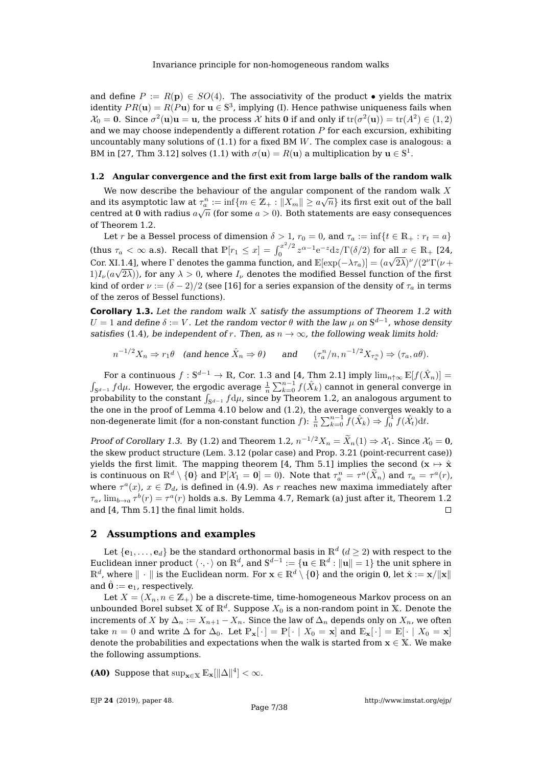and define $P := R(\mathbf{p}) \in SO(4)$. The associativity of the product $\bullet$ yields the matrix identity $PR(\mathbf{u}) = R(P\mathbf{u})$ for $\mathbf{u} \in \mathbb{S}^3$, implying (I). Hence pathwise uniqueness fails when $\mathcal{X}_0 = \mathbf{0}$. Since $\sigma^2(\mathbf{u})\mathbf{u} = \mathbf{u}$, the process $\mathcal{X}$ hits $\mathbf{0}$ if and only if $\operatorname{tr}(\sigma^2(\mathbf{u})) = \operatorname{tr}(A^2) \in (1,2)$ and we may choose independently a different rotation $P$ for each excursion, exhibiting uncountably many solutions of (1.1) for a fixed BM $W$. The complex case is analogous: a BM in [27, Thm 3.12] solves (1.1) with $\sigma(\mathbf{u}) = R(\mathbf{u})$ a multiplication by $\mathbf{u} \in \mathbb{S}^1$.

### 1.2 Angular convergence and the first exit from large balls of the random walk

We now describe the behaviour of the angular component of the random walk $X$ and its asymptotic law at $\tau_a^n := \inf\{m \in \mathbb{Z}_+ : \|X_m\| \geq a\sqrt{n}\}$ its first exit out of the ball centred at $\mathbf{0}$ with radius $a\sqrt{n}$ (for some $a > 0$). Both statements are easy consequences of Theorem 1.2.

Let $r$ be a Bessel process of dimension $\delta > 1$, $r_0 = 0$, and $\tau_a := \inf\{t \in \mathbb{R}_+ : r_t = a\}$ (thus $\tau_a < \infty$ a.s). Recall that $\mathbb{P}[r_1 \leq x] = \int_0^{x^2/2} z^{\alpha-1}\mathrm{e}^{-z}\mathrm{d}z/\Gamma(\delta/2)$ for all $x \in \mathbb{R}_+$ [24, Cor. XI.1.4], where $\Gamma$ denotes the gamma function, and $\mathbb{E}[\exp(-\lambda\tau_a)] = (a\sqrt{2\lambda})^\nu/(2^\nu\Gamma(\nu+1)I_\nu(a\sqrt{2\lambda}))$, for any $\lambda > 0$, where $I_\nu$ denotes the modified Bessel function of the first kind of order $\nu := (\delta-2)/2$ (see [16] for a series expansion of the density of $\tau_a$ in terms of the zeros of Bessel functions).

**Corollary 1.3.** *Let the random walk $X$ satisfy the assumptions of Theorem 1.2 with $U = 1$ and define $\delta := V$. Let the random vector $\theta$ with the law $\mu$ on $\mathbb{S}^{d-1}$, whose density satisfies* (1.4)*, be independent of $r$. Then, as $n \to \infty$, the following weak limits hold:*

$$n^{-1/2}X_n \Rightarrow r_1\theta \quad \text{(and hence } \hat{X}_n \Rightarrow \theta) \qquad \text{and} \qquad (\tau_a^n/n, n^{-1/2}X_{\tau_a^n}) \Rightarrow (\tau_a, a\theta).$$

For a continuous $f : \mathbb{S}^{d-1} \to \mathbb{R}$, Cor. 1.3 and [4, Thm 2.1] imply $\lim_{n\uparrow\infty} \mathbb{E}[f(\hat{X}_n)] = \int_{\mathbb{S}^{d-1}} f\mathrm{d}\mu$. However, the ergodic average $\frac{1}{n}\sum_{k=0}^{n-1} f(\hat{X}_k)$ cannot in general converge in probability to the constant $\int_{\mathbb{S}^{d-1}} f\mathrm{d}\mu$, since by Theorem 1.2, an analogous argument to the one in the proof of Lemma 4.10 below and (1.2), the average converges weakly to a non-degenerate limit (for a non-constant function $f$): $\frac{1}{n}\sum_{k=0}^{n-1} f(\hat{X}_k) \Rightarrow \int_0^1 f(\hat{\mathcal{X}}_t)\mathrm{d}t$.

*Proof of Corollary 1.3.* By (1.2) and Theorem 1.2, $n^{-1/2}X_n = \widetilde{X}_n(1) \Rightarrow \mathcal{X}_1$. Since $\mathcal{X}_0 = \mathbf{0}$, the skew product structure (Lem. 3.12 (polar case) and Prop. 3.21 (point-recurrent case)) yields the first limit. The mapping theorem [4, Thm 5.1] implies the second ($\mathbf{x} \mapsto \hat{\mathbf{x}}$ is continuous on $\mathbb{R}^d \setminus \{\mathbf{0}\}$ and $\mathbb{P}[\mathcal{X}_1 = \mathbf{0}] = 0$). Note that $\tau_a^n = \tau^a(\widetilde{X}_n)$ and $\tau_a = \tau^a(r)$, where $\tau^a(x)$, $x \in \mathcal{D}_d$, is defined in (4.9). As $r$ reaches new maxima immediately after $\tau_a$, $\lim_{b\to a}\tau^b(r) = \tau^a(r)$ holds a.s. By Lemma 4.7, Remark (a) just after it, Theorem 1.2 and [4, Thm 5.1] the final limit holds. $\square$

## 2 Assumptions and examples

Let $\{\mathbf{e}_1, \ldots, \mathbf{e}_d\}$ be the standard orthonormal basis in $\mathbb{R}^d$ ($d \geq 2$) with respect to the Euclidean inner product $\langle\cdot,\cdot\rangle$ on $\mathbb{R}^d$, and $\mathbb{S}^{d-1} := \{\mathbf{u} \in \mathbb{R}^d : \|\mathbf{u}\| = 1\}$ the unit sphere in $\mathbb{R}^d$, where $\|\cdot\|$ is the Euclidean norm. For $\mathbf{x} \in \mathbb{R}^d \setminus \{\mathbf{0}\}$ and the origin $\mathbf{0}$, let $\hat{\mathbf{x}} := \mathbf{x}/\|\mathbf{x}\|$ and $\hat{\mathbf{0}} := \mathbf{e}_1$, respectively.

Let $X = (X_n, n \in \mathbb{Z}_+)$ be a discrete-time, time-homogeneous Markov process on an unbounded Borel subset $\mathbb{X}$ of $\mathbb{R}^d$. Suppose $X_0$ is a non-random point in $\mathbb{X}$. Denote the increments of $X$ by $\Delta_n := X_{n+1} - X_n$. Since the law of $\Delta_n$ depends only on $X_n$, we often take $n = 0$ and write $\Delta$ for $\Delta_0$. Let $\mathbb{P}_\mathbf{x}[\,\cdot\,] = \mathbb{P}[\,\cdot \mid X_0 = \mathbf{x}]$ and $\mathbb{E}_\mathbf{x}[\,\cdot\,] = \mathbb{E}[\,\cdot \mid X_0 = \mathbf{x}]$ denote the probabilities and expectations when the walk is started from $\mathbf{x} \in \mathbb{X}$. We make the following assumptions.

**(A0)** Suppose that $\sup_{\mathbf{x}\in\mathbb{X}} \mathbb{E}_\mathbf{x}[\|\Delta\|^4] < \infty$.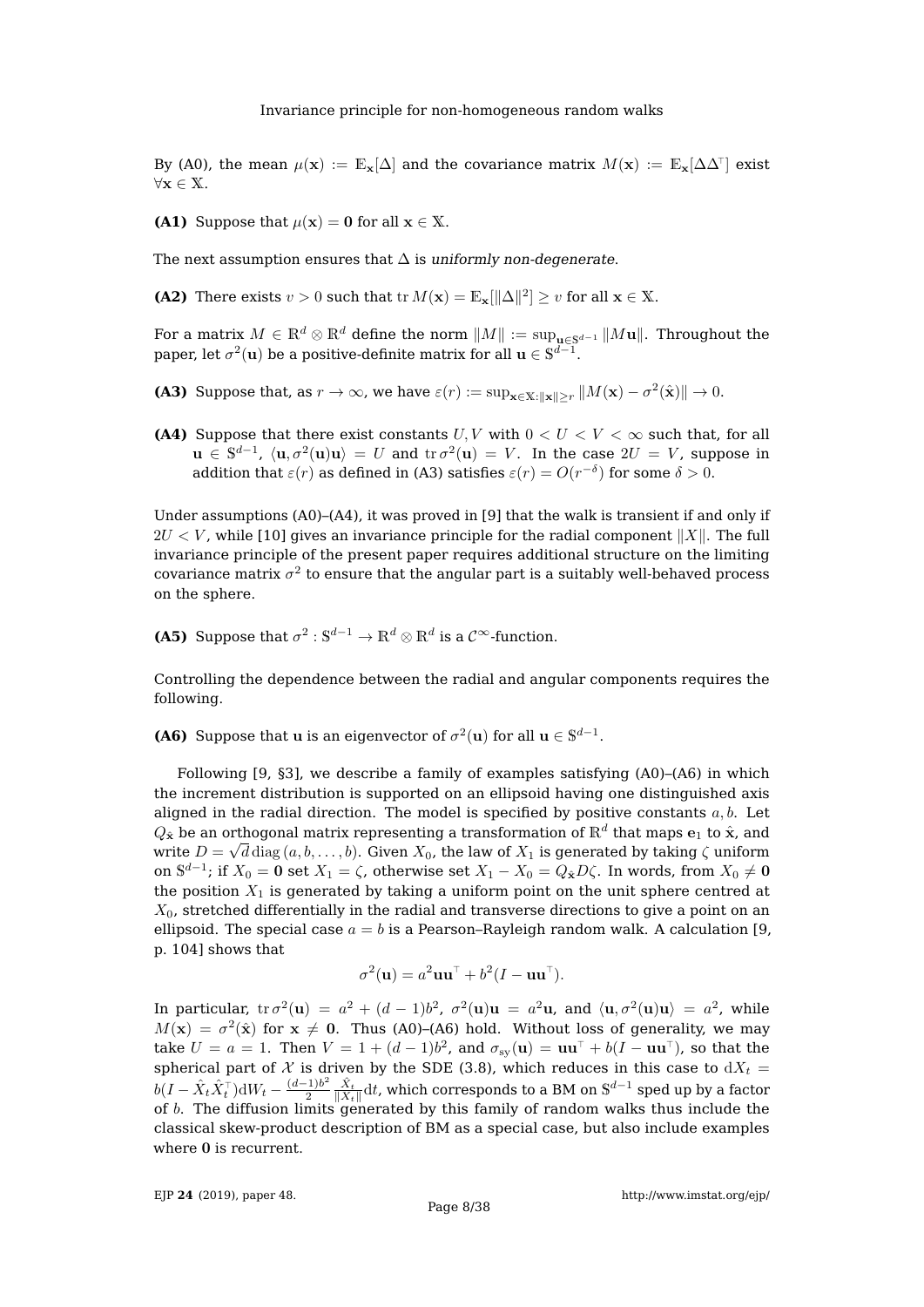By (A0), the mean $\mu(\mathbf{x}) := \mathbb{E}_{\mathbf{x}}[\Delta]$ and the covariance matrix $M(\mathbf{x}) := \mathbb{E}_{\mathbf{x}}[\Delta\Delta^\top]$ exist $\forall \mathbf{x} \in \mathbb{X}$.

**(A1)** Suppose that $\mu(\mathbf{x}) = \mathbf{0}$ for all $\mathbf{x} \in \mathbb{X}$.

The next assumption ensures that $\Delta$ is *uniformly non-degenerate*.

**(A2)** There exists $v > 0$ such that $\operatorname{tr} M(\mathbf{x}) = \mathbb{E}_{\mathbf{x}}[\|\Delta\|^2] \geq v$ for all $\mathbf{x} \in \mathbb{X}$.

For a matrix $M \in \mathbb{R}^d \otimes \mathbb{R}^d$ define the norm $\|M\| := \sup_{\mathbf{u} \in \mathbb{S}^{d-1}} \|M\mathbf{u}\|$. Throughout the paper, let $\sigma^2(\mathbf{u})$ be a positive-definite matrix for all $\mathbf{u} \in \mathbb{S}^{d-1}$.

**(A3)** Suppose that, as $r \to \infty$, we have $\varepsilon(r) := \sup_{\mathbf{x} \in \mathbb{X}: \|\mathbf{x}\| \geq r} \|M(\mathbf{x}) - \sigma^2(\hat{\mathbf{x}})\| \to 0$.

**(A4)** Suppose that there exist constants $U, V$ with $0 < U < V < \infty$ such that, for all $\mathbf{u} \in \mathbb{S}^{d-1}$, $\langle \mathbf{u}, \sigma^2(\mathbf{u})\mathbf{u} \rangle = U$ and $\operatorname{tr} \sigma^2(\mathbf{u}) = V$. In the case $2U = V$, suppose in addition that $\varepsilon(r)$ as defined in (A3) satisfies $\varepsilon(r) = O(r^{-\delta})$ for some $\delta > 0$.

Under assumptions (A0)–(A4), it was proved in [9] that the walk is transient if and only if $2U < V$, while [10] gives an invariance principle for the radial component $\|X\|$. The full invariance principle of the present paper requires additional structure on the limiting covariance matrix $\sigma^2$ to ensure that the angular part is a suitably well-behaved process on the sphere.

**(A5)** Suppose that $\sigma^2 : \mathbb{S}^{d-1} \to \mathbb{R}^d \otimes \mathbb{R}^d$ is a $\mathcal{C}^\infty$-function.

Controlling the dependence between the radial and angular components requires the following.

**(A6)** Suppose that $\mathbf{u}$ is an eigenvector of $\sigma^2(\mathbf{u})$ for all $\mathbf{u} \in \mathbb{S}^{d-1}$.

Following [9, §3], we describe a family of examples satisfying (A0)–(A6) in which the increment distribution is supported on an ellipsoid having one distinguished axis aligned in the radial direction. The model is specified by positive constants $a, b$. Let $Q_{\hat{\mathbf{x}}}$ be an orthogonal matrix representing a transformation of $\mathbb{R}^d$ that maps $\mathbf{e}_1$ to $\hat{\mathbf{x}}$, and write $D = \sqrt{d} \operatorname{diag}(a, b, \ldots, b)$. Given $X_0$, the law of $X_1$ is generated by taking $\zeta$ uniform on $\mathbb{S}^{d-1}$; if $X_0 = \mathbf{0}$ set $X_1 = \zeta$, otherwise set $X_1 - X_0 = Q_{\hat{\mathbf{x}}} D\zeta$. In words, from $X_0 \neq \mathbf{0}$ the position $X_1$ is generated by taking a uniform point on the unit sphere centred at $X_0$, stretched differentially in the radial and transverse directions to give a point on an ellipsoid. The special case $a = b$ is a Pearson–Rayleigh random walk. A calculation [9, p. 104] shows that

$$\sigma^2(\mathbf{u}) = a^2 \mathbf{u}\mathbf{u}^\top + b^2(I - \mathbf{u}\mathbf{u}^\top).$$

In particular, $\operatorname{tr} \sigma^2(\mathbf{u}) = a^2 + (d-1)b^2$, $\sigma^2(\mathbf{u})\mathbf{u} = a^2\mathbf{u}$, and $\langle \mathbf{u}, \sigma^2(\mathbf{u})\mathbf{u} \rangle = a^2$, while $M(\mathbf{x}) = \sigma^2(\hat{\mathbf{x}})$ for $\mathbf{x} \neq \mathbf{0}$. Thus (A0)–(A6) hold. Without loss of generality, we may take $U = a = 1$. Then $V = 1 + (d-1)b^2$, and $\sigma_{\text{sy}}(\mathbf{u}) = \mathbf{u}\mathbf{u}^\top + b(I - \mathbf{u}\mathbf{u}^\top)$, so that the spherical part of $\mathcal{X}$ is driven by the SDE (3.8), which reduces in this case to $\mathrm{d}X_t = b(I - \hat{X}_t\hat{X}_t^\top)\mathrm{d}W_t - \frac{(d-1)b^2}{2} \frac{\hat{X}_t}{\|X_t\|}\mathrm{d}t$, which corresponds to a BM on $\mathbb{S}^{d-1}$ sped up by a factor of $b$. The diffusion limits generated by this family of random walks thus include the classical skew-product description of BM as a special case, but also include examples where $\mathbf{0}$ is recurrent.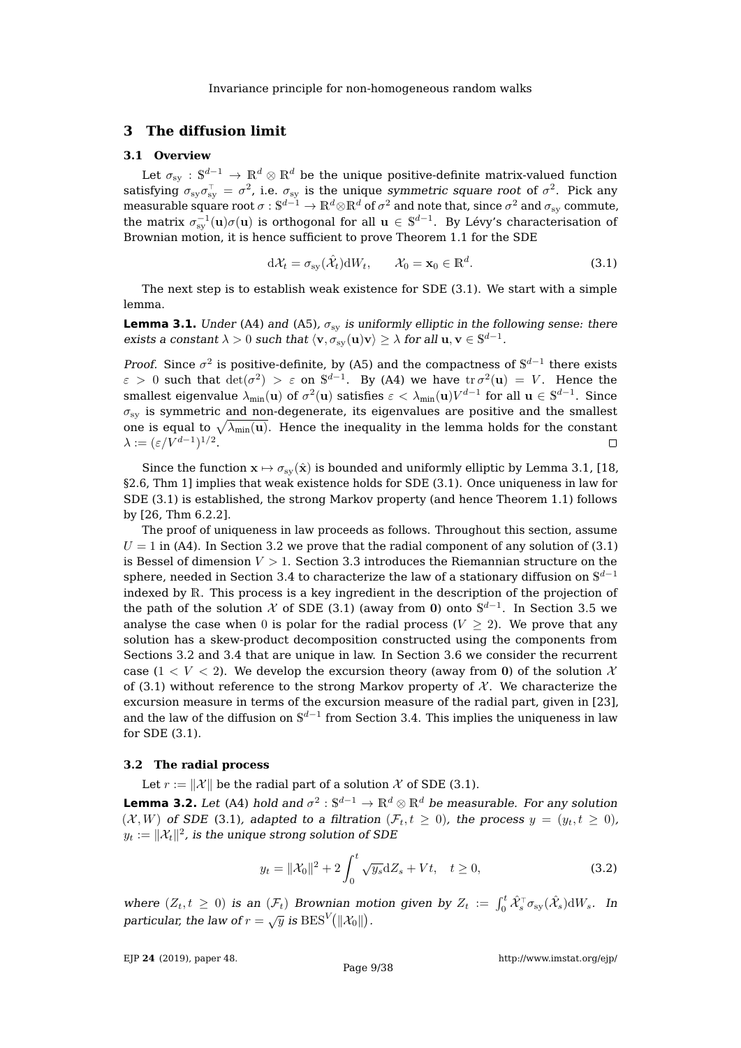## 3 The diffusion limit

### 3.1 Overview

Let $\sigma_{\text{sy}} : \mathbb{S}^{d-1} \to \mathbb{R}^d \otimes \mathbb{R}^d$ be the unique positive-definite matrix-valued function satisfying $\sigma_{\text{sy}}\sigma_{\text{sy}}^\top = \sigma^2$, i.e. $\sigma_{\text{sy}}$ is the unique *symmetric square root* of $\sigma^2$. Pick any measurable square root $\sigma : \mathbb{S}^{d-1} \to \mathbb{R}^d \otimes \mathbb{R}^d$ of $\sigma^2$ and note that, since $\sigma^2$ and $\sigma_{\text{sy}}$ commute, the matrix $\sigma_{\text{sy}}^{-1}(\mathbf{u})\sigma(\mathbf{u})$ is orthogonal for all $\mathbf{u} \in \mathbb{S}^{d-1}$. By Lévy's characterisation of Brownian motion, it is hence sufficient to prove Theorem 1.1 for the SDE

$$\mathrm{d}\mathcal{X}_t = \sigma_{\text{sy}}(\hat{\mathcal{X}}_t)\mathrm{d}W_t, \qquad \mathcal{X}_0 = \mathbf{x}_0 \in \mathbb{R}^d. \tag{3.1}$$

The next step is to establish weak existence for SDE (3.1). We start with a simple lemma.

**Lemma 3.1.** *Under* (A4) *and* (A5)*, $\sigma_{\text{sy}}$ is uniformly elliptic in the following sense: there exists a constant $\lambda > 0$ such that $\langle \mathbf{v}, \sigma_{\text{sy}}(\mathbf{u})\mathbf{v}\rangle \geq \lambda$ for all $\mathbf{u}, \mathbf{v} \in \mathbb{S}^{d-1}$.*

*Proof.* Since $\sigma^2$ is positive-definite, by (A5) and the compactness of $\mathbb{S}^{d-1}$ there exists $\varepsilon > 0$ such that $\det(\sigma^2) > \varepsilon$ on $\mathbb{S}^{d-1}$. By (A4) we have $\operatorname{tr}\sigma^2(\mathbf{u}) = V$. Hence the smallest eigenvalue $\lambda_{\min}(\mathbf{u})$ of $\sigma^2(\mathbf{u})$ satisfies $\varepsilon < \lambda_{\min}(\mathbf{u})V^{d-1}$ for all $\mathbf{u} \in \mathbb{S}^{d-1}$. Since $\sigma_{\text{sy}}$ is symmetric and non-degenerate, its eigenvalues are positive and the smallest one is equal to $\sqrt{\lambda_{\min}(\mathbf{u})}$. Hence the inequality in the lemma holds for the constant $\lambda := (\varepsilon/V^{d-1})^{1/2}$. □

Since the function $\mathbf{x} \mapsto \sigma_{\text{sy}}(\hat{\mathbf{x}})$ is bounded and uniformly elliptic by Lemma 3.1, [18, §2.6, Thm 1] implies that weak existence holds for SDE (3.1). Once uniqueness in law for SDE (3.1) is established, the strong Markov property (and hence Theorem 1.1) follows by [26, Thm 6.2.2].

The proof of uniqueness in law proceeds as follows. Throughout this section, assume $U = 1$ in (A4). In Section 3.2 we prove that the radial component of any solution of (3.1) is Bessel of dimension $V > 1$. Section 3.3 introduces the Riemannian structure on the sphere, needed in Section 3.4 to characterize the law of a stationary diffusion on $\mathbb{S}^{d-1}$ indexed by $\mathbb{R}$. This process is a key ingredient in the description of the projection of the path of the solution $\mathcal{X}$ of SDE (3.1) (away from $\mathbf{0}$) onto $\mathbb{S}^{d-1}$. In Section 3.5 we analyse the case when 0 is polar for the radial process ($V \geq 2$). We prove that any solution has a skew-product decomposition constructed using the components from Sections 3.2 and 3.4 that are unique in law. In Section 3.6 we consider the recurrent case ($1 < V < 2$). We develop the excursion theory (away from $\mathbf{0}$) of the solution $\mathcal{X}$ of (3.1) without reference to the strong Markov property of $\mathcal{X}$. We characterize the excursion measure in terms of the excursion measure of the radial part, given in [23], and the law of the diffusion on $\mathbb{S}^{d-1}$ from Section 3.4. This implies the uniqueness in law for SDE (3.1).

### 3.2 The radial process

Let $r := \|\mathcal{X}\|$ be the radial part of a solution $\mathcal{X}$ of SDE (3.1).

**Lemma 3.2.** *Let* (A4) *hold and $\sigma^2 : \mathbb{S}^{d-1} \to \mathbb{R}^d \otimes \mathbb{R}^d$ be measurable. For any solution $(\mathcal{X}, W)$ of SDE* (3.1)*, adapted to a filtration $(\mathcal{F}_t, t \geq 0)$, the process $y = (y_t, t \geq 0)$, $y_t := \|\mathcal{X}_t\|^2$, is the unique strong solution of SDE*

$$y_t = \|\mathcal{X}_0\|^2 + 2\int_0^t \sqrt{y_s}\mathrm{d}Z_s + Vt, \quad t \geq 0, \tag{3.2}$$

*where $(Z_t, t \geq 0)$ is an $(\mathcal{F}_t)$ Brownian motion given by $Z_t := \int_0^t \hat{\mathcal{X}}_s^\top \sigma_{\text{sy}}(\hat{\mathcal{X}}_s)\mathrm{d}W_s$. In particular, the law of $r = \sqrt{y}$ is $\mathrm{BES}^V(\|\mathcal{X}_0\|)$.*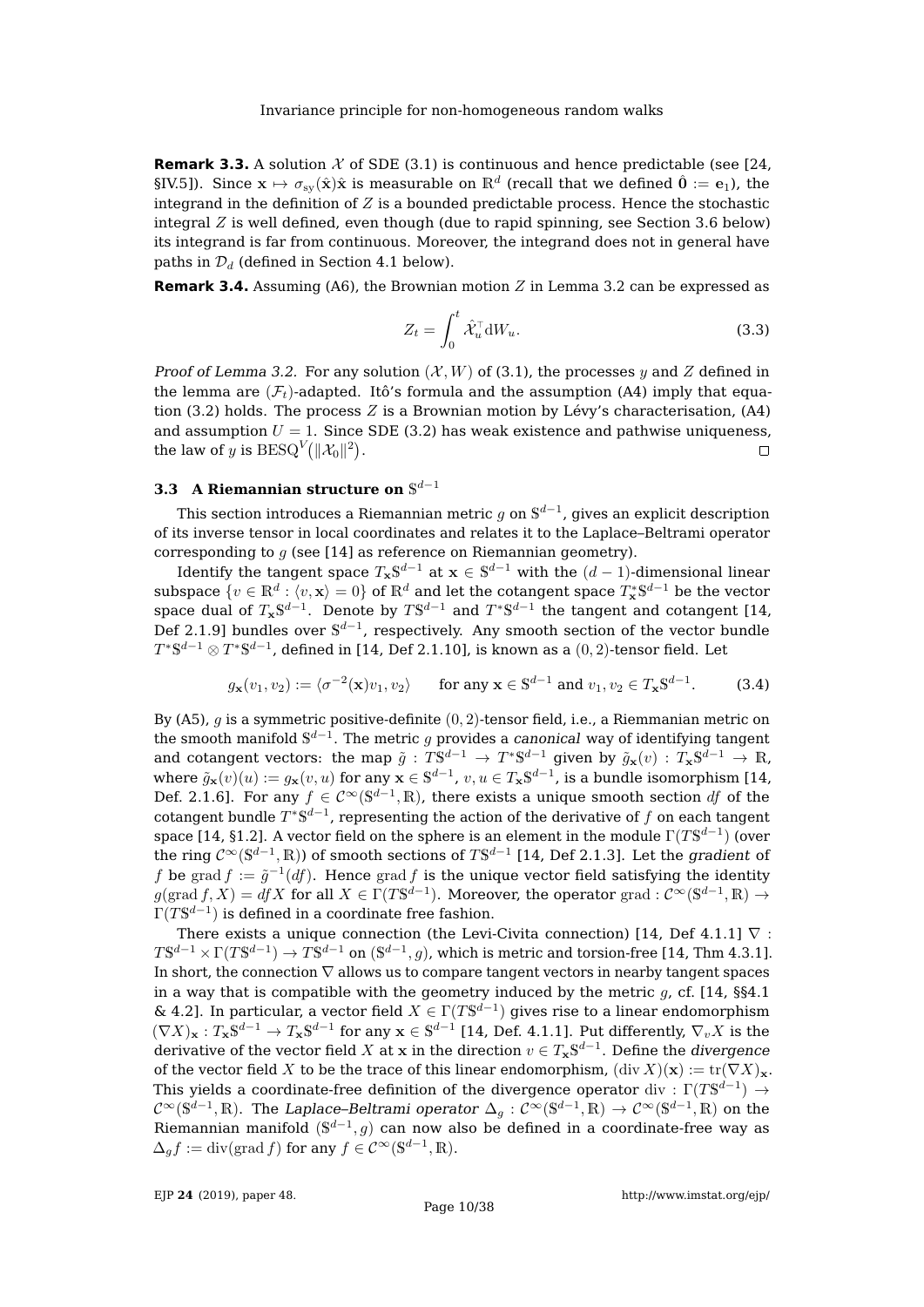**Remark 3.3.** A solution $\mathcal{X}$ of SDE (3.1) is continuous and hence predictable (see [24, §IV.5]). Since $\mathbf{x} \mapsto \sigma_{\text{sy}}(\hat{\mathbf{x}})\hat{\mathbf{x}}$ is measurable on $\mathbb{R}^d$ (recall that we defined $\hat{\mathbf{0}} := \mathbf{e}_1$), the integrand in the definition of $Z$ is a bounded predictable process. Hence the stochastic integral $Z$ is well defined, even though (due to rapid spinning, see Section 3.6 below) its integrand is far from continuous. Moreover, the integrand does not in general have paths in $\mathcal{D}_d$ (defined in Section 4.1 below).

**Remark 3.4.** Assuming (A6), the Brownian motion $Z$ in Lemma 3.2 can be expressed as

$$Z_t = \int_0^t \hat{\mathcal{X}}_u^\top \mathrm{d}W_u. \tag{3.3}$$

*Proof of Lemma 3.2.* For any solution $(\mathcal{X}, W)$ of (3.1), the processes $y$ and $Z$ defined in the lemma are $(\mathcal{F}_t)$-adapted. Itô's formula and the assumption (A4) imply that equation (3.2) holds. The process $Z$ is a Brownian motion by Lévy's characterisation, (A4) and assumption $U = 1$. Since SDE (3.2) has weak existence and pathwise uniqueness, the law of $y$ is $\text{BESQ}^V(\|\mathcal{X}_0\|^2)$. $\square$

### 3.3 A Riemannian structure on $\mathbb{S}^{d-1}$

This section introduces a Riemannian metric $g$ on $\mathbb{S}^{d-1}$, gives an explicit description of its inverse tensor in local coordinates and relates it to the Laplace–Beltrami operator corresponding to $g$ (see [14] as reference on Riemannian geometry).

Identify the tangent space $T_{\mathbf{x}}\mathbb{S}^{d-1}$ at $\mathbf{x} \in \mathbb{S}^{d-1}$ with the $(d-1)$-dimensional linear subspace $\{v \in \mathbb{R}^d : \langle v, \mathbf{x}\rangle = 0\}$ of $\mathbb{R}^d$ and let the cotangent space $T^*_{\mathbf{x}}\mathbb{S}^{d-1}$ be the vector space dual of $T_{\mathbf{x}}\mathbb{S}^{d-1}$. Denote by $T\mathbb{S}^{d-1}$ and $T^*\mathbb{S}^{d-1}$ the tangent and cotangent [14, Def 2.1.9] bundles over $\mathbb{S}^{d-1}$, respectively. Any smooth section of the vector bundle $T^*\mathbb{S}^{d-1} \otimes T^*\mathbb{S}^{d-1}$, defined in [14, Def 2.1.10], is known as a $(0, 2)$-tensor field. Let

$$g_{\mathbf{x}}(v_1, v_2) := \langle \sigma^{-2}(\mathbf{x})v_1, v_2\rangle \qquad \text{for any } \mathbf{x} \in \mathbb{S}^{d-1} \text{ and } v_1, v_2 \in T_{\mathbf{x}}\mathbb{S}^{d-1}. \tag{3.4}$$

By (A5), $g$ is a symmetric positive-definite $(0, 2)$-tensor field, i.e., a Riemmanian metric on the smooth manifold $\mathbb{S}^{d-1}$. The metric $g$ provides a *canonical* way of identifying tangent and cotangent vectors: the map $\tilde{g} : T\mathbb{S}^{d-1} \to T^*\mathbb{S}^{d-1}$ given by $\tilde{g}_{\mathbf{x}}(v) : T_{\mathbf{x}}\mathbb{S}^{d-1} \to \mathbb{R}$, where $\tilde{g}_{\mathbf{x}}(v)(u) := g_{\mathbf{x}}(v, u)$ for any $\mathbf{x} \in \mathbb{S}^{d-1}$, $v, u \in T_{\mathbf{x}}\mathbb{S}^{d-1}$, is a bundle isomorphism [14, Def. 2.1.6]. For any $f \in \mathcal{C}^\infty(\mathbb{S}^{d-1}, \mathbb{R})$, there exists a unique smooth section $df$ of the cotangent bundle $T^*\mathbb{S}^{d-1}$, representing the action of the derivative of $f$ on each tangent space [14, §1.2]. A vector field on the sphere is an element in the module $\Gamma(T\mathbb{S}^{d-1})$ (over the ring $\mathcal{C}^\infty(\mathbb{S}^{d-1}, \mathbb{R})$) of smooth sections of $T\mathbb{S}^{d-1}$ [14, Def 2.1.3]. Let the *gradient* of $f$ be $\operatorname{grad} f := \tilde{g}^{-1}(df)$. Hence $\operatorname{grad} f$ is the unique vector field satisfying the identity $g(\operatorname{grad} f, X) = dfX$ for all $X \in \Gamma(T\mathbb{S}^{d-1})$. Moreover, the operator $\operatorname{grad} : \mathcal{C}^\infty(\mathbb{S}^{d-1}, \mathbb{R}) \to \Gamma(T\mathbb{S}^{d-1})$ is defined in a coordinate free fashion.

There exists a unique connection (the Levi-Civita connection) [14, Def 4.1.1] $\nabla : T\mathbb{S}^{d-1} \times \Gamma(T\mathbb{S}^{d-1}) \to T\mathbb{S}^{d-1}$ on $(\mathbb{S}^{d-1}, g)$, which is metric and torsion-free [14, Thm 4.3.1]. In short, the connection $\nabla$ allows us to compare tangent vectors in nearby tangent spaces in a way that is compatible with the geometry induced by the metric $g$, cf. [14, §§4.1 & 4.2]. In particular, a vector field $X \in \Gamma(T\mathbb{S}^{d-1})$ gives rise to a linear endomorphism $(\nabla X)_{\mathbf{x}} : T_{\mathbf{x}}\mathbb{S}^{d-1} \to T_{\mathbf{x}}\mathbb{S}^{d-1}$ for any $\mathbf{x} \in \mathbb{S}^{d-1}$ [14, Def. 4.1.1]. Put differently, $\nabla_v X$ is the derivative of the vector field $X$ at $\mathbf{x}$ in the direction $v \in T_{\mathbf{x}}\mathbb{S}^{d-1}$. Define the *divergence* of the vector field $X$ to be the trace of this linear endomorphism, $(\operatorname{div} X)(\mathbf{x}) := \operatorname{tr}(\nabla X)_{\mathbf{x}}$. This yields a coordinate-free definition of the divergence operator $\operatorname{div} : \Gamma(T\mathbb{S}^{d-1}) \to \mathcal{C}^\infty(\mathbb{S}^{d-1}, \mathbb{R})$. The *Laplace–Beltrami operator* $\Delta_g : \mathcal{C}^\infty(\mathbb{S}^{d-1}, \mathbb{R}) \to \mathcal{C}^\infty(\mathbb{S}^{d-1}, \mathbb{R})$ on the Riemannian manifold $(\mathbb{S}^{d-1}, g)$ can now also be defined in a coordinate-free way as $\Delta_g f := \operatorname{div}(\operatorname{grad} f)$ for any $f \in \mathcal{C}^\infty(\mathbb{S}^{d-1}, \mathbb{R})$.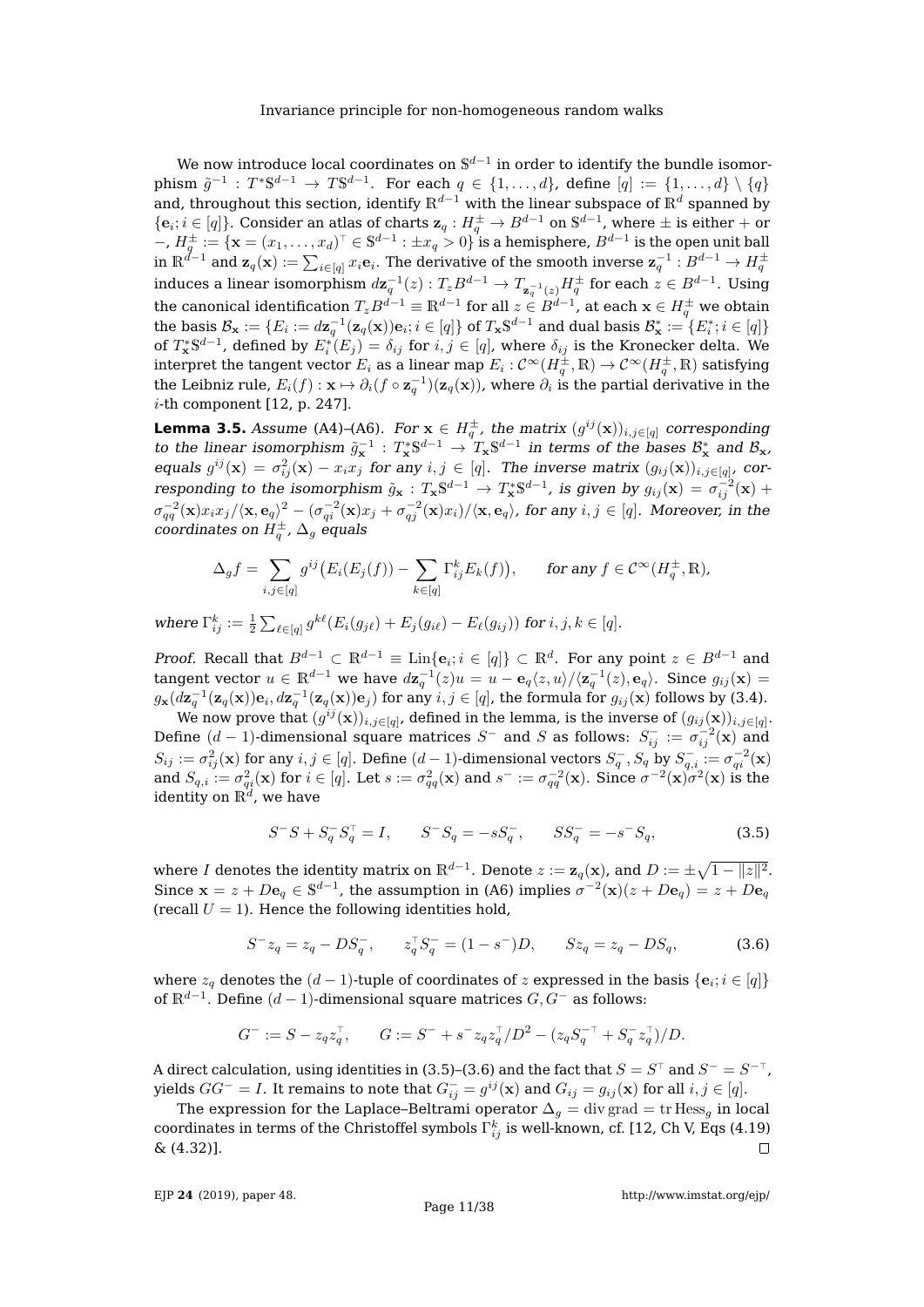We now introduce local coordinates on $\mathbb{S}^{d-1}$ in order to identify the bundle isomorphism $\tilde{g}^{-1} : T^*\mathbb{S}^{d-1} \to T\mathbb{S}^{d-1}$. For each $q \in \{1, \dots, d\}$, define $[q] := \{1, \dots, d\} \setminus \{q\}$ and, throughout this section, identify $\mathbb{R}^{d-1}$ with the linear subspace of $\mathbb{R}^d$ spanned by $\{\mathbf{e}_i; i \in [q]\}$. Consider an atlas of charts $\mathbf{z}_q : H_q^{\pm} \to B^{d-1}$ on $\mathbb{S}^{d-1}$, where $\pm$ is either $+$ or $-$, $H_q^{\pm} := \{\mathbf{x} = (x_1, \dots, x_d)^\top \in \mathbb{S}^{d-1} : \pm x_q > 0\}$ is a hemisphere, $B^{d-1}$ is the open unit ball in $\mathbb{R}^{d-1}$ and $\mathbf{z}_q(\mathbf{x}) := \sum_{i \in [q]} x_i \mathbf{e}_i$. The derivative of the smooth inverse $\mathbf{z}_q^{-1} : B^{d-1} \to H_q^{\pm}$ induces a linear isomorphism $d\mathbf{z}_q^{-1}(z) : T_z B^{d-1} \to T_{\mathbf{z}_q^{-1}(z)} H_q^{\pm}$ for each $z \in B^{d-1}$. Using the canonical identification $T_z B^{d-1} \equiv \mathbb{R}^{d-1}$ for all $z \in B^{d-1}$, at each $\mathbf{x} \in H_q^{\pm}$ we obtain the basis $\mathcal{B}_{\mathbf{x}} := \{E_i := d\mathbf{z}_q^{-1}(\mathbf{z}_q(\mathbf{x}))\mathbf{e}_i; i \in [q]\}$ of $T_{\mathbf{x}}\mathbb{S}^{d-1}$ and dual basis $\mathcal{B}_{\mathbf{x}}^* := \{E_i^*; i \in [q]\}$ of $T_{\mathbf{x}}^*\mathbb{S}^{d-1}$, defined by $E_i^*(E_j) = \delta_{ij}$ for $i, j \in [q]$, where $\delta_{ij}$ is the Kronecker delta. We interpret the tangent vector $E_i$ as a linear map $E_i : \mathcal{C}^\infty(H_q^{\pm}, \mathbb{R}) \to \mathcal{C}^\infty(H_q^{\pm}, \mathbb{R})$ satisfying the Leibniz rule, $E_i(f) : \mathbf{x} \mapsto \partial_i(f \circ \mathbf{z}_q^{-1})(\mathbf{z}_q(\mathbf{x}))$, where $\partial_i$ is the partial derivative in the $i$-th component [12, p. 247].

**Lemma 3.5.** *Assume* (A4)–(A6). *For $\mathbf{x} \in H_q^{\pm}$, the matrix $(g^{ij}(\mathbf{x}))_{i,j \in [q]}$ corresponding to the linear isomorphism $\tilde{g}_{\mathbf{x}}^{-1} : T_{\mathbf{x}}^*\mathbb{S}^{d-1} \to T_{\mathbf{x}}\mathbb{S}^{d-1}$ in terms of the bases $\mathcal{B}_{\mathbf{x}}^*$ and $\mathcal{B}_{\mathbf{x}}$, equals $g^{ij}(\mathbf{x}) = \sigma_{ij}^2(\mathbf{x}) - x_i x_j$ for any $i, j \in [q]$. The inverse matrix $(g_{ij}(\mathbf{x}))_{i,j \in [q]}$, corresponding to the isomorphism $\tilde{g}_{\mathbf{x}} : T_{\mathbf{x}}\mathbb{S}^{d-1} \to T_{\mathbf{x}}^*\mathbb{S}^{d-1}$, is given by $g_{ij}(\mathbf{x}) = \sigma_{ij}^{-2}(\mathbf{x}) + \sigma_{qq}^{-2}(\mathbf{x}) x_i x_j / \langle \mathbf{x}, \mathbf{e}_q \rangle^2 - (\sigma_{qi}^{-2}(\mathbf{x}) x_j + \sigma_{qj}^{-2}(\mathbf{x}) x_i) / \langle \mathbf{x}, \mathbf{e}_q \rangle$, for any $i, j \in [q]$. Moreover, in the coordinates on $H_q^{\pm}$, $\Delta_g$ equals*

$$\Delta_g f = \sum_{i,j \in [q]} g^{ij}\big(E_i(E_j(f)) - \sum_{k \in [q]} \Gamma_{ij}^k E_k(f)\big), \qquad \textit{for any } f \in \mathcal{C}^\infty(H_q^{\pm}, \mathbb{R}),$$

*where $\Gamma_{ij}^k := \frac{1}{2} \sum_{\ell \in [q]} g^{k\ell}(E_i(g_{j\ell}) + E_j(g_{i\ell}) - E_\ell(g_{ij}))$ for $i, j, k \in [q]$.*

*Proof.* Recall that $B^{d-1} \subset \mathbb{R}^{d-1} \equiv \mathrm{Lin}\{\mathbf{e}_i; i \in [q]\} \subset \mathbb{R}^d$. For any point $z \in B^{d-1}$ and tangent vector $u \in \mathbb{R}^{d-1}$ we have $d\mathbf{z}_q^{-1}(z)u = u - \mathbf{e}_q \langle z, u \rangle / \langle \mathbf{z}_q^{-1}(z), \mathbf{e}_q \rangle$. Since $g_{ij}(\mathbf{x}) = g_{\mathbf{x}}(d\mathbf{z}_q^{-1}(\mathbf{z}_q(\mathbf{x}))\mathbf{e}_i, d\mathbf{z}_q^{-1}(\mathbf{z}_q(\mathbf{x}))\mathbf{e}_j)$ for any $i, j \in [q]$, the formula for $g_{ij}(\mathbf{x})$ follows by (3.4).

We now prove that $(g^{ij}(\mathbf{x}))_{i,j \in [q]}$, defined in the lemma, is the inverse of $(g_{ij}(\mathbf{x}))_{i,j \in [q]}$. Define $(d-1)$-dimensional square matrices $S^-$ and $S$ as follows: $S_{ij}^- := \sigma_{ij}^{-2}(\mathbf{x})$ and $S_{ij} := \sigma_{ij}^2(\mathbf{x})$ for any $i, j \in [q]$. Define $(d-1)$-dimensional vectors $S_q^-, S_q$ by $S_{q,i}^- := \sigma_{qi}^{-2}(\mathbf{x})$ and $S_{q,i} := \sigma_{qi}^2(\mathbf{x})$ for $i \in [q]$. Let $s := \sigma_{qq}^2(\mathbf{x})$ and $s^- := \sigma_{qq}^{-2}(\mathbf{x})$. Since $\sigma^{-2}(\mathbf{x})\sigma^2(\mathbf{x})$ is the identity on $\mathbb{R}^d$, we have

$$S^- S + S_q^- S_q^\top = I, \qquad S^- S_q = -s S_q^-, \qquad S S_q^- = -s^- S_q, \tag{3.5}$$

where $I$ denotes the identity matrix on $\mathbb{R}^{d-1}$. Denote $z := \mathbf{z}_q(\mathbf{x})$, and $D := \pm\sqrt{1 - \|z\|^2}$. Since $\mathbf{x} = z + D\mathbf{e}_q \in \mathbb{S}^{d-1}$, the assumption in (A6) implies $\sigma^{-2}(\mathbf{x})(z + D\mathbf{e}_q) = z + D\mathbf{e}_q$ (recall $U = 1$). Hence the following identities hold,

$$S^- z_q = z_q - D S_q^-, \qquad z_q^\top S_q^- = (1 - s^-) D, \qquad S z_q = z_q - D S_q, \tag{3.6}$$

where $z_q$ denotes the $(d-1)$-tuple of coordinates of $z$ expressed in the basis $\{\mathbf{e}_i; i \in [q]\}$ of $\mathbb{R}^{d-1}$. Define $(d-1)$-dimensional square matrices $G, G^-$ as follows:

$$G^- := S - z_q z_q^\top, \qquad G := S^- + s^- z_q z_q^\top / D^2 - (z_q S_q^{-\top} + S_q^- z_q^\top)/D.$$

A direct calculation, using identities in (3.5)–(3.6) and the fact that $S = S^\top$ and $S^- = S^{-\top}$, yields $GG^- = I$. It remains to note that $G_{ij}^- = g^{ij}(\mathbf{x})$ and $G_{ij} = g_{ij}(\mathbf{x})$ for all $i, j \in [q]$.

The expression for the Laplace–Beltrami operator $\Delta_g = \operatorname{div}\operatorname{grad} = \operatorname{tr}\operatorname{Hess}_g$ in local coordinates in terms of the Christoffel symbols $\Gamma_{ij}^k$ is well-known, cf. [12, Ch V, Eqs (4.19) & (4.32)]. $\square$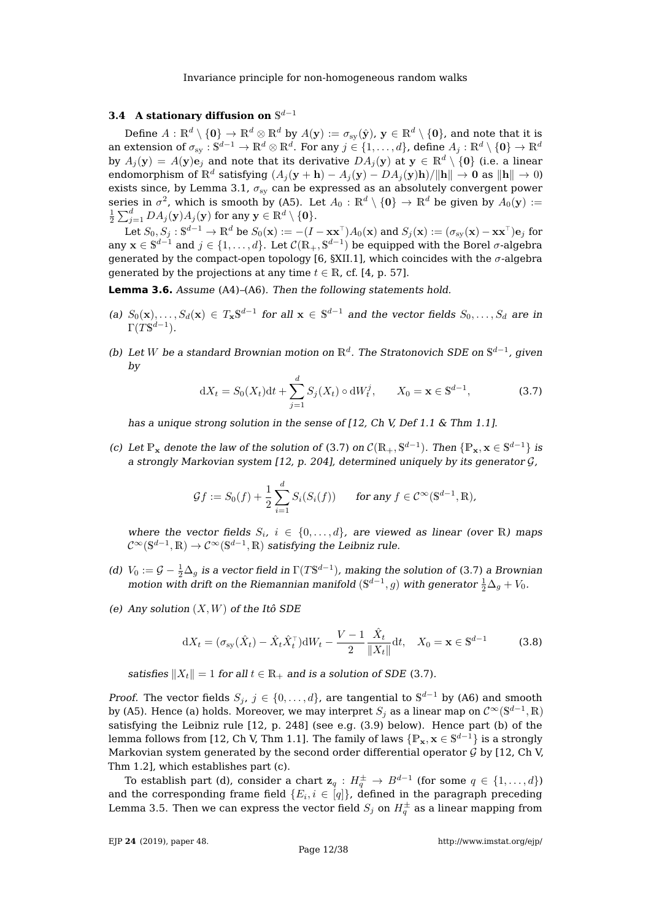### 3.4 A stationary diffusion on $\mathbb{S}^{d-1}$

Define $A : \mathbb{R}^d \setminus \{\mathbf{0}\} \to \mathbb{R}^d \otimes \mathbb{R}^d$ by $A(\mathbf{y}) := \sigma_{\mathrm{sy}}(\hat{\mathbf{y}})$, $\mathbf{y} \in \mathbb{R}^d \setminus \{\mathbf{0}\}$, and note that it is an extension of $\sigma_{\mathrm{sy}} : \mathbb{S}^{d-1} \to \mathbb{R}^d \otimes \mathbb{R}^d$. For any $j \in \{1, \ldots, d\}$, define $A_j : \mathbb{R}^d \setminus \{\mathbf{0}\} \to \mathbb{R}^d$ by $A_j(\mathbf{y}) = A(\mathbf{y})\mathbf{e}_j$ and note that its derivative $DA_j(\mathbf{y})$ at $\mathbf{y} \in \mathbb{R}^d \setminus \{\mathbf{0}\}$ (i.e. a linear endomorphism of $\mathbb{R}^d$ satisfying $(A_j(\mathbf{y}+\mathbf{h}) - A_j(\mathbf{y}) - DA_j(\mathbf{y})\mathbf{h})/\|\mathbf{h}\| \to \mathbf{0}$ as $\|\mathbf{h}\| \to 0$) exists since, by Lemma 3.1, $\sigma_{\mathrm{sy}}$ can be expressed as an absolutely convergent power series in $\sigma^2$, which is smooth by (A5). Let $A_0 : \mathbb{R}^d \setminus \{\mathbf{0}\} \to \mathbb{R}^d$ be given by $A_0(\mathbf{y}) := \frac{1}{2}\sum_{j=1}^d DA_j(\mathbf{y})A_j(\mathbf{y})$ for any $\mathbf{y} \in \mathbb{R}^d \setminus \{\mathbf{0}\}$.

Let $S_0, S_j : \mathbb{S}^{d-1} \to \mathbb{R}^d$ be $S_0(\mathbf{x}) := -(I - \mathbf{x}\mathbf{x}^\top)A_0(\mathbf{x})$ and $S_j(\mathbf{x}) := (\sigma_{\mathrm{sy}}(\mathbf{x}) - \mathbf{x}\mathbf{x}^\top)\mathbf{e}_j$ for any $\mathbf{x} \in \mathbb{S}^{d-1}$ and $j \in \{1, \ldots, d\}$. Let $\mathcal{C}(\mathbb{R}_+, \mathbb{S}^{d-1})$ be equipped with the Borel $\sigma$-algebra generated by the compact-open topology [6, §XII.1], which coincides with the $\sigma$-algebra generated by the projections at any time $t \in \mathbb{R}$, cf. [4, p. 57].

**Lemma 3.6.** *Assume* (A4)–(A6). *Then the following statements hold.*

*(a)* $S_0(\mathbf{x}), \ldots, S_d(\mathbf{x}) \in T_\mathbf{x}\mathbb{S}^{d-1}$ *for all* $\mathbf{x} \in \mathbb{S}^{d-1}$ *and the vector fields* $S_0, \ldots, S_d$ *are in* $\Gamma(T\mathbb{S}^{d-1})$.

*(b) Let* $W$ *be a standard Brownian motion on* $\mathbb{R}^d$. *The Stratonovich SDE on* $\mathbb{S}^{d-1}$, *given by*

$$\mathrm{d}X_t = S_0(X_t)\mathrm{d}t + \sum_{j=1}^d S_j(X_t) \circ \mathrm{d}W_t^j, \qquad X_0 = \mathbf{x} \in \mathbb{S}^{d-1}, \tag{3.7}$$

*has a unique strong solution in the sense of [12, Ch V, Def 1.1 & Thm 1.1].*

*(c) Let* $\mathbb{P}_\mathbf{x}$ *denote the law of the solution of* (3.7) *on* $\mathcal{C}(\mathbb{R}_+, \mathbb{S}^{d-1})$. *Then* $\{\mathbb{P}_\mathbf{x}, \mathbf{x} \in \mathbb{S}^{d-1}\}$ *is a strongly Markovian system [12, p. 204], determined uniquely by its generator* $\mathcal{G}$,

$$\mathcal{G}f := S_0(f) + \frac{1}{2}\sum_{i=1}^d S_i(S_i(f)) \qquad \text{for any } f \in \mathcal{C}^\infty(\mathbb{S}^{d-1}, \mathbb{R}),$$

*where the vector fields* $S_i$, $i \in \{0, \ldots, d\}$, *are viewed as linear (over* $\mathbb{R}$*) maps* $\mathcal{C}^\infty(\mathbb{S}^{d-1}, \mathbb{R}) \to \mathcal{C}^\infty(\mathbb{S}^{d-1}, \mathbb{R})$ *satisfying the Leibniz rule.*

*(d)* $V_0 := \mathcal{G} - \frac{1}{2}\Delta_g$ *is a vector field in* $\Gamma(T\mathbb{S}^{d-1})$, *making the solution of* (3.7) *a Brownian motion with drift on the Riemannian manifold* $(\mathbb{S}^{d-1}, g)$ *with generator* $\frac{1}{2}\Delta_g + V_0$.

*(e) Any solution* $(X, W)$ *of the Itô SDE*

$$\mathrm{d}X_t = (\sigma_{\mathrm{sy}}(\hat{X}_t) - \hat{X}_t\hat{X}_t^\top)\mathrm{d}W_t - \frac{V-1}{2}\frac{\hat{X}_t}{\|X_t\|}\mathrm{d}t, \quad X_0 = \mathbf{x} \in \mathbb{S}^{d-1} \tag{3.8}$$

*satisfies* $\|X_t\| = 1$ *for all* $t \in \mathbb{R}_+$ *and is a solution of SDE* (3.7).

*Proof.* The vector fields $S_j$, $j \in \{0, \ldots, d\}$, are tangential to $\mathbb{S}^{d-1}$ by (A6) and smooth by (A5). Hence (a) holds. Moreover, we may interpret $S_j$ as a linear map on $\mathcal{C}^\infty(\mathbb{S}^{d-1}, \mathbb{R})$ satisfying the Leibniz rule [12, p. 248] (see e.g. (3.9) below). Hence part (b) of the lemma follows from [12, Ch V, Thm 1.1]. The family of laws $\{\mathbb{P}_\mathbf{x}, \mathbf{x} \in \mathbb{S}^{d-1}\}$ is a strongly Markovian system generated by the second order differential operator $\mathcal{G}$ by [12, Ch V, Thm 1.2], which establishes part (c).

To establish part (d), consider a chart $\mathbf{z}_q : H_q^\pm \to B^{d-1}$ (for some $q \in \{1, \ldots, d\}$) and the corresponding frame field $\{E_i, i \in [q]\}$, defined in the paragraph preceding Lemma 3.5. Then we can express the vector field $S_j$ on $H_q^\pm$ as a linear mapping from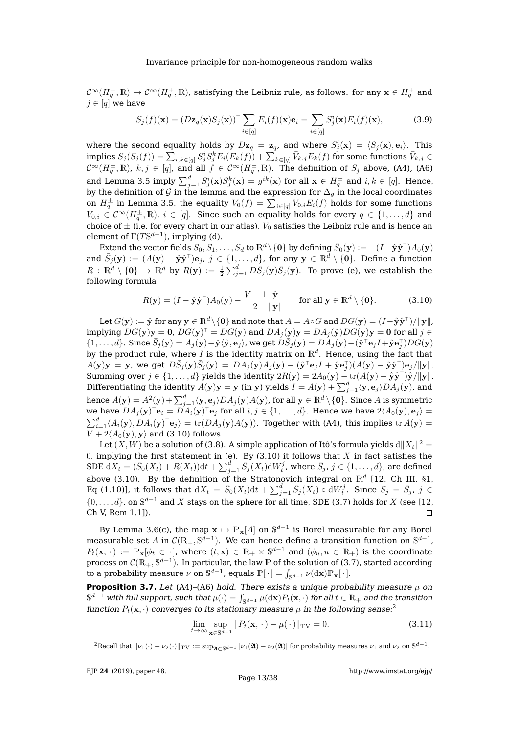$\mathcal{C}^\infty(H_q^\pm, \mathbb{R}) \to \mathcal{C}^\infty(H_q^\pm, \mathbb{R})$, satisfying the Leibniz rule, as follows: for any $\mathbf{x} \in H_q^\pm$ and $j \in [q]$ we have

$$S_j(f)(\mathbf{x}) = (D\mathbf{z}_q(\mathbf{x}) S_j(\mathbf{x}))^\top \sum_{i \in [q]} E_i(f)(\mathbf{x}) \mathbf{e}_i = \sum_{i \in [q]} S_j^i(\mathbf{x}) E_i(f)(\mathbf{x}), \tag{3.9}$$

where the second equality holds by $D\mathbf{z}_q = \mathbf{z}_q$, and where $S_j^i(\mathbf{x}) = \langle S_j(\mathbf{x}), \mathbf{e}_i \rangle$. This implies $S_j(S_j(f)) = \sum_{i,k \in [q]} S_j^i S_j^k E_i(E_k(f)) + \sum_{k \in [q]} \bar{V}_{k,j} E_k(f)$ for some functions $\bar{V}_{k,j} \in \mathcal{C}^\infty(H_q^\pm, \mathbb{R})$, $k, j \in [q]$, and all $f \in \mathcal{C}^\infty(H_q^\pm, \mathbb{R})$. The definition of $S_j$ above, (A4), (A6) and Lemma 3.5 imply $\sum_{j=1}^d S_j^i(\mathbf{x}) S_j^k(\mathbf{x}) = g^{ik}(\mathbf{x})$ for all $\mathbf{x} \in H_q^\pm$ and $i, k \in [q]$. Hence, by the definition of $\mathcal{G}$ in the lemma and the expression for $\Delta_g$ in the local coordinates on $H_q^\pm$ in Lemma 3.5, the equality $V_0(f) = \sum_{i \in [q]} V_{0,i} E_i(f)$ holds for some functions $V_{0,i} \in \mathcal{C}^\infty(H_q^\pm, \mathbb{R})$, $i \in [q]$. Since such an equality holds for every $q \in \{1, \ldots, d\}$ and choice of $\pm$ (i.e. for every chart in our atlas), $V_0$ satisfies the Leibniz rule and is hence an element of $\Gamma(T\mathbb{S}^{d-1})$, implying (d).

Extend the vector fields $S_0, S_1, \ldots, S_d$ to $\mathbb{R}^d \setminus \{\mathbf{0}\}$ by defining $\bar{S}_0(\mathbf{y}) := -(I - \hat{\mathbf{y}}\hat{\mathbf{y}}^\top) A_0(\mathbf{y})$ and $\bar{S}_j(\mathbf{y}) := (A(\mathbf{y}) - \hat{\mathbf{y}}\hat{\mathbf{y}}^\top)\mathbf{e}_j$, $j \in \{1, \ldots, d\}$, for any $\mathbf{y} \in \mathbb{R}^d \setminus \{\mathbf{0}\}$. Define a function $R : \mathbb{R}^d \setminus \{\mathbf{0}\} \to \mathbb{R}^d$ by $R(\mathbf{y}) := \frac{1}{2} \sum_{j=1}^d D\bar{S}_j(\mathbf{y}) \bar{S}_j(\mathbf{y})$. To prove (e), we establish the following formula

$$R(\mathbf{y}) = (I - \hat{\mathbf{y}}\hat{\mathbf{y}}^\top) A_0(\mathbf{y}) - \frac{V-1}{2} \frac{\hat{\mathbf{y}}}{\|\mathbf{y}\|} \qquad \text{for all } \mathbf{y} \in \mathbb{R}^d \setminus \{\mathbf{0}\}. \tag{3.10}$$

Let $G(\mathbf{y}) := \hat{\mathbf{y}}$ for any $\mathbf{y} \in \mathbb{R}^d \setminus \{\mathbf{0}\}$ and note that $A = A \circ G$ and $DG(\mathbf{y}) = (I - \hat{\mathbf{y}}\hat{\mathbf{y}}^\top)/\|\mathbf{y}\|$, implying $DG(\mathbf{y})\mathbf{y} = \mathbf{0}$, $DG(\mathbf{y})^\top = DG(\mathbf{y})$ and $DA_j(\mathbf{y})\mathbf{y} = DA_j(\hat{\mathbf{y}}) DG(\mathbf{y})\mathbf{y} = \mathbf{0}$ for all $j \in \{1, \ldots, d\}$. Since $\bar{S}_j(\mathbf{y}) = A_j(\mathbf{y}) - \hat{\mathbf{y}}\langle \hat{\mathbf{y}}, \mathbf{e}_j \rangle$, we get $D\bar{S}_j(\mathbf{y}) = DA_j(\mathbf{y}) - (\hat{\mathbf{y}}^\top \mathbf{e}_j I + \hat{\mathbf{y}}\mathbf{e}_j^\top) DG(\mathbf{y})$ by the product rule, where $I$ is the identity matrix on $\mathbb{R}^d$. Hence, using the fact that $A(\mathbf{y})\mathbf{y} = \mathbf{y}$, we get $D\bar{S}_j(\mathbf{y})\bar{S}_j(\mathbf{y}) = DA_j(\mathbf{y}) A_j(\mathbf{y}) - (\hat{\mathbf{y}}^\top \mathbf{e}_j I + \hat{\mathbf{y}}\mathbf{e}_j^\top)(A(\mathbf{y}) - \hat{\mathbf{y}}\hat{\mathbf{y}}^\top)\mathbf{e}_j / \|\mathbf{y}\|$. Summing over $j \in \{1, \ldots, d\}$ yields the identity $2R(\mathbf{y}) = 2A_0(\mathbf{y}) - \operatorname{tr}(A(\mathbf{y}) - \hat{\mathbf{y}}\hat{\mathbf{y}}^\top)\hat{\mathbf{y}}/\|\mathbf{y}\|$. Differentiating the identity $A(\mathbf{y})\mathbf{y} = \mathbf{y}$ (in $\mathbf{y}$) yields $I = A(\mathbf{y}) + \sum_{j=1}^d \langle \mathbf{y}, \mathbf{e}_j \rangle DA_j(\mathbf{y})$, and hence $A(\mathbf{y}) = A^2(\mathbf{y}) + \sum_{j=1}^d \langle \mathbf{y}, \mathbf{e}_j \rangle DA_j(\mathbf{y}) A(\mathbf{y})$, for all $\mathbf{y} \in \mathbb{R}^d \setminus \{\mathbf{0}\}$. Since $A$ is symmetric we have $DA_j(\mathbf{y})^\top \mathbf{e}_i = DA_i(\mathbf{y})^\top \mathbf{e}_j$ for all $i, j \in \{1, \ldots, d\}$. Hence we have $2\langle A_0(\mathbf{y}), \mathbf{e}_j \rangle = \sum_{i=1}^d \langle A_i(\mathbf{y}), DA_i(\mathbf{y})^\top \mathbf{e}_j \rangle = \operatorname{tr}(DA_j(\mathbf{y}) A(\mathbf{y}))$. Together with (A4), this implies $\operatorname{tr} A(\mathbf{y}) = V + 2\langle A_0(\mathbf{y}), \mathbf{y} \rangle$ and (3.10) follows.

Let $(X, W)$ be a solution of (3.8). A simple application of Itô's formula yields $\mathrm{d}\|X_t\|^2 = 0$, implying the first statement in (e). By (3.10) it follows that $X$ in fact satisfies the SDE $\mathrm{d}X_t = (\bar{S}_0(X_t) + R(X_t))\mathrm{d}t + \sum_{j=1}^d \bar{S}_j(X_t)\mathrm{d}W_t^j$, where $\bar{S}_j$, $j \in \{1, \ldots, d\}$, are defined above (3.10). By the definition of the Stratonovich integral on $\mathbb{R}^d$ [12, Ch III, §1, Eq (1.10)], it follows that $\mathrm{d}X_t = \bar{S}_0(X_t)\mathrm{d}t + \sum_{j=1}^d \bar{S}_j(X_t) \circ \mathrm{d}W_t^j$. Since $S_j = \bar{S}_j$, $j \in \{0, \ldots, d\}$, on $\mathbb{S}^{d-1}$ and $X$ stays on the sphere for all time, SDE (3.7) holds for $X$ (see [12, Ch V, Rem 1.1]). $\square$

By Lemma 3.6(c), the map $\mathbf{x} \mapsto \mathbb{P}_\mathbf{x}[A]$ on $\mathbb{S}^{d-1}$ is Borel measurable for any Borel measurable set $A$ in $\mathcal{C}(\mathbb{R}_+, \mathbb{S}^{d-1})$. We can hence define a transition function on $\mathbb{S}^{d-1}$, $P_t(\mathbf{x}, \cdot) := \mathbb{P}_\mathbf{x}[\phi_t \in \cdot]$, where $(t, \mathbf{x}) \in \mathbb{R}_+ \times \mathbb{S}^{d-1}$ and $(\phi_u, u \in \mathbb{R}_+)$ is the coordinate process on $\mathcal{C}(\mathbb{R}_+, \mathbb{S}^{d-1})$. In particular, the law $\mathbb{P}$ of the solution of (3.7), started according to a probability measure $\nu$ on $\mathbb{S}^{d-1}$, equals $\mathbb{P}[\,\cdot\,] = \int_{\mathbb{S}^{d-1}} \nu(\mathrm{d}\mathbf{x}) \mathbb{P}_\mathbf{x}[\,\cdot\,]$.

**Proposition 3.7.** *Let (A4)–(A6) hold. There exists a unique probability measure $\mu$ on $\mathbb{S}^{d-1}$ with full support, such that $\mu(\cdot) = \int_{\mathbb{S}^{d-1}} \mu(\mathrm{d}\mathbf{x}) P_t(\mathbf{x}, \cdot)$ for all $t \in \mathbb{R}_+$ and the transition function $P_t(\mathbf{x}, \cdot)$ converges to its stationary measure $\mu$ in the following sense:*[2]

$$\lim_{t \to \infty} \sup_{\mathbf{x} \in \mathbb{S}^{d-1}} \|P_t(\mathbf{x}, \cdot) - \mu(\cdot)\|_{\mathrm{TV}} = 0. \tag{3.11}$$

[2] Recall that $\|\nu_1(\cdot) - \nu_2(\cdot)\|_{\mathrm{TV}} := \sup_{\mathfrak{A} \subset \mathbb{S}^{d-1}} |\nu_1(\mathfrak{A}) - \nu_2(\mathfrak{A})|$ for probability measures $\nu_1$ and $\nu_2$ on $\mathbb{S}^{d-1}$.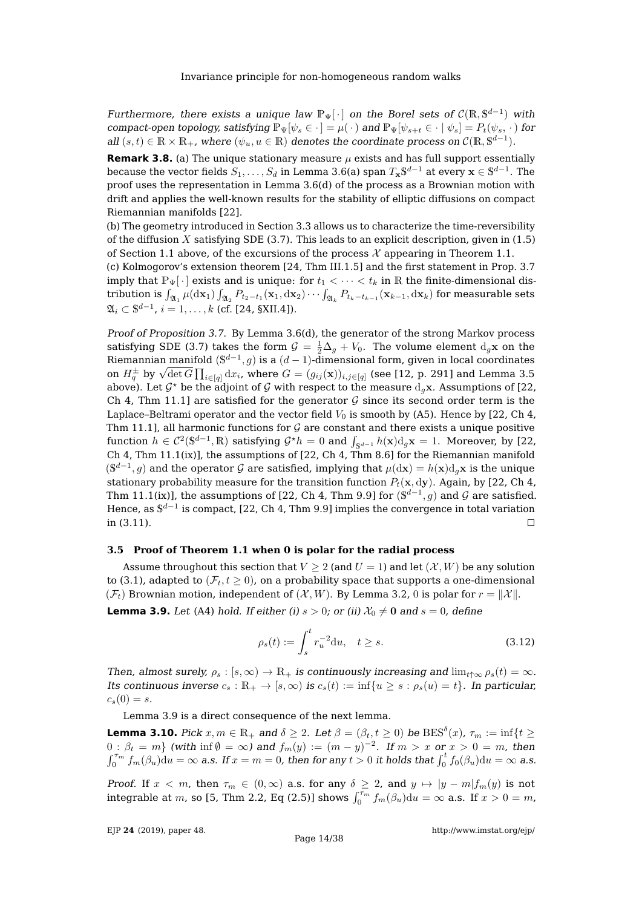*Furthermore, there exists a unique law $\mathbb{P}_\Psi[\,\cdot\,]$ on the Borel sets of $\mathcal{C}(\mathbb{R}, \mathbb{S}^{d-1})$ with compact-open topology, satisfying $\mathbb{P}_\Psi[\psi_s \in \cdot\,] = \mu(\,\cdot\,)$ and $\mathbb{P}_\Psi[\psi_{s+t} \in \cdot \mid \psi_s] = P_t(\psi_s, \cdot\,)$ for all $(s,t) \in \mathbb{R} \times \mathbb{R}_+$, where $(\psi_u, u \in \mathbb{R})$ denotes the coordinate process on $\mathcal{C}(\mathbb{R}, \mathbb{S}^{d-1})$.*

**Remark 3.8.** (a) The unique stationary measure $\mu$ exists and has full support essentially because the vector fields $S_1, \ldots, S_d$ in Lemma 3.6(a) span $T_{\mathbf{x}}\mathbb{S}^{d-1}$ at every $\mathbf{x} \in \mathbb{S}^{d-1}$. The proof uses the representation in Lemma 3.6(d) of the process as a Brownian motion with drift and applies the well-known results for the stability of elliptic diffusions on compact Riemannian manifolds [22].

(b) The geometry introduced in Section 3.3 allows us to characterize the time-reversibility of the diffusion $X$ satisfying SDE (3.7). This leads to an explicit description, given in (1.5) of Section 1.1 above, of the excursions of the process $\mathcal{X}$ appearing in Theorem 1.1.

(c) Kolmogorov's extension theorem [24, Thm III.1.5] and the first statement in Prop. 3.7 imply that $\mathbb{P}_\Psi[\,\cdot\,]$ exists and is unique: for $t_1 < \cdots < t_k$ in $\mathbb{R}$ the finite-dimensional distribution is $\int_{\mathfrak{A}_1} \mu(\mathrm{d}\mathbf{x}_1) \int_{\mathfrak{A}_2} P_{t_2 - t_1}(\mathbf{x}_1, \mathrm{d}\mathbf{x}_2) \cdots \int_{\mathfrak{A}_k} P_{t_k - t_{k-1}}(\mathbf{x}_{k-1}, \mathrm{d}\mathbf{x}_k)$ for measurable sets $\mathfrak{A}_i \subset \mathbb{S}^{d-1}$, $i = 1, \ldots, k$ (cf. [24, §XII.4]).

*Proof of Proposition 3.7.* By Lemma 3.6(d), the generator of the strong Markov process satisfying SDE (3.7) takes the form $\mathcal{G} = \frac{1}{2}\Delta_g + V_0$. The volume element $\mathrm{d}_g\mathbf{x}$ on the Riemannian manifold $(\mathbb{S}^{d-1}, g)$ is a $(d-1)$-dimensional form, given in local coordinates on $H_q^\pm$ by $\sqrt{\det G} \prod_{i \in [q]} \mathrm{d}x_i$, where $G = (g_{ij}(\mathbf{x}))_{i,j \in [q]}$ (see [12, p. 291] and Lemma 3.5 above). Let $\mathcal{G}^\star$ be the adjoint of $\mathcal{G}$ with respect to the measure $\mathrm{d}_g\mathbf{x}$. Assumptions of [22, Ch 4, Thm 11.1] are satisfied for the generator $\mathcal{G}$ since its second order term is the Laplace–Beltrami operator and the vector field $V_0$ is smooth by (A5). Hence by [22, Ch 4, Thm 11.1], all harmonic functions for $\mathcal{G}$ are constant and there exists a unique positive function $h \in \mathcal{C}^2(\mathbb{S}^{d-1}, \mathbb{R})$ satisfying $\mathcal{G}^\star h = 0$ and $\int_{\mathbb{S}^{d-1}} h(\mathbf{x})\mathrm{d}_g\mathbf{x} = 1$. Moreover, by [22, Ch 4, Thm 11.1(ix)], the assumptions of [22, Ch 4, Thm 8.6] for the Riemannian manifold $(\mathbb{S}^{d-1}, g)$ and the operator $\mathcal{G}$ are satisfied, implying that $\mu(\mathrm{d}\mathbf{x}) = h(\mathbf{x})\mathrm{d}_g\mathbf{x}$ is the unique stationary probability measure for the transition function $P_t(\mathbf{x}, \mathrm{d}\mathbf{y})$. Again, by [22, Ch 4, Thm 11.1(ix)], the assumptions of [22, Ch 4, Thm 9.9] for $(\mathbb{S}^{d-1}, g)$ and $\mathcal{G}$ are satisfied. Hence, as $\mathbb{S}^{d-1}$ is compact, [22, Ch 4, Thm 9.9] implies the convergence in total variation in (3.11). □

### 3.5 Proof of Theorem 1.1 when 0 is polar for the radial process

Assume throughout this section that $V \geq 2$ (and $U = 1$) and let $(\mathcal{X}, W)$ be any solution to (3.1), adapted to $(\mathcal{F}_t, t \geq 0)$, on a probability space that supports a one-dimensional $(\mathcal{F}_t)$ Brownian motion, independent of $(\mathcal{X}, W)$. By Lemma 3.2, 0 is polar for $r = \|\mathcal{X}\|$.

**Lemma 3.9.** *Let (A4) hold. If either (i) $s > 0$; or (ii) $\mathcal{X}_0 \neq \mathbf{0}$ and $s = 0$, define*

$$\rho_s(t) := \int_s^t r_u^{-2}\mathrm{d}u, \quad t \geq s. \tag{3.12}$$

*Then, almost surely, $\rho_s : [s, \infty) \to \mathbb{R}_+$ is continuously increasing and $\lim_{t\uparrow\infty} \rho_s(t) = \infty$. Its continuous inverse $c_s : \mathbb{R}_+ \to [s, \infty)$ is $c_s(t) := \inf\{u \geq s : \rho_s(u) = t\}$. In particular, $c_s(0) = s$.*

Lemma 3.9 is a direct consequence of the next lemma.

**Lemma 3.10.** *Pick $x, m \in \mathbb{R}_+$ and $\delta \geq 2$. Let $\beta = (\beta_t, t \geq 0)$ be $\mathrm{BES}^\delta(x)$, $\tau_m := \inf\{t \geq 0 : \beta_t = m\}$ (with $\inf \emptyset = \infty$) and $f_m(y) := (m - y)^{-2}$. If $m > x$ or $x > 0 = m$, then $\int_0^{\tau_m} f_m(\beta_u)\mathrm{d}u = \infty$ a.s. If $x = m = 0$, then for any $t > 0$ it holds that $\int_0^t f_0(\beta_u)\mathrm{d}u = \infty$ a.s.*

*Proof.* If $x < m$, then $\tau_m \in (0, \infty)$ a.s. for any $\delta \geq 2$, and $y \mapsto |y - m| f_m(y)$ is not integrable at $m$, so [5, Thm 2.2, Eq (2.5)] shows $\int_0^{\tau_m} f_m(\beta_u)\mathrm{d}u = \infty$ a.s. If $x > 0 = m$,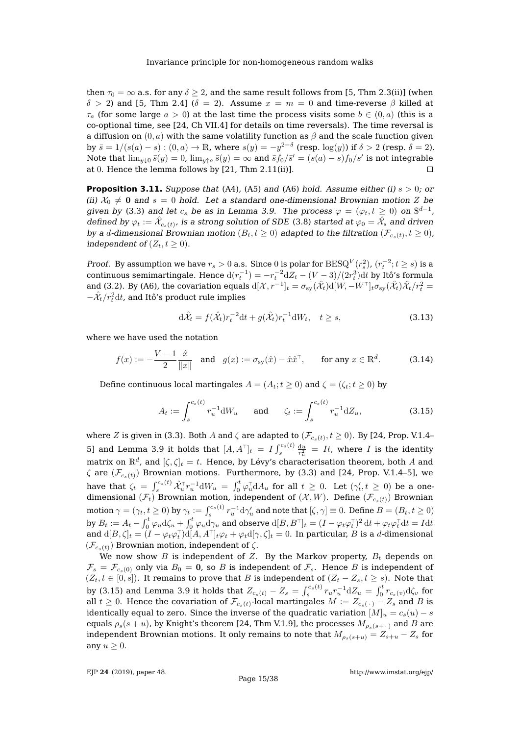then $\tau_0 = \infty$ a.s. for any $\delta \geq 2$, and the same result follows from [5, Thm 2.3(ii)] (when $\delta > 2$) and [5, Thm 2.4] ($\delta = 2$). Assume $x = m = 0$ and time-reverse $\beta$ killed at $\tau_a$ (for some large $a > 0$) at the last time the process visits some $b \in (0, a)$ (this is a co-optional time, see [24, Ch VII.4] for details on time reversals). The time reversal is a diffusion on $(0, a)$ with the same volatility function as $\beta$ and the scale function given by $\bar{s} = 1/(s(a) - s) : (0, a) \to \mathbb{R}$, where $s(y) = -y^{2-\delta}$ (resp. $\log(y)$) if $\delta > 2$ (resp. $\delta = 2$). Note that $\lim_{y \downarrow 0} \bar{s}(y) = 0$, $\lim_{y \uparrow a} \bar{s}(y) = \infty$ and $\bar{s} f_0/\bar{s}' = (s(a) - s) f_0/s'$ is not integrable at 0. Hence the lemma follows by [21, Thm 2.11(ii)]. ◻

**Proposition 3.11.** *Suppose that* (A4)*,* (A5) *and* (A6) *hold. Assume either (i) $s > 0$; or (ii) $\mathcal{X}_0 \neq \mathbf{0}$ and $s = 0$ hold. Let a standard one-dimensional Brownian motion $Z$ be given by* (3.3) *and let $c_s$ be as in Lemma 3.9. The process $\varphi = (\varphi_t, t \geq 0)$ on $\mathbb{S}^{d-1}$, defined by $\varphi_t := \hat{\mathcal{X}}_{c_s(t)}$, is a strong solution of SDE* (3.8) *started at $\varphi_0 = \hat{\mathcal{X}}_s$ and driven by a $d$-dimensional Brownian motion $(B_t, t \geq 0)$ adapted to the filtration $(\mathcal{F}_{c_s(t)}, t \geq 0)$, independent of $(Z_t, t \geq 0)$.*

*Proof.* By assumption we have $r_s > 0$ a.s. Since 0 is polar for $\mathrm{BESQ}^V(r_s^2)$, $(r_t^{-2}; t \geq s)$ is a continuous semimartingale. Hence $\mathrm{d}(r_t^{-1}) = -r_t^{-2}\mathrm{d}Z_t - (V-3)/(2r_t^3)\mathrm{d}t$ by Itô's formula and (3.2). By (A6), the covariation equals $\mathrm{d}[\mathcal{X}, r^{-1}]_t = \sigma_{\mathrm{sy}}(\hat{\mathcal{X}}_t)\mathrm{d}[W, -W^\top]_t \sigma_{\mathrm{sy}}(\hat{\mathcal{X}}_t)\hat{\mathcal{X}}_t/r_t^2 = -\hat{\mathcal{X}}_t/r_t^2 \mathrm{d}t$, and Itô's product rule implies

$$
\mathrm{d}\hat{\mathcal{X}}_t = f(\hat{\mathcal{X}}_t) r_t^{-2}\mathrm{d}t + g(\hat{\mathcal{X}}_t) r_t^{-1}\mathrm{d}W_t, \quad t \geq s, \tag{3.13}
$$

where we have used the notation

$$
f(x) := -\frac{V-1}{2}\frac{\hat{x}}{\|x\|} \quad \text{and} \quad g(x) := \sigma_{\mathrm{sy}}(\hat{x}) - \hat{x}\hat{x}^\top, \qquad \text{for any } x \in \mathbb{R}^d. \tag{3.14}
$$

Define continuous local martingales $A = (A_t; t \geq 0)$ and $\zeta = (\zeta_t; t \geq 0)$ by

$$
A_t := \int_s^{c_s(t)} r_u^{-1}\mathrm{d}W_u \qquad \text{and} \qquad \zeta_t := \int_s^{c_s(t)} r_u^{-1}\mathrm{d}Z_u, \tag{3.15}
$$

where $Z$ is given in (3.3). Both $A$ and $\zeta$ are adapted to $(\mathcal{F}_{c_s(t)}, t \geq 0)$. By [24, Prop. V.1.4–5] and Lemma 3.9 it holds that $[A, A^\top]_t = I\int_s^{c_s(t)} \frac{\mathrm{d}u}{r_u^2} = It$, where $I$ is the identity matrix on $\mathbb{R}^d$, and $[\zeta, \zeta]_t = t$. Hence, by Lévy's characterisation theorem, both $A$ and $\zeta$ are $(\mathcal{F}_{c_s(t)})$ Brownian motions. Furthermore, by (3.3) and [24, Prop. V.1.4–5], we have that $\zeta_t = \int_s^{c_s(t)} \hat{\mathcal{X}}_u^\top r_u^{-1}\mathrm{d}W_u = \int_0^t \varphi_u^\top \mathrm{d}A_u$ for all $t \geq 0$. Let $(\gamma'_t, t \geq 0)$ be a one-dimensional $(\mathcal{F}_t)$ Brownian motion, independent of $(\mathcal{X}, W)$. Define $(\mathcal{F}_{c_s(t)})$ Brownian motion $\gamma = (\gamma_t, t \geq 0)$ by $\gamma_t := \int_s^{c_s(t)} r_u^{-1}\mathrm{d}\gamma'_u$ and note that $[\zeta, \gamma] \equiv 0$. Define $B = (B_t, t \geq 0)$ by $B_t := A_t - \int_0^t \varphi_u \mathrm{d}\zeta_u + \int_0^t \varphi_u \mathrm{d}\gamma_u$ and observe $\mathrm{d}[B, B^\top]_t = (I - \varphi_t\varphi_t^\top)^2\,\mathrm{d}t + \varphi_t\varphi_t^\top\mathrm{d}t = I\mathrm{d}t$ and $\mathrm{d}[B, \zeta]_t = (I - \varphi_t\varphi_t^\top)\mathrm{d}[A, A^\top]_t\varphi_t + \varphi_t\mathrm{d}[\gamma, \zeta]_t = 0$. In particular, $B$ is a $d$-dimensional $(\mathcal{F}_{c_s(t)})$ Brownian motion, independent of $\zeta$.

We now show $B$ is independent of $Z$. By the Markov property, $B_t$ depends on $\mathcal{F}_s = \mathcal{F}_{c_s(0)}$ only via $B_0 = \mathbf{0}$, so $B$ is independent of $\mathcal{F}_s$. Hence $B$ is independent of $(Z_t, t \in [0, s])$. It remains to prove that $B$ is independent of $(Z_t - Z_s, t \geq s)$. Note that by (3.15) and Lemma 3.9 it holds that $Z_{c_s(t)} - Z_s = \int_s^{c_s(t)} r_u r_u^{-1}\mathrm{d}Z_u = \int_0^t r_{c_s(v)}\mathrm{d}\zeta_v$ for all $t \geq 0$. Hence the covariation of $\mathcal{F}_{c_s(t)}$-local martingales $M := Z_{c_s(\cdot)} - Z_s$ and $B$ is identically equal to zero. Since the inverse of the quadratic variation $[M]_u = c_s(u) - s$ equals $\rho_s(s + u)$, by Knight's theorem [24, Thm V.1.9], the processes $M_{\rho_s(s+\cdot)}$ and $B$ are independent Brownian motions. It only remains to note that $M_{\rho_s(s+u)} = Z_{s+u} - Z_s$ for any $u \geq 0$.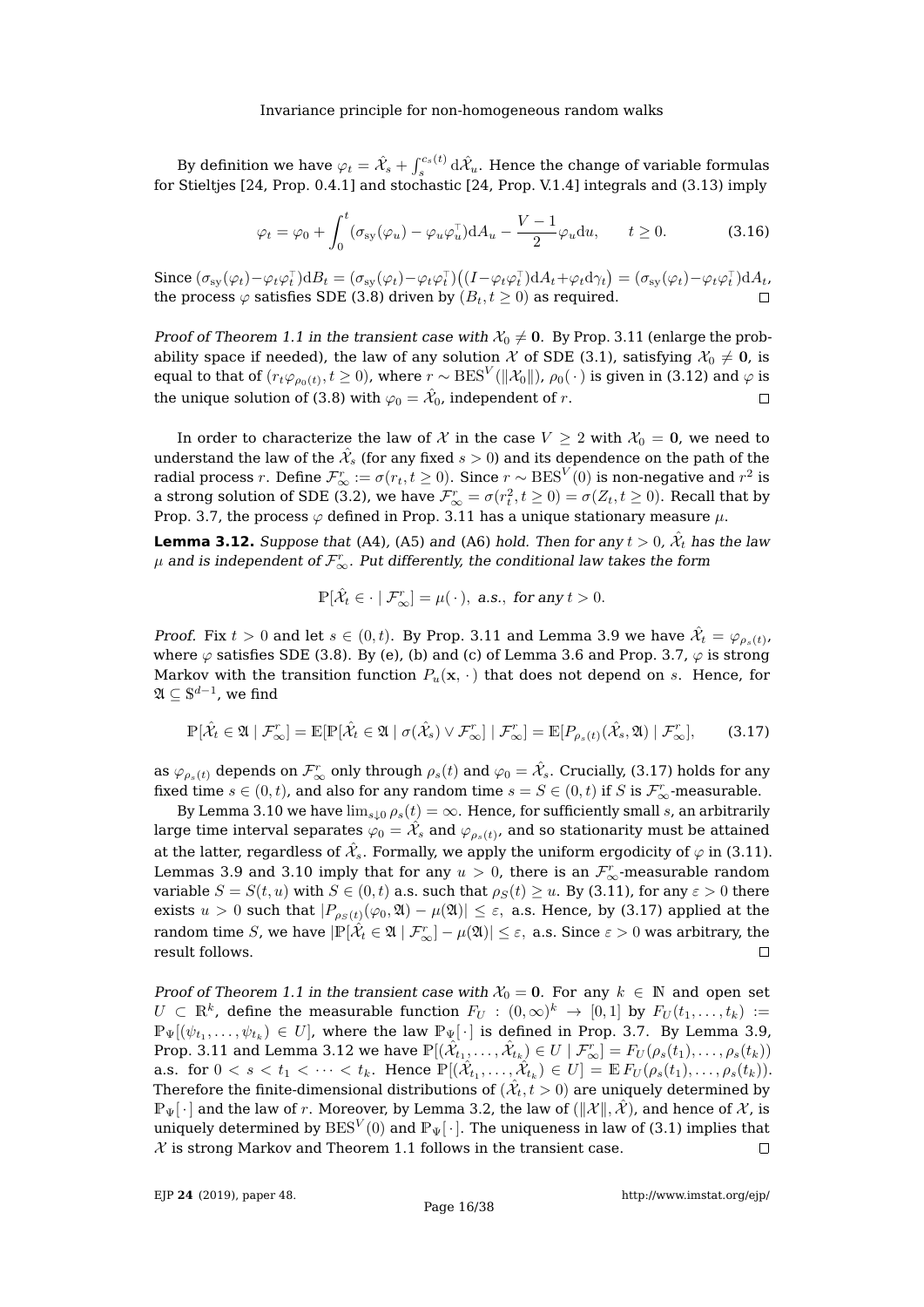By definition we have $\varphi_t = \hat{\mathcal{X}}_s + \int_s^{c_s(t)} \mathrm{d}\hat{\mathcal{X}}_u$. Hence the change of variable formulas for Stieltjes [24, Prop. 0.4.1] and stochastic [24, Prop. V.1.4] integrals and (3.13) imply

$$\varphi_t = \varphi_0 + \int_0^t (\sigma_{\mathrm{sy}}(\varphi_u) - \varphi_u \varphi_u^\top)\mathrm{d}A_u - \frac{V-1}{2}\varphi_u \mathrm{d}u, \qquad t \geq 0. \tag{3.16}$$

Since $(\sigma_{\mathrm{sy}}(\varphi_t) - \varphi_t\varphi_t^\top)\mathrm{d}B_t = (\sigma_{\mathrm{sy}}(\varphi_t) - \varphi_t\varphi_t^\top)\big((I - \varphi_t\varphi_t^\top)\mathrm{d}A_t + \varphi_t \mathrm{d}\gamma_t\big) = (\sigma_{\mathrm{sy}}(\varphi_t) - \varphi_t\varphi_t^\top)\mathrm{d}A_t$, the process $\varphi$ satisfies SDE (3.8) driven by $(B_t, t \geq 0)$ as required. $\square$

*Proof of Theorem 1.1 in the transient case with $\mathcal{X}_0 \neq \mathbf{0}$.* By Prop. 3.11 (enlarge the probability space if needed), the law of any solution $\mathcal{X}$ of SDE (3.1), satisfying $\mathcal{X}_0 \neq \mathbf{0}$, is equal to that of $(r_t \varphi_{\rho_0(t)}, t \geq 0)$, where $r \sim \mathrm{BES}^V(\|\mathcal{X}_0\|)$, $\rho_0(\cdot)$ is given in (3.12) and $\varphi$ is the unique solution of (3.8) with $\varphi_0 = \hat{\mathcal{X}}_0$, independent of $r$. $\square$

In order to characterize the law of $\mathcal{X}$ in the case $V \geq 2$ with $\mathcal{X}_0 = \mathbf{0}$, we need to understand the law of the $\hat{\mathcal{X}}_s$ (for any fixed $s > 0$) and its dependence on the path of the radial process $r$. Define $\mathcal{F}_\infty^r := \sigma(r_t, t \geq 0)$. Since $r \sim \mathrm{BES}^V(0)$ is non-negative and $r^2$ is a strong solution of SDE (3.2), we have $\mathcal{F}_\infty^r = \sigma(r_t^2, t \geq 0) = \sigma(Z_t, t \geq 0)$. Recall that by Prop. 3.7, the process $\varphi$ defined in Prop. 3.11 has a unique stationary measure $\mu$.

**Lemma 3.12.** *Suppose that* (A4), (A5) *and* (A6) *hold. Then for any $t > 0$, $\hat{\mathcal{X}}_t$ has the law $\mu$ and is independent of $\mathcal{F}_\infty^r$. Put differently, the conditional law takes the form*

$$\mathbb{P}[\hat{\mathcal{X}}_t \in \cdot \mid \mathcal{F}_\infty^r] = \mu(\cdot), \text{ a.s., for any } t > 0.$$

*Proof.* Fix $t > 0$ and let $s \in (0, t)$. By Prop. 3.11 and Lemma 3.9 we have $\hat{\mathcal{X}}_t = \varphi_{\rho_s(t)}$, where $\varphi$ satisfies SDE (3.8). By (e), (b) and (c) of Lemma 3.6 and Prop. 3.7, $\varphi$ is strong Markov with the transition function $P_u(\mathbf{x}, \cdot)$ that does not depend on $s$. Hence, for $\mathfrak{A} \subseteq \mathbb{S}^{d-1}$, we find

$$\mathbb{P}[\hat{\mathcal{X}}_t \in \mathfrak{A} \mid \mathcal{F}_\infty^r] = \mathbb{E}[\mathbb{P}[\hat{\mathcal{X}}_t \in \mathfrak{A} \mid \sigma(\hat{\mathcal{X}}_s) \vee \mathcal{F}_\infty^r] \mid \mathcal{F}_\infty^r] = \mathbb{E}[P_{\rho_s(t)}(\hat{\mathcal{X}}_s, \mathfrak{A}) \mid \mathcal{F}_\infty^r], \tag{3.17}$$

as $\varphi_{\rho_s(t)}$ depends on $\mathcal{F}_\infty^r$ only through $\rho_s(t)$ and $\varphi_0 = \hat{\mathcal{X}}_s$. Crucially, (3.17) holds for any fixed time $s \in (0, t)$, and also for any random time $s = S \in (0, t)$ if $S$ is $\mathcal{F}_\infty^r$-measurable.

By Lemma 3.10 we have $\lim_{s \downarrow 0} \rho_s(t) = \infty$. Hence, for sufficiently small $s$, an arbitrarily large time interval separates $\varphi_0 = \hat{\mathcal{X}}_s$ and $\varphi_{\rho_s(t)}$, and so stationarity must be attained at the latter, regardless of $\hat{\mathcal{X}}_s$. Formally, we apply the uniform ergodicity of $\varphi$ in (3.11). Lemmas 3.9 and 3.10 imply that for any $u > 0$, there is an $\mathcal{F}_\infty^r$-measurable random variable $S = S(t, u)$ with $S \in (0, t)$ a.s. such that $\rho_S(t) \geq u$. By (3.11), for any $\varepsilon > 0$ there exists $u > 0$ such that $|P_{\rho_S(t)}(\varphi_0, \mathfrak{A}) - \mu(\mathfrak{A})| \leq \varepsilon$, a.s. Hence, by (3.17) applied at the random time $S$, we have $|\mathbb{P}[\hat{\mathcal{X}}_t \in \mathfrak{A} \mid \mathcal{F}_\infty^r] - \mu(\mathfrak{A})| \leq \varepsilon$, a.s. Since $\varepsilon > 0$ was arbitrary, the result follows. $\square$

*Proof of Theorem 1.1 in the transient case with $\mathcal{X}_0 = \mathbf{0}$.* For any $k \in \mathbb{N}$ and open set $U \subset \mathbb{R}^k$, define the measurable function $F_U : (0, \infty)^k \to [0, 1]$ by $F_U(t_1, \ldots, t_k) := \mathbb{P}_\Psi[(\psi_{t_1}, \ldots, \psi_{t_k}) \in U]$, where the law $\mathbb{P}_\Psi[\cdot]$ is defined in Prop. 3.7. By Lemma 3.9, Prop. 3.11 and Lemma 3.12 we have $\mathbb{P}[(\hat{\mathcal{X}}_{t_1}, \ldots, \hat{\mathcal{X}}_{t_k}) \in U \mid \mathcal{F}_\infty^r] = F_U(\rho_s(t_1), \ldots, \rho_s(t_k))$ a.s. for $0 < s < t_1 < \cdots < t_k$. Hence $\mathbb{P}[(\hat{\mathcal{X}}_{t_1}, \ldots, \hat{\mathcal{X}}_{t_k}) \in U] = \mathbb{E}\, F_U(\rho_s(t_1), \ldots, \rho_s(t_k))$. Therefore the finite-dimensional distributions of $(\hat{\mathcal{X}}_t, t > 0)$ are uniquely determined by $\mathbb{P}_\Psi[\cdot]$ and the law of $r$. Moreover, by Lemma 3.2, the law of $(\|\mathcal{X}\|, \hat{\mathcal{X}})$, and hence of $\mathcal{X}$, is uniquely determined by $\mathrm{BES}^V(0)$ and $\mathbb{P}_\Psi[\cdot]$. The uniqueness in law of (3.1) implies that $\mathcal{X}$ is strong Markov and Theorem 1.1 follows in the transient case. $\square$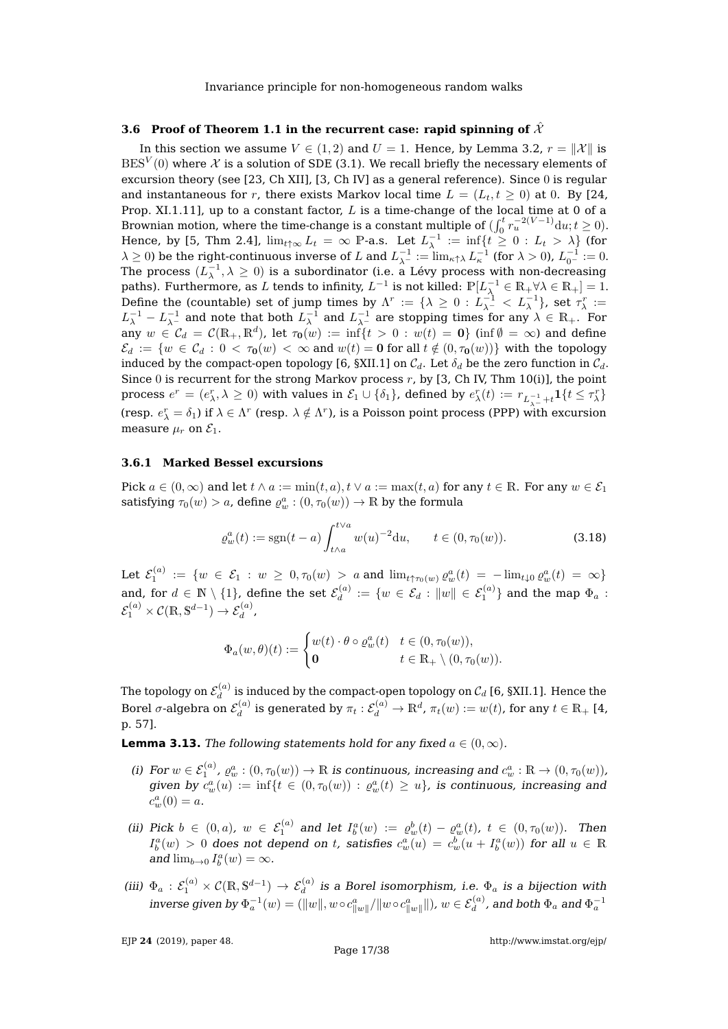### 3.6 Proof of Theorem 1.1 in the recurrent case: rapid spinning of $\hat{\mathcal{X}}$

In this section we assume $V \in (1,2)$ and $U = 1$. Hence, by Lemma 3.2, $r = \|\mathcal{X}\|$ is $\mathrm{BES}^V(0)$ where $\mathcal{X}$ is a solution of SDE (3.1). We recall briefly the necessary elements of excursion theory (see [23, Ch XII], [3, Ch IV] as a general reference). Since 0 is regular and instantaneous for $r$, there exists Markov local time $L = (L_t, t \geq 0)$ at 0. By [24, Prop. XI.1.11], up to a constant factor, $L$ is a time-change of the local time at 0 of a Brownian motion, where the time-change is a constant multiple of $(\int_0^t r_u^{-2(V-1)} \mathrm{d}u; t \geq 0)$. Hence, by [5, Thm 2.4], $\lim_{t\uparrow\infty} L_t = \infty$ $\mathbb{P}$-a.s. Let $L_\lambda^{-1} := \inf\{t \geq 0 : L_t > \lambda\}$ (for $\lambda \geq 0$) be the right-continuous inverse of $L$ and $L_{\lambda^-}^{-1} := \lim_{\kappa\uparrow\lambda} L_\kappa^{-1}$ (for $\lambda > 0$), $L_{0^-}^{-1} := 0$. The process $(L_\lambda^{-1}, \lambda \geq 0)$ is a subordinator (i.e. a Lévy process with non-decreasing paths). Furthermore, as $L$ tends to infinity, $L^{-1}$ is not killed: $\mathbb{P}[L_\lambda^{-1} \in \mathbb{R}_+ \forall \lambda \in \mathbb{R}_+] = 1$. Define the (countable) set of jump times by $\Lambda^r := \{\lambda \geq 0 : L_{\lambda^-}^{-1} < L_\lambda^{-1}\}$, set $\tau_\lambda^r := L_\lambda^{-1} - L_{\lambda^-}^{-1}$ and note that both $L_\lambda^{-1}$ and $L_{\lambda^-}^{-1}$ are stopping times for any $\lambda \in \mathbb{R}_+$. For any $w \in \mathcal{C}_d = \mathcal{C}(\mathbb{R}_+, \mathbb{R}^d)$, let $\tau_{\mathbf{0}}(w) := \inf\{t > 0 : w(t) = \mathbf{0}\}$ ($\inf \emptyset = \infty$) and define $\mathcal{E}_d := \{w \in \mathcal{C}_d : 0 < \tau_{\mathbf{0}}(w) < \infty \text{ and } w(t) = \mathbf{0} \text{ for all } t \notin (0, \tau_{\mathbf{0}}(w))\}$ with the topology induced by the compact-open topology [6, §XII.1] on $\mathcal{C}_d$. Let $\delta_d$ be the zero function in $\mathcal{C}_d$. Since 0 is recurrent for the strong Markov process $r$, by [3, Ch IV, Thm 10(i)], the point process $e^r = (e_\lambda^r, \lambda \geq 0)$ with values in $\mathcal{E}_1 \cup \{\delta_1\}$, defined by $e_\lambda^r(t) := r_{L_{\lambda^-}^{-1}+t} \mathbf{1}\{t \leq \tau_\lambda^r\}$ (resp. $e_\lambda^r = \delta_1$) if $\lambda \in \Lambda^r$ (resp. $\lambda \notin \Lambda^r$), is a Poisson point process (PPP) with excursion measure $\mu_r$ on $\mathcal{E}_1$.

#### 3.6.1 Marked Bessel excursions

Pick $a \in (0,\infty)$ and let $t \wedge a := \min(t,a), t \vee a := \max(t,a)$ for any $t \in \mathbb{R}$. For any $w \in \mathcal{E}_1$ satisfying $\tau_0(w) > a$, define $\varrho_w^a : (0, \tau_0(w)) \to \mathbb{R}$ by the formula

$$\varrho_w^a(t) := \mathrm{sgn}(t-a) \int_{t\wedge a}^{t\vee a} w(u)^{-2} \mathrm{d}u, \qquad t \in (0, \tau_0(w)). \tag{3.18}$$

Let $\mathcal{E}_1^{(a)} := \{w \in \mathcal{E}_1 : w \geq 0, \tau_0(w) > a \text{ and } \lim_{t\uparrow\tau_0(w)} \varrho_w^a(t) = -\lim_{t\downarrow 0} \varrho_w^a(t) = \infty\}$ and, for $d \in \mathbb{N} \setminus \{1\}$, define the set $\mathcal{E}_d^{(a)} := \{w \in \mathcal{E}_d : \|w\| \in \mathcal{E}_1^{(a)}\}$ and the map $\Phi_a : \mathcal{E}_1^{(a)} \times \mathcal{C}(\mathbb{R}, \mathbb{S}^{d-1}) \to \mathcal{E}_d^{(a)}$,

$$\Phi_a(w,\theta)(t) := \begin{cases} w(t) \cdot \theta \circ \varrho_w^a(t) & t \in (0, \tau_0(w)), \\ \mathbf{0} & t \in \mathbb{R}_+ \setminus (0, \tau_0(w)). \end{cases}$$

The topology on $\mathcal{E}_d^{(a)}$ is induced by the compact-open topology on $\mathcal{C}_d$ [6, §XII.1]. Hence the Borel $\sigma$-algebra on $\mathcal{E}_d^{(a)}$ is generated by $\pi_t : \mathcal{E}_d^{(a)} \to \mathbb{R}^d$, $\pi_t(w) := w(t)$, for any $t \in \mathbb{R}_+$ [4, p. 57].

**Lemma 3.13.** *The following statements hold for any fixed $a \in (0,\infty)$.*

*(i) For $w \in \mathcal{E}_1^{(a)}$, $\varrho_w^a : (0, \tau_0(w)) \to \mathbb{R}$ is continuous, increasing and $c_w^a : \mathbb{R} \to (0, \tau_0(w))$, given by $c_w^a(u) := \inf\{t \in (0, \tau_0(w)) : \varrho_w^a(t) \geq u\}$, is continuous, increasing and $c_w^a(0) = a$.*

*(ii) Pick $b \in (0,a)$, $w \in \mathcal{E}_1^{(a)}$ and let $I_b^a(w) := \varrho_w^b(t) - \varrho_w^a(t)$, $t \in (0, \tau_0(w))$. Then $I_b^a(w) > 0$ does not depend on $t$, satisfies $c_w^a(u) = c_w^b(u + I_b^a(w))$ for all $u \in \mathbb{R}$ and $\lim_{b\to 0} I_b^a(w) = \infty$.*

*(iii) $\Phi_a : \mathcal{E}_1^{(a)} \times \mathcal{C}(\mathbb{R}, \mathbb{S}^{d-1}) \to \mathcal{E}_d^{(a)}$ is a Borel isomorphism, i.e. $\Phi_a$ is a bijection with inverse given by $\Phi_a^{-1}(w) = (\|w\|, w \circ c_{\|w\|}^a / \|w \circ c_{\|w\|}^a\|)$, $w \in \mathcal{E}_d^{(a)}$, and both $\Phi_a$ and $\Phi_a^{-1}$*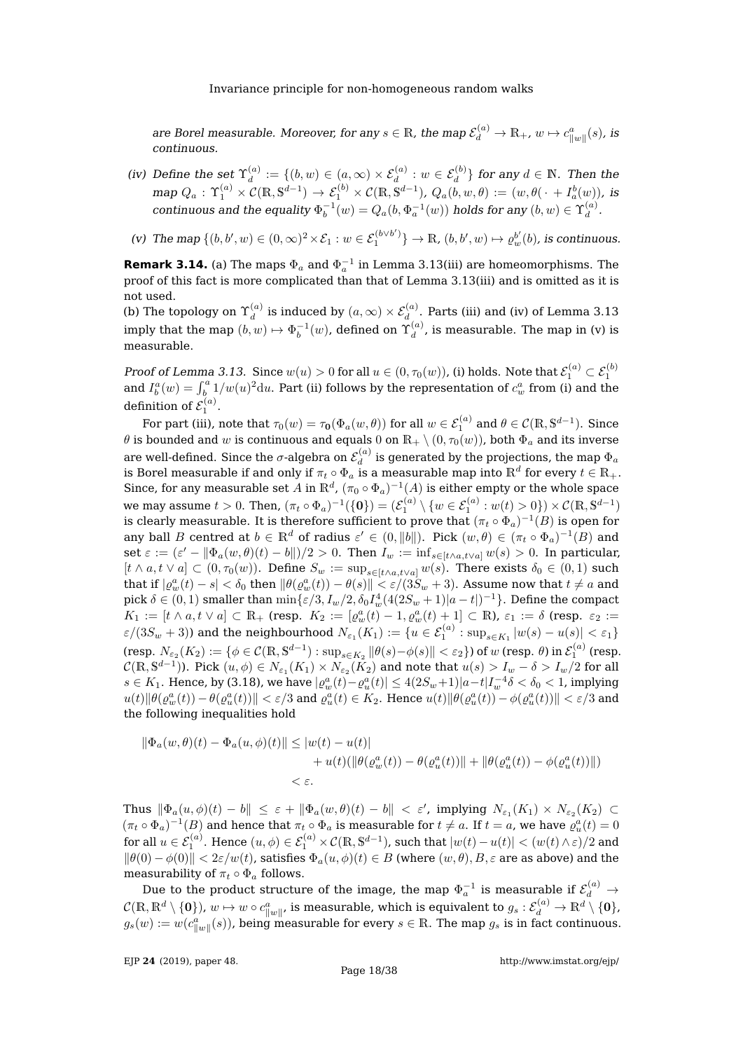*are Borel measurable. Moreover, for any $s \in \mathbb{R}$, the map $\mathcal{E}_d^{(a)} \to \mathbb{R}_+$, $w \mapsto c^a_{\|w\|}(s)$, is continuous.*

*(iv) Define the set $\Upsilon_d^{(a)} := \{(b, w) \in (a, \infty) \times \mathcal{E}_d^{(a)} : w \in \mathcal{E}_d^{(b)}\}$ for any $d \in \mathbb{N}$. Then the map $Q_a : \Upsilon_1^{(a)} \times \mathcal{C}(\mathbb{R}, \mathbb{S}^{d-1}) \to \mathcal{E}_1^{(b)} \times \mathcal{C}(\mathbb{R}, \mathbb{S}^{d-1})$, $Q_a(b, w, \theta) := (w, \theta(\,\cdot\, + I_a^b(w)))$, is continuous and the equality $\Phi_b^{-1}(w) = Q_a(b, \Phi_a^{-1}(w))$ holds for any $(b, w) \in \Upsilon_d^{(a)}$.*

*(v) The map $\{(b, b', w) \in (0, \infty)^2 \times \mathcal{E}_1 : w \in \mathcal{E}_1^{(b \vee b')}\} \to \mathbb{R}$, $(b, b', w) \mapsto \varrho_w^{b'}(b)$, is continuous.*

**Remark 3.14.** (a) The maps $\Phi_a$ and $\Phi_a^{-1}$ in Lemma 3.13(iii) are homeomorphisms. The proof of this fact is more complicated than that of Lemma 3.13(iii) and is omitted as it is not used.
(b) The topology on $\Upsilon_d^{(a)}$ is induced by $(a, \infty) \times \mathcal{E}_d^{(a)}$. Parts (iii) and (iv) of Lemma 3.13 imply that the map $(b, w) \mapsto \Phi_b^{-1}(w)$, defined on $\Upsilon_d^{(a)}$, is measurable. The map in (v) is measurable.

*Proof of Lemma 3.13.* Since $w(u) > 0$ for all $u \in (0, \tau_0(w))$, (i) holds. Note that $\mathcal{E}_1^{(a)} \subset \mathcal{E}_1^{(b)}$ and $I_b^a(w) = \int_b^a 1/w(u)^2 \mathrm{d}u$. Part (ii) follows by the representation of $c_w^a$ from (i) and the definition of $\mathcal{E}_1^{(a)}$.

For part (iii), note that $\tau_0(w) = \tau_{\mathbf{0}}(\Phi_a(w, \theta))$ for all $w \in \mathcal{E}_1^{(a)}$ and $\theta \in \mathcal{C}(\mathbb{R}, \mathbb{S}^{d-1})$. Since $\theta$ is bounded and $w$ is continuous and equals $0$ on $\mathbb{R}_+ \setminus (0, \tau_0(w))$, both $\Phi_a$ and its inverse are well-defined. Since the $\sigma$-algebra on $\mathcal{E}_d^{(a)}$ is generated by the projections, the map $\Phi_a$ is Borel measurable if and only if $\pi_t \circ \Phi_a$ is a measurable map into $\mathbb{R}^d$ for every $t \in \mathbb{R}_+$. Since, for any measurable set $A$ in $\mathbb{R}^d$, $(\pi_0 \circ \Phi_a)^{-1}(A)$ is either empty or the whole space we may assume $t > 0$. Then, $(\pi_t \circ \Phi_a)^{-1}(\{\mathbf{0}\}) = (\mathcal{E}_1^{(a)} \setminus \{w \in \mathcal{E}_1^{(a)} : w(t) > 0\}) \times \mathcal{C}(\mathbb{R}, \mathbb{S}^{d-1})$ is clearly measurable. It is therefore sufficient to prove that $(\pi_t \circ \Phi_a)^{-1}(B)$ is open for any ball $B$ centred at $b \in \mathbb{R}^d$ of radius $\varepsilon' \in (0, \|b\|)$. Pick $(w, \theta) \in (\pi_t \circ \Phi_a)^{-1}(B)$ and set $\varepsilon := (\varepsilon' - \|\Phi_a(w, \theta)(t) - b\|)/2 > 0$. Then $I_w := \inf_{s \in [t \wedge a, t \vee a]} w(s) > 0$. In particular, $[t \wedge a, t \vee a] \subset (0, \tau_0(w))$. Define $S_w := \sup_{s \in [t \wedge a, t \vee a]} w(s)$. There exists $\delta_0 \in (0, 1)$ such that if $|\varrho_w^a(t) - s| < \delta_0$ then $\|\theta(\varrho_w^a(t)) - \theta(s)\| < \varepsilon/(3S_w + 3)$. Assume now that $t \neq a$ and pick $\delta \in (0, 1)$ smaller than $\min\{\varepsilon/3, I_w/2, \delta_0 I_w^4 (4(2S_w + 1)|a - t|)^{-1}\}$. Define the compact $K_1 := [t \wedge a, t \vee a] \subset \mathbb{R}_+$ (resp. $K_2 := [\varrho_w^a(t) - 1, \varrho_w^a(t) + 1] \subset \mathbb{R}$), $\varepsilon_1 := \delta$ (resp. $\varepsilon_2 := \varepsilon/(3S_w + 3)$) and the neighbourhood $N_{\varepsilon_1}(K_1) := \{u \in \mathcal{E}_1^{(a)} : \sup_{s \in K_1} |w(s) - u(s)| < \varepsilon_1\}$ (resp. $N_{\varepsilon_2}(K_2) := \{\phi \in \mathcal{C}(\mathbb{R}, \mathbb{S}^{d-1}) : \sup_{s \in K_2} \|\theta(s) - \phi(s)\| < \varepsilon_2\}$) of $w$ (resp. $\theta$) in $\mathcal{E}_1^{(a)}$ (resp. $\mathcal{C}(\mathbb{R}, \mathbb{S}^{d-1})$). Pick $(u, \phi) \in N_{\varepsilon_1}(K_1) \times N_{\varepsilon_2}(K_2)$ and note that $u(s) > I_w - \delta > I_w/2$ for all $s \in K_1$. Hence, by (3.18), we have $|\varrho_w^a(t) - \varrho_u^a(t)| \le 4(2S_w + 1)|a - t| I_w^{-4} \delta < \delta_0 < 1$, implying $u(t)\|\theta(\varrho_w^a(t)) - \theta(\varrho_u^a(t))\| < \varepsilon/3$ and $\varrho_u^a(t) \in K_2$. Hence $u(t)\|\theta(\varrho_u^a(t)) - \phi(\varrho_u^a(t))\| < \varepsilon/3$ and the following inequalities hold

$$
\begin{aligned}
\|\Phi_a(w, \theta)(t) - \Phi_a(u, \phi)(t)\| &\le |w(t) - u(t)| \\
&\quad + u(t)(\|\theta(\varrho_w^a(t)) - \theta(\varrho_u^a(t))\| + \|\theta(\varrho_u^a(t)) - \phi(\varrho_u^a(t))\|) \\
&< \varepsilon.
\end{aligned}
$$

Thus $\|\Phi_a(u, \phi)(t) - b\| \le \varepsilon + \|\Phi_a(w, \theta)(t) - b\| < \varepsilon'$, implying $N_{\varepsilon_1}(K_1) \times N_{\varepsilon_2}(K_2) \subset (\pi_t \circ \Phi_a)^{-1}(B)$ and hence that $\pi_t \circ \Phi_a$ is measurable for $t \neq a$. If $t = a$, we have $\varrho_u^a(t) = 0$ for all $u \in \mathcal{E}_1^{(a)}$. Hence $(u, \phi) \in \mathcal{E}_1^{(a)} \times \mathcal{C}(\mathbb{R}, \mathbb{S}^{d-1})$, such that $|w(t) - u(t)| < (w(t) \wedge \varepsilon)/2$ and $\|\theta(0) - \phi(0)\| < 2\varepsilon/w(t)$, satisfies $\Phi_a(u, \phi)(t) \in B$ (where $(w, \theta), B, \varepsilon$ are as above) and the measurability of $\pi_t \circ \Phi_a$ follows.

Due to the product structure of the image, the map $\Phi_a^{-1}$ is measurable if $\mathcal{E}_d^{(a)} \to \mathcal{C}(\mathbb{R}, \mathbb{R}^d \setminus \{\mathbf{0}\})$, $w \mapsto w \circ c^a_{\|w\|}$, is measurable, which is equivalent to $g_s : \mathcal{E}_d^{(a)} \to \mathbb{R}^d \setminus \{\mathbf{0}\}$, $g_s(w) := w(c^a_{\|w\|}(s))$, being measurable for every $s \in \mathbb{R}$. The map $g_s$ is in fact continuous.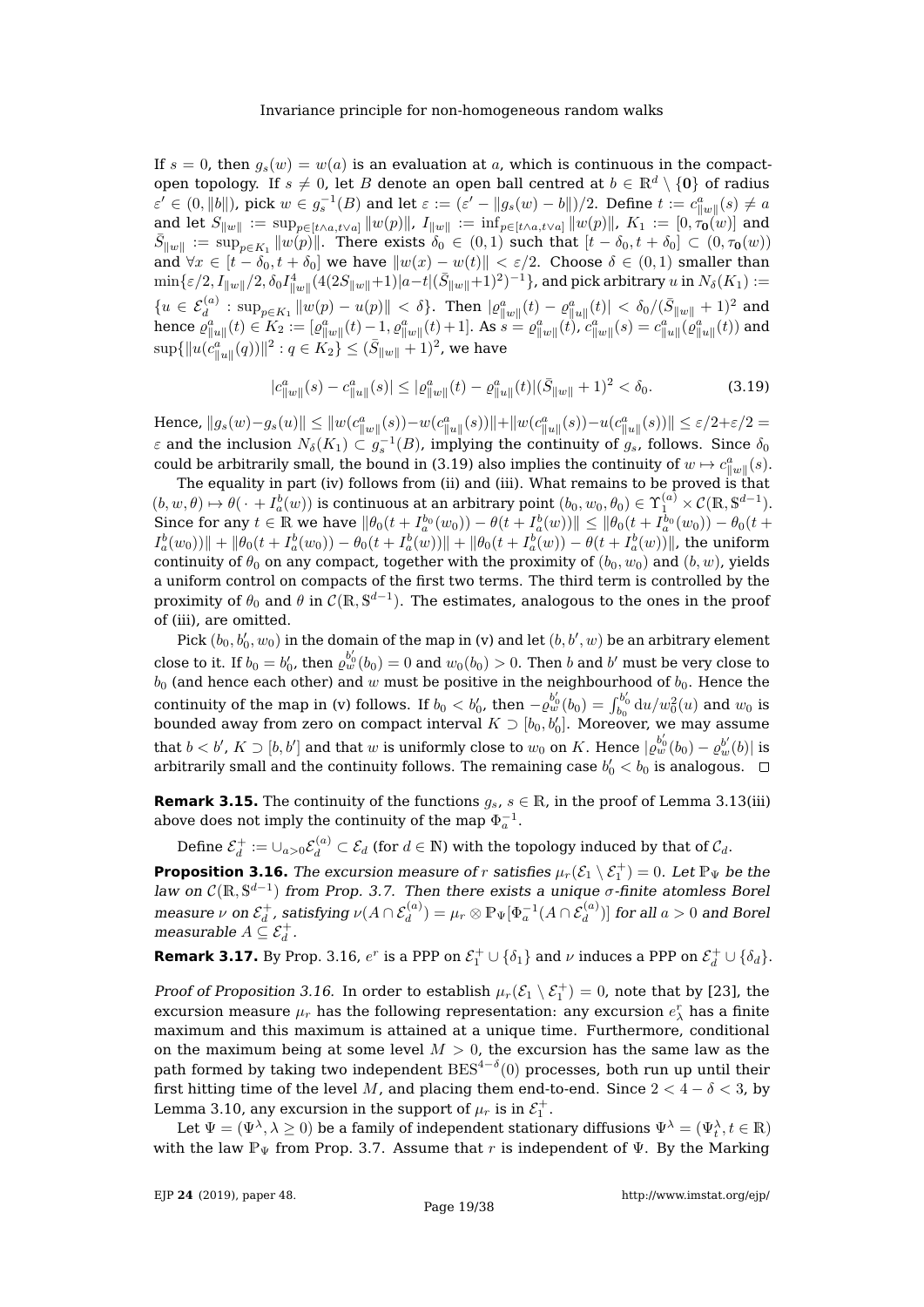If $s = 0$, then $g_s(w) = w(a)$ is an evaluation at $a$, which is continuous in the compact-open topology. If $s \neq 0$, let $B$ denote an open ball centred at $b \in \mathbb{R}^d \setminus \{\mathbf{0}\}$ of radius $\varepsilon' \in (0, \|b\|)$, pick $w \in g_s^{-1}(B)$ and let $\varepsilon := (\varepsilon' - \|g_s(w) - b\|)/2$. Define $t := c^a_{\|w\|}(s) \neq a$ and let $S_{\|w\|} := \sup_{p \in [t \wedge a, t \vee a]} \|w(p)\|$, $I_{\|w\|} := \inf_{p \in [t \wedge a, t \vee a]} \|w(p)\|$, $K_1 := [0, \tau_{\mathbf{0}}(w)]$ and $\bar{S}_{\|w\|} := \sup_{p \in K_1} \|w(p)\|$. There exists $\delta_0 \in (0,1)$ such that $[t - \delta_0, t + \delta_0] \subset (0, \tau_{\mathbf{0}}(w))$ and $\forall x \in [t - \delta_0, t + \delta_0]$ we have $\|w(x) - w(t)\| < \varepsilon/2$. Choose $\delta \in (0,1)$ smaller than $\min\{\varepsilon/2, I_{\|w\|}/2, \delta_0 I^4_{\|w\|}(4(2S_{\|w\|}+1)|a-t|(\bar{S}_{\|w\|}+1)^2)^{-1}\}$, and pick arbitrary $u$ in $N_\delta(K_1) := \{u \in \mathcal{E}_d^{(a)} : \sup_{p \in K_1} \|w(p) - u(p)\| < \delta\}$. Then $|\varrho^a_{\|w\|}(t) - \varrho^a_{\|u\|}(t)| < \delta_0/(\bar{S}_{\|w\|}+1)^2$ and hence $\varrho^a_{\|u\|}(t) \in K_2 := [\varrho^a_{\|w\|}(t) - 1, \varrho^a_{\|w\|}(t) + 1]$. As $s = \varrho^a_{\|w\|}(t)$, $c^a_{\|w\|}(s) = c^a_{\|u\|}(\varrho^a_{\|u\|}(t))$ and $\sup\{\|u(c^a_{\|u\|}(q))\|^2 : q \in K_2\} \leq (\bar{S}_{\|w\|}+1)^2$, we have

$$|c^a_{\|w\|}(s) - c^a_{\|u\|}(s)| \leq |\varrho^a_{\|w\|}(t) - \varrho^a_{\|u\|}(t)|(\bar{S}_{\|w\|}+1)^2 < \delta_0. \tag{3.19}$$

Hence, $\|g_s(w) - g_s(u)\| \leq \|w(c^a_{\|w\|}(s)) - w(c^a_{\|u\|}(s))\| + \|w(c^a_{\|u\|}(s)) - u(c^a_{\|u\|}(s))\| \leq \varepsilon/2 + \varepsilon/2 = \varepsilon$ and the inclusion $N_\delta(K_1) \subset g_s^{-1}(B)$, implying the continuity of $g_s$, follows. Since $\delta_0$ could be arbitrarily small, the bound in (3.19) also implies the continuity of $w \mapsto c^a_{\|w\|}(s)$.

The equality in part (iv) follows from (ii) and (iii). What remains to be proved is that $(b, w, \theta) \mapsto \theta(\cdot + I^b_a(w))$ is continuous at an arbitrary point $(b_0, w_0, \theta_0) \in \Upsilon_1^{(a)} \times \mathcal{C}(\mathbb{R}, \mathbb{S}^{d-1})$. Since for any $t \in \mathbb{R}$ we have $\|\theta_0(t + I^{b_0}_a(w_0)) - \theta(t + I^b_a(w))\| \leq \|\theta_0(t + I^{b_0}_a(w_0)) - \theta_0(t + I^b_a(w_0))\| + \|\theta_0(t + I^b_a(w_0)) - \theta_0(t + I^b_a(w))\| + \|\theta_0(t + I^b_a(w)) - \theta(t + I^b_a(w))\|$, the uniform continuity of $\theta_0$ on any compact, together with the proximity of $(b_0, w_0)$ and $(b, w)$, yields a uniform control on compacts of the first two terms. The third term is controlled by the proximity of $\theta_0$ and $\theta$ in $\mathcal{C}(\mathbb{R}, \mathbb{S}^{d-1})$. The estimates, analogous to the ones in the proof of (iii), are omitted.

Pick $(b_0, b_0', w_0)$ in the domain of the map in (v) and let $(b, b', w)$ be an arbitrary element close to it. If $b_0 = b_0'$, then $\varrho^{b_0'}_w(b_0) = 0$ and $w_0(b_0) > 0$. Then $b$ and $b'$ must be very close to $b_0$ (and hence each other) and $w$ must be positive in the neighbourhood of $b_0$. Hence the continuity of the map in (v) follows. If $b_0 < b_0'$, then $-\varrho^{b_0'}_w(b_0) = \int_{b_0}^{b_0'} \mathrm{d}u/w_0^2(u)$ and $w_0$ is bounded away from zero on compact interval $K \supset [b_0, b_0']$. Moreover, we may assume that $b < b'$, $K \supset [b, b']$ and that $w$ is uniformly close to $w_0$ on $K$. Hence $|\varrho^{b_0'}_w(b_0) - \varrho^{b'}_w(b)|$ is arbitrarily small and the continuity follows. The remaining case $b_0' < b_0$ is analogous. $\square$

**Remark 3.15.** The continuity of the functions $g_s$, $s \in \mathbb{R}$, in the proof of Lemma 3.13(iii) above does not imply the continuity of the map $\Phi_a^{-1}$.

Define $\mathcal{E}_d^+ := \cup_{a>0} \mathcal{E}_d^{(a)} \subset \mathcal{E}_d$ (for $d \in \mathbb{N}$) with the topology induced by that of $\mathcal{C}_d$.

**Proposition 3.16.** *The excursion measure of $r$ satisfies $\mu_r(\mathcal{E}_1 \setminus \mathcal{E}_1^+) = 0$. Let $\mathbb{P}_\Psi$ be the law on $\mathcal{C}(\mathbb{R}, \mathbb{S}^{d-1})$ from Prop. 3.7. Then there exists a unique $\sigma$-finite atomless Borel measure $\nu$ on $\mathcal{E}_d^+$, satisfying $\nu(A \cap \mathcal{E}_d^{(a)}) = \mu_r \otimes \mathbb{P}_\Psi[\Phi_a^{-1}(A \cap \mathcal{E}_d^{(a)})]$ for all $a > 0$ and Borel measurable $A \subseteq \mathcal{E}_d^+$.*

**Remark 3.17.** By Prop. 3.16, $e^r$ is a PPP on $\mathcal{E}_1^+ \cup \{\delta_1\}$ and $\nu$ induces a PPP on $\mathcal{E}_d^+ \cup \{\delta_d\}$.

*Proof of Proposition 3.16.* In order to establish $\mu_r(\mathcal{E}_1 \setminus \mathcal{E}_1^+) = 0$, note that by [23], the excursion measure $\mu_r$ has the following representation: any excursion $e^r_\lambda$ has a finite maximum and this maximum is attained at a unique time. Furthermore, conditional on the maximum being at some level $M > 0$, the excursion has the same law as the path formed by taking two independent $\mathrm{BES}^{4-\delta}(0)$ processes, both run up until their first hitting time of the level $M$, and placing them end-to-end. Since $2 < 4 - \delta < 3$, by Lemma 3.10, any excursion in the support of $\mu_r$ is in $\mathcal{E}_1^+$.

Let $\Psi = (\Psi^\lambda, \lambda \geq 0)$ be a family of independent stationary diffusions $\Psi^\lambda = (\Psi^\lambda_t, t \in \mathbb{R})$ with the law $\mathbb{P}_\Psi$ from Prop. 3.7. Assume that $r$ is independent of $\Psi$. By the Marking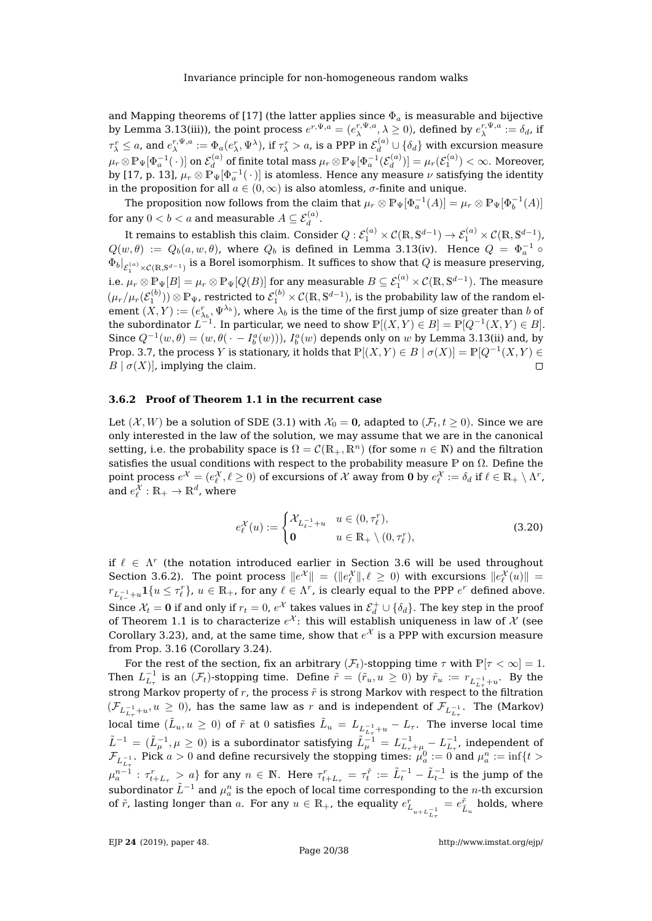and Mapping theorems of [17] (the latter applies since $\Phi_a$ is measurable and bijective by Lemma 3.13(iii)), the point process $e^{r,\Psi,a} = (e^{r,\Psi,a}_\lambda, \lambda \geq 0)$, defined by $e^{r,\Psi,a}_\lambda := \delta_d$, if $\tau^r_\lambda \leq a$, and $e^{r,\Psi,a}_\lambda := \Phi_a(e^r_\lambda, \Psi^\lambda)$, if $\tau^r_\lambda > a$, is a PPP in $\mathcal{E}^{(a)}_d \cup \{\delta_d\}$ with excursion measure $\mu_r \otimes \mathbb{P}_\Psi[\Phi_a^{-1}(\cdot)]$ on $\mathcal{E}^{(a)}_d$ of finite total mass $\mu_r \otimes \mathbb{P}_\Psi[\Phi_a^{-1}(\mathcal{E}^{(a)}_d)] = \mu_r(\mathcal{E}^{(a)}_1) < \infty$. Moreover, by [17, p. 13], $\mu_r \otimes \mathbb{P}_\Psi[\Phi_a^{-1}(\cdot)]$ is atomless. Hence any measure $\nu$ satisfying the identity in the proposition for all $a \in (0,\infty)$ is also atomless, $\sigma$-finite and unique.

The proposition now follows from the claim that $\mu_r \otimes \mathbb{P}_\Psi[\Phi_a^{-1}(A)] = \mu_r \otimes \mathbb{P}_\Psi[\Phi_b^{-1}(A)]$ for any $0 < b < a$ and measurable $A \subseteq \mathcal{E}^{(a)}_d$.

It remains to establish this claim. Consider $Q : \mathcal{E}^{(a)}_1 \times \mathcal{C}(\mathbb{R}, \mathbb{S}^{d-1}) \to \mathcal{E}^{(a)}_1 \times \mathcal{C}(\mathbb{R}, \mathbb{S}^{d-1})$, $Q(w,\theta) := Q_b(a, w, \theta)$, where $Q_b$ is defined in Lemma 3.13(iv). Hence $Q = \Phi_a^{-1} \circ \Phi_b|_{\mathcal{E}^{(a)}_1 \times \mathcal{C}(\mathbb{R},\mathbb{S}^{d-1})}$ is a Borel isomorphism. It suffices to show that $Q$ is measure preserving, i.e. $\mu_r \otimes \mathbb{P}_\Psi[B] = \mu_r \otimes \mathbb{P}_\Psi[Q(B)]$ for any measurable $B \subseteq \mathcal{E}^{(a)}_1 \times \mathcal{C}(\mathbb{R}, \mathbb{S}^{d-1})$. The measure $(\mu_r/\mu_r(\mathcal{E}^{(b)}_1)) \otimes \mathbb{P}_\Psi$, restricted to $\mathcal{E}^{(b)}_1 \times \mathcal{C}(\mathbb{R}, \mathbb{S}^{d-1})$, is the probability law of the random element $(X,Y) := (e^r_{\lambda_b}, \Psi^{\lambda_b})$, where $\lambda_b$ is the time of the first jump of size greater than $b$ of the subordinator $L^{-1}$. In particular, we need to show $\mathbb{P}[(X,Y) \in B] = \mathbb{P}[Q^{-1}(X,Y) \in B]$. Since $Q^{-1}(w,\theta) = (w, \theta(\cdot - I^a_b(w)))$, $I^a_b(w)$ depends only on $w$ by Lemma 3.13(ii) and, by Prop. 3.7, the process $Y$ is stationary, it holds that $\mathbb{P}[(X,Y) \in B \mid \sigma(X)] = \mathbb{P}[Q^{-1}(X,Y) \in B \mid \sigma(X)]$, implying the claim. $\square$

### 3.6.2 Proof of Theorem 1.1 in the recurrent case

Let $(\mathcal{X}, W)$ be a solution of SDE (3.1) with $\mathcal{X}_0 = \mathbf{0}$, adapted to $(\mathcal{F}_t, t \geq 0)$. Since we are only interested in the law of the solution, we may assume that we are in the canonical setting, i.e. the probability space is $\Omega = \mathcal{C}(\mathbb{R}_+, \mathbb{R}^n)$ (for some $n \in \mathbb{N}$) and the filtration satisfies the usual conditions with respect to the probability measure $\mathbb{P}$ on $\Omega$. Define the point process $e^{\mathcal{X}} = (e^{\mathcal{X}}_\ell, \ell \geq 0)$ of excursions of $\mathcal{X}$ away from $\mathbf{0}$ by $e^{\mathcal{X}}_\ell := \delta_d$ if $\ell \in \mathbb{R}_+ \setminus \Lambda^r$, and $e^{\mathcal{X}}_\ell : \mathbb{R}_+ \to \mathbb{R}^d$, where

$$e^{\mathcal{X}}_\ell(u) := \begin{cases} \mathcal{X}_{L^{-1}_{\ell-}+u} & u \in (0, \tau^r_\ell), \\ \mathbf{0} & u \in \mathbb{R}_+ \setminus (0, \tau^r_\ell), \end{cases} \tag{3.20}$$

if $\ell \in \Lambda^r$ (the notation introduced earlier in Section 3.6 will be used throughout Section 3.6.2). The point process $\|e^{\mathcal{X}}\| = (\|e^{\mathcal{X}}_\ell\|, \ell \geq 0)$ with excursions $\|e^{\mathcal{X}}_\ell(u)\| = r_{L^{-1}_{\ell-}+u} \mathbf{1}\{u \leq \tau^r_\ell\}$, $u \in \mathbb{R}_+$, for any $\ell \in \Lambda^r$, is clearly equal to the PPP $e^r$ defined above. Since $\mathcal{X}_t = \mathbf{0}$ if and only if $r_t = 0$, $e^{\mathcal{X}}$ takes values in $\mathcal{E}^+_d \cup \{\delta_d\}$. The key step in the proof of Theorem 1.1 is to characterize $e^{\mathcal{X}}$: this will establish uniqueness in law of $\mathcal{X}$ (see Corollary 3.23), and, at the same time, show that $e^{\mathcal{X}}$ is a PPP with excursion measure from Prop. 3.16 (Corollary 3.24).

For the rest of the section, fix an arbitrary $(\mathcal{F}_t)$-stopping time $\tau$ with $\mathbb{P}[\tau < \infty] = 1$. Then $L^{-1}_{L_\tau}$ is an $(\mathcal{F}_t)$-stopping time. Define $\tilde{r} = (\tilde{r}_u, u \geq 0)$ by $\tilde{r}_u := r_{L^{-1}_{L_\tau}+u}$. By the strong Markov property of $r$, the process $\tilde{r}$ is strong Markov with respect to the filtration $(\mathcal{F}_{L^{-1}_{L_\tau}+u}, u \geq 0)$, has the same law as $r$ and is independent of $\mathcal{F}_{L^{-1}_{L_\tau}}$. The (Markov) local time $(\tilde{L}_u, u \geq 0)$ of $\tilde{r}$ at 0 satisfies $\tilde{L}_u = L_{L^{-1}_{L_\tau}+u} - L_\tau$. The inverse local time $\tilde{L}^{-1} = (\tilde{L}^{-1}_\mu, \mu \geq 0)$ is a subordinator satisfying $\tilde{L}^{-1}_\mu = L^{-1}_{L_\tau+\mu} - L^{-1}_{L_\tau}$, independent of $\mathcal{F}_{L^{-1}_{L_\tau}}$. Pick $a > 0$ and define recursively the stopping times: $\mu^0_a := 0$ and $\mu^n_a := \inf\{t > \mu^{n-1}_a : \tau^r_{t+L_\tau} > a\}$ for any $n \in \mathbb{N}$. Here $\tau^r_{t+L_\tau} = \tau^{\tilde{r}}_t := \tilde{L}^{-1}_t - \tilde{L}^{-1}_{t-}$ is the jump of the subordinator $\tilde{L}^{-1}$ and $\mu^n_a$ is the epoch of local time corresponding to the $n$-th excursion of $\tilde{r}$, lasting longer than $a$. For any $u \in \mathbb{R}_+$, the equality $e^r_{L_{u+L^{-1}_{L_\tau}}} = e^{\tilde{r}}_{\tilde{L}_u}$ holds, where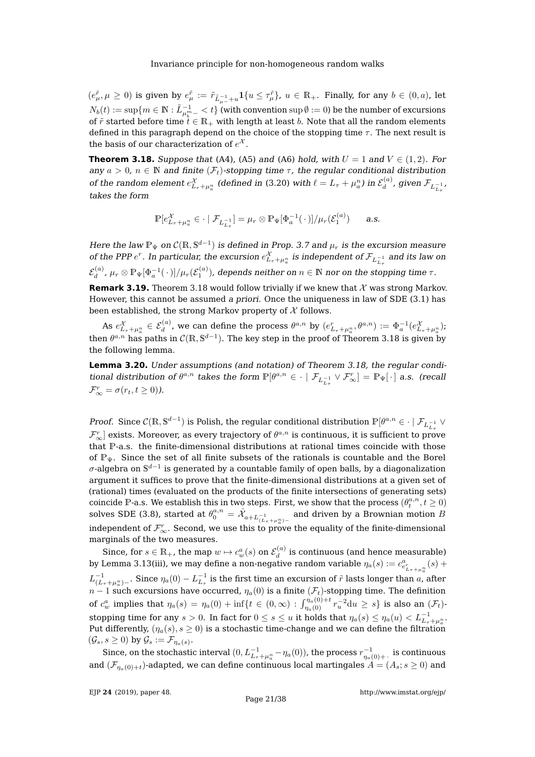$(e^{\tilde{r}}_\mu, \mu \geq 0)$ is given by $e^{\tilde{r}}_\mu := \tilde{r}_{\tilde{L}^{-1}_{\mu-}+u}\mathbf{1}\{u \leq \tau^{\tilde{r}}_\mu\}$, $u \in \mathbb{R}_+$. Finally, for any $b \in (0,a)$, let $N_b(t) := \sup\{m \in \mathbb{N} : \tilde{L}^{-1}_{\mu^m_b-} < t\}$ (with convention $\sup \emptyset := 0$) be the number of excursions of $\tilde{r}$ started before time $t \in \mathbb{R}_+$ with length at least $b$. Note that all the random elements defined in this paragraph depend on the choice of the stopping time $\tau$. The next result is the basis of our characterization of $e^{\mathcal{X}}$.

**Theorem 3.18.** *Suppose that* (A4), (A5) *and* (A6) *hold, with $U = 1$ and $V \in (1,2)$. For any $a > 0$, $n \in \mathbb{N}$ and finite $(\mathcal{F}_t)$-stopping time $\tau$, the regular conditional distribution of the random element $e^{\mathcal{X}}_{L_\tau+\mu^n_a}$ (defined in* (3.20) *with $\ell = L_\tau + \mu^n_a$) in $\mathcal{E}^{(a)}_d$, given $\mathcal{F}_{L^{-1}_{L_\tau}}$, takes the form*

$$\mathbb{P}[e^{\mathcal{X}}_{L_\tau+\mu^n_a} \in \cdot \mid \mathcal{F}_{L^{-1}_{L_\tau}}] = \mu_r \otimes \mathbb{P}_\Psi[\Phi_a^{-1}(\,\cdot\,)]/\mu_r(\mathcal{E}^{(a)}_1) \qquad a.s.$$

*Here the law $\mathbb{P}_\Psi$ on $\mathcal{C}(\mathbb{R}, \mathbb{S}^{d-1})$ is defined in Prop. 3.7 and $\mu_r$ is the excursion measure of the PPP $e^r$. In particular, the excursion $e^{\mathcal{X}}_{L_\tau+\mu^n_a}$ is independent of $\mathcal{F}_{L^{-1}_{L_\tau}}$ and its law on $\mathcal{E}^{(a)}_d$, $\mu_r \otimes \mathbb{P}_\Psi[\Phi_a^{-1}(\,\cdot\,)]/\mu_r(\mathcal{E}^{(a)}_1)$, depends neither on $n \in \mathbb{N}$ nor on the stopping time $\tau$.*

**Remark 3.19.** Theorem 3.18 would follow trivially if we knew that $\mathcal{X}$ was strong Markov. However, this cannot be assumed *a priori*. Once the uniqueness in law of SDE (3.1) has been established, the strong Markov property of $\mathcal{X}$ follows.

As $e^{\mathcal{X}}_{L_\tau+\mu^n_a} \in \mathcal{E}^{(a)}_d$, we can define the process $\theta^{a,n}$ by $(e^r_{L_\tau+\mu^n_a}, \theta^{a,n}) := \Phi_a^{-1}(e^{\mathcal{X}}_{L_\tau+\mu^n_a})$; then $\theta^{a,n}$ has paths in $\mathcal{C}(\mathbb{R}, \mathbb{S}^{d-1})$. The key step in the proof of Theorem 3.18 is given by the following lemma.

**Lemma 3.20.** *Under assumptions (and notation) of Theorem 3.18, the regular conditional distribution of $\theta^{a,n}$ takes the form $\mathbb{P}[\theta^{a,n} \in \cdot \mid \mathcal{F}_{L^{-1}_{L_\tau}} \vee \mathcal{F}^r_\infty] = \mathbb{P}_\Psi[\,\cdot\,]$ a.s. (recall $\mathcal{F}^r_\infty = \sigma(r_t, t \geq 0)$).*

*Proof.* Since $\mathcal{C}(\mathbb{R}, \mathbb{S}^{d-1})$ is Polish, the regular conditional distribution $\mathbb{P}[\theta^{a,n} \in \cdot \mid \mathcal{F}_{L^{-1}_{L_\tau}} \vee \mathcal{F}^r_\infty]$ exists. Moreover, as every trajectory of $\theta^{a,n}$ is continuous, it is sufficient to prove that $\mathbb{P}$-a.s. the finite-dimensional distributions at rational times coincide with those of $\mathbb{P}_\Psi$. Since the set of all finite subsets of the rationals is countable and the Borel $\sigma$-algebra on $\mathbb{S}^{d-1}$ is generated by a countable family of open balls, by a diagonalization argument it suffices to prove that the finite-dimensional distributions at a given set of (rational) times (evaluated on the products of the finite intersections of generating sets) coincide $\mathbb{P}$-a.s. We establish this in two steps. First, we show that the process $(\theta^{a,n}_t, t \geq 0)$ solves SDE (3.8), started at $\theta^{a,n}_0 = \hat{\mathcal{X}}_{a+L^{-1}_{(L_\tau+\mu^n_a)-}}$ and driven by a Brownian motion $B$ independent of $\mathcal{F}^r_\infty$. Second, we use this to prove the equality of the finite-dimensional marginals of the two measures.

Since, for $s \in \mathbb{R}_+$, the map $w \mapsto c^a_w(s)$ on $\mathcal{E}^{(a)}_d$ is continuous (and hence measurable) by Lemma 3.13(iii), we may define a non-negative random variable $\eta_a(s) := c^a_{e^r_{L_\tau+\mu^n_a}}(s) + L^{-1}_{(L_\tau+\mu^n_a)-}$. Since $\eta_a(0) - L^{-1}_{L_\tau}$ is the first time an excursion of $\tilde{r}$ lasts longer than $a$, after $n-1$ such excursions have occurred, $\eta_a(0)$ is a finite $(\mathcal{F}_t)$-stopping time. The definition of $c^a_w$ implies that $\eta_a(s) = \eta_a(0) + \inf\{t \in (0,\infty) : \int_{\eta_a(0)}^{\eta_a(0)+t} r_u^{-2}\mathrm{d}u \geq s\}$ is also an $(\mathcal{F}_t)$-stopping time for any $s > 0$. In fact for $0 \leq s \leq u$ it holds that $\eta_a(s) \leq \eta_a(u) < L^{-1}_{L_\tau+\mu^n_a}$. Put differently, $(\eta_a(s), s \geq 0)$ is a stochastic time-change and we can define the filtration $(\mathcal{G}_s, s \geq 0)$ by $\mathcal{G}_s := \mathcal{F}_{\eta_a(s)}$.

Since, on the stochastic interval $(0, L^{-1}_{L_\tau+\mu^n_a} - \eta_a(0))$, the process $r^{-1}_{\eta_a(0)+\cdot}$ is continuous and $(\mathcal{F}_{\eta_a(0)+t})$-adapted, we can define continuous local martingales $A = (A_s; s \geq 0)$ and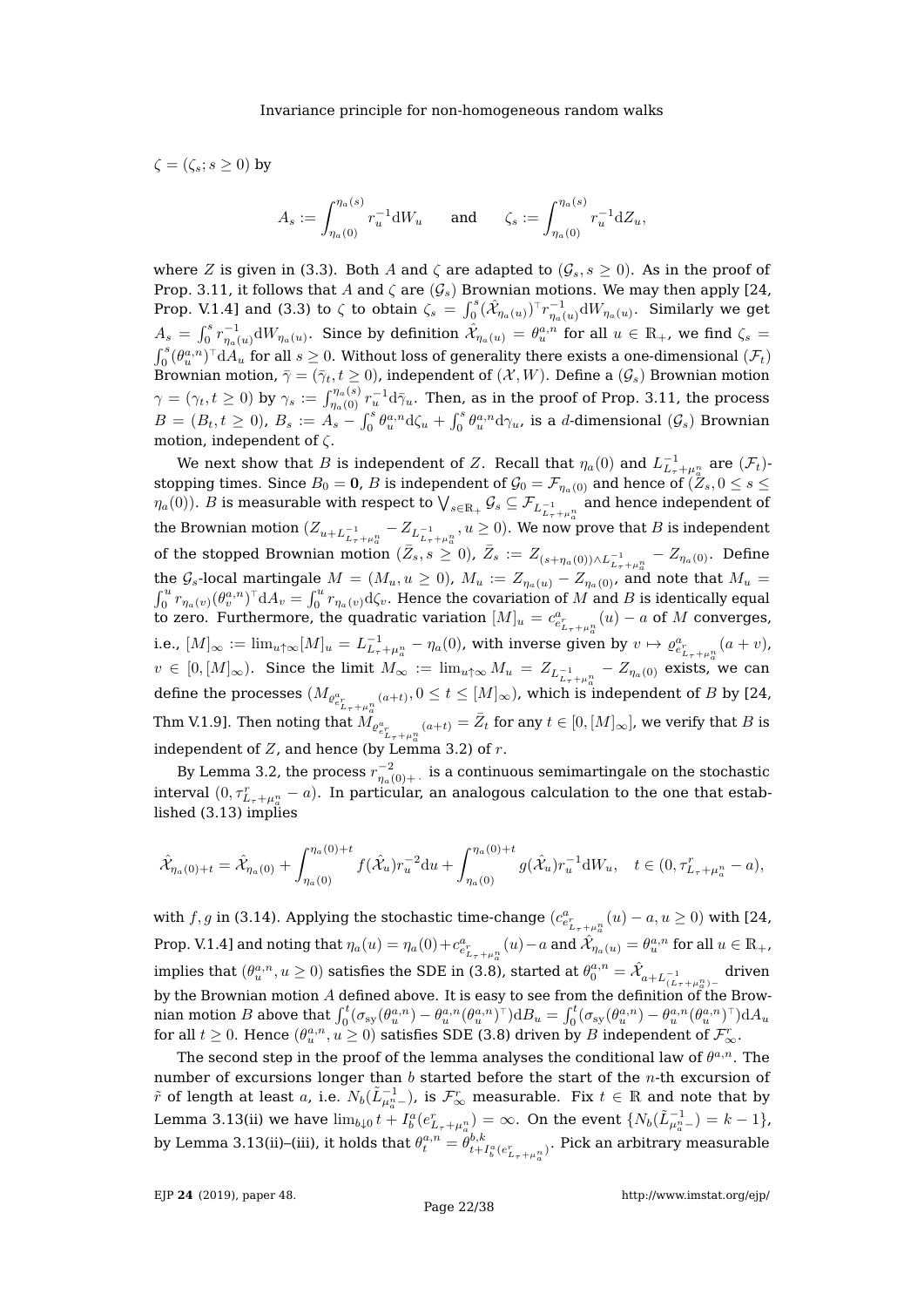$\zeta = (\zeta_s; s \geq 0)$ by

$$A_s := \int_{\eta_a(0)}^{\eta_a(s)} r_u^{-1} \mathrm{d}W_u \qquad \text{and} \qquad \zeta_s := \int_{\eta_a(0)}^{\eta_a(s)} r_u^{-1} \mathrm{d}Z_u,$$

where $Z$ is given in (3.3). Both $A$ and $\zeta$ are adapted to $(\mathcal{G}_s, s \geq 0)$. As in the proof of Prop. 3.11, it follows that $A$ and $\zeta$ are $(\mathcal{G}_s)$ Brownian motions. We may then apply [24, Prop. V.1.4] and (3.3) to $\zeta$ to obtain $\zeta_s = \int_0^s (\hat{\mathcal{X}}_{\eta_a(u)})^\top r_{\eta_a(u)}^{-1} \mathrm{d}W_{\eta_a(u)}$. Similarly we get $A_s = \int_0^s r_{\eta_a(u)}^{-1} \mathrm{d}W_{\eta_a(u)}$. Since by definition $\hat{\mathcal{X}}_{\eta_a(u)} = \theta_u^{a,n}$ for all $u \in \mathbb{R}_+$, we find $\zeta_s = \int_0^s (\theta_u^{a,n})^\top \mathrm{d}A_u$ for all $s \geq 0$. Without loss of generality there exists a one-dimensional $(\mathcal{F}_t)$ Brownian motion, $\bar{\gamma} = (\bar{\gamma}_t, t \geq 0)$, independent of $(\mathcal{X}, W)$. Define a $(\mathcal{G}_s)$ Brownian motion $\gamma = (\gamma_t, t \geq 0)$ by $\gamma_s := \int_{\eta_a(0)}^{\eta_a(s)} r_u^{-1} \mathrm{d}\bar{\gamma}_u$. Then, as in the proof of Prop. 3.11, the process $B = (B_t, t \geq 0)$, $B_s := A_s - \int_0^s \theta_u^{a,n} \mathrm{d}\zeta_u + \int_0^s \theta_u^{a,n} \mathrm{d}\gamma_u$, is a $d$-dimensional $(\mathcal{G}_s)$ Brownian motion, independent of $\zeta$.

We next show that $B$ is independent of $Z$. Recall that $\eta_a(0)$ and $L^{-1}_{L_\tau + \mu_a^n}$ are $(\mathcal{F}_t)$-stopping times. Since $B_0 = \mathbf{0}$, $B$ is independent of $\mathcal{G}_0 = \mathcal{F}_{\eta_a(0)}$ and hence of $(Z_s, 0 \leq s \leq \eta_a(0))$. $B$ is measurable with respect to $\bigvee_{s \in \mathbb{R}_+} \mathcal{G}_s \subseteq \mathcal{F}_{L^{-1}_{L_\tau + \mu_a^n}}$ and hence independent of the Brownian motion $(Z_{u + L^{-1}_{L_\tau + \mu_a^n}} - Z_{L^{-1}_{L_\tau + \mu_a^n}}, u \geq 0)$. We now prove that $B$ is independent of the stopped Brownian motion $(\bar{Z}_s, s \geq 0)$, $\bar{Z}_s := Z_{(s + \eta_a(0)) \wedge L^{-1}_{L_\tau + \mu_a^n}} - Z_{\eta_a(0)}$. Define the $\mathcal{G}_s$-local martingale $M = (M_u, u \geq 0)$, $M_u := Z_{\eta_a(u)} - Z_{\eta_a(0)}$, and note that $M_u = \int_0^u r_{\eta_a(v)} (\theta_v^{a,n})^\top \mathrm{d}A_v = \int_0^u r_{\eta_a(v)} \mathrm{d}\zeta_v$. Hence the covariation of $M$ and $B$ is identically equal to zero. Furthermore, the quadratic variation $[M]_u = c^a_{e^r_{L_\tau + \mu_a^n}}(u) - a$ of $M$ converges, i.e., $[M]_\infty := \lim_{u \uparrow \infty} [M]_u = L^{-1}_{L_\tau + \mu_a^n} - \eta_a(0)$, with inverse given by $v \mapsto \varrho^a_{e^r_{L_\tau + \mu_a^n}}(a + v)$, $v \in [0, [M]_\infty)$. Since the limit $M_\infty := \lim_{u \uparrow \infty} M_u = Z_{L^{-1}_{L_\tau + \mu_a^n}} - Z_{\eta_a(0)}$ exists, we can define the processes $(M_{\varrho^a_{e^r_{L_\tau + \mu_a^n}}(a+t)}, 0 \leq t \leq [M]_\infty)$, which is independent of $B$ by [24, Thm V.1.9]. Then noting that $M_{\varrho^a_{e^r_{L_\tau + \mu_a^n}}(a+t)} = \bar{Z}_t$ for any $t \in [0, [M]_\infty]$, we verify that $B$ is independent of $Z$, and hence (by Lemma 3.2) of $r$.

By Lemma 3.2, the process $r^{-2}_{\eta_a(0) + \cdot}$ is a continuous semimartingale on the stochastic interval $(0, \tau^r_{L_\tau + \mu_a^n} - a)$. In particular, an analogous calculation to the one that established (3.13) implies

$$\hat{\mathcal{X}}_{\eta_a(0)+t} = \hat{\mathcal{X}}_{\eta_a(0)} + \int_{\eta_a(0)}^{\eta_a(0)+t} f(\hat{\mathcal{X}}_u) r_u^{-2} \mathrm{d}u + \int_{\eta_a(0)}^{\eta_a(0)+t} g(\hat{\mathcal{X}}_u) r_u^{-1} \mathrm{d}W_u, \quad t \in (0, \tau^r_{L_\tau + \mu_a^n} - a),$$

with $f, g$ in (3.14). Applying the stochastic time-change $(c^a_{e^r_{L_\tau + \mu_a^n}}(u) - a, u \geq 0)$ with [24, Prop. V.1.4] and noting that $\eta_a(u) = \eta_a(0) + c^a_{e^r_{L_\tau + \mu_a^n}}(u) - a$ and $\hat{\mathcal{X}}_{\eta_a(u)} = \theta_u^{a,n}$ for all $u \in \mathbb{R}_+$, implies that $(\theta_u^{a,n}, u \geq 0)$ satisfies the SDE in (3.8), started at $\theta_0^{a,n} = \hat{\mathcal{X}}_{a + L^{-1}_{(L_\tau + \mu_a^n)-}}$ driven by the Brownian motion $A$ defined above. It is easy to see from the definition of the Brownian motion $B$ above that $\int_0^t (\sigma_{\mathrm{sy}}(\theta_u^{a,n}) - \theta_u^{a,n} (\theta_u^{a,n})^\top) \mathrm{d}B_u = \int_0^t (\sigma_{\mathrm{sy}}(\theta_u^{a,n}) - \theta_u^{a,n} (\theta_u^{a,n})^\top) \mathrm{d}A_u$ for all $t \geq 0$. Hence $(\theta_u^{a,n}, u \geq 0)$ satisfies SDE (3.8) driven by $B$ independent of $\mathcal{F}^r_\infty$.

The second step in the proof of the lemma analyses the conditional law of $\theta^{a,n}$. The number of excursions longer than $b$ started before the start of the $n$-th excursion of $\tilde{r}$ of length at least $a$, i.e. $N_b(\tilde{L}^{-1}_{\mu_a^n -})$, is $\mathcal{F}^r_\infty$ measurable. Fix $t \in \mathbb{R}$ and note that by Lemma 3.13(ii) we have $\lim_{b \downarrow 0} t + I^a_b(e^r_{L_\tau + \mu_a^n}) = \infty$. On the event $\{N_b(\tilde{L}^{-1}_{\mu_a^n -}) = k - 1\}$, by Lemma 3.13(ii)–(iii), it holds that $\theta_t^{a,n} = \theta^{b,k}_{t + I^a_b(e^r_{L_\tau + \mu_a^n})}$. Pick an arbitrary measurable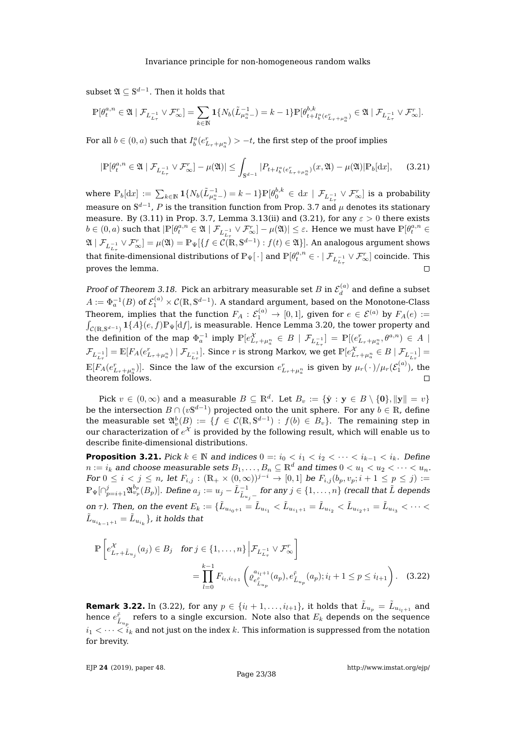subset $\mathfrak{A} \subseteq \mathbb{S}^{d-1}$. Then it holds that

$$\mathbb{P}[\theta_t^{a,n} \in \mathfrak{A} \mid \mathcal{F}_{L_{L_\tau}^{-1}} \vee \mathcal{F}_\infty^r] = \sum_{k \in \mathbb{N}} \mathbf{1}\{N_b(\tilde{L}_{\mu_a^n -}^{-1}) = k-1\} \mathbb{P}[\theta_{t+I_b^a(e_{L_\tau+\mu_a^n}^r)}^{b,k} \in \mathfrak{A} \mid \mathcal{F}_{L_{L_\tau}^{-1}} \vee \mathcal{F}_\infty^r].$$

For all $b \in (0,a)$ such that $I_b^a(e_{L_\tau+\mu_a^n}^r) > -t$, the first step of the proof implies

$$|\mathbb{P}[\theta_t^{a,n} \in \mathfrak{A} \mid \mathcal{F}_{L_{L_\tau}^{-1}} \vee \mathcal{F}_\infty^r] - \mu(\mathfrak{A})| \leq \int_{\mathbb{S}^{d-1}} |P_{t+I_b^a(e_{L_\tau+\mu_a^n}^r)}(x, \mathfrak{A}) - \mu(\mathfrak{A})| \mathbb{P}_b[\mathrm{d}x], \tag{3.21}$$

where $\mathbb{P}_b[\mathrm{d}x] := \sum_{k \in \mathbb{N}} \mathbf{1}\{N_b(\tilde{L}_{\mu_a^n -}^{-1}) = k-1\} \mathbb{P}[\theta_0^{b,k} \in \mathrm{d}x \mid \mathcal{F}_{L_{L_\tau}^{-1}} \vee \mathcal{F}_\infty^r]$ is a probability measure on $\mathbb{S}^{d-1}$, $P$ is the transition function from Prop. 3.7 and $\mu$ denotes its stationary measure. By (3.11) in Prop. 3.7, Lemma 3.13(ii) and (3.21), for any $\varepsilon > 0$ there exists $b \in (0,a)$ such that $|\mathbb{P}[\theta_t^{a,n} \in \mathfrak{A} \mid \mathcal{F}_{L_{L_\tau}^{-1}} \vee \mathcal{F}_\infty^r] - \mu(\mathfrak{A})| \leq \varepsilon$. Hence we must have $\mathbb{P}[\theta_t^{a,n} \in \mathfrak{A} \mid \mathcal{F}_{L_{L_\tau}^{-1}} \vee \mathcal{F}_\infty^r] = \mu(\mathfrak{A}) = \mathbb{P}_\Psi[\{f \in \mathcal{C}(\mathbb{R}, \mathbb{S}^{d-1}) : f(t) \in \mathfrak{A}\}]$. An analogous argument shows that finite-dimensional distributions of $\mathbb{P}_\Psi[\,\cdot\,]$ and $\mathbb{P}[\theta_t^{a,n} \in \cdot \mid \mathcal{F}_{L_{L_\tau}^{-1}} \vee \mathcal{F}_\infty^r]$ coincide. This proves the lemma. $\square$

*Proof of Theorem 3.18.* Pick an arbitrary measurable set $B$ in $\mathcal{E}_d^{(a)}$ and define a subset $A := \Phi_a^{-1}(B)$ of $\mathcal{E}_1^{(a)} \times \mathcal{C}(\mathbb{R}, \mathbb{S}^{d-1})$. A standard argument, based on the Monotone-Class Theorem, implies that the function $F_A : \mathcal{E}_1^{(a)} \to [0,1]$, given for $e \in \mathcal{E}^{(a)}$ by $F_A(e) := \int_{\mathcal{C}(\mathbb{R},\mathbb{S}^{d-1})} \mathbf{1}\{A\}(e,f) \mathbb{P}_\Psi[\mathrm{d}f]$, is measurable. Hence Lemma 3.20, the tower property and the definition of the map $\Phi_a^{-1}$ imply $\mathbb{P}[e_{L_\tau+\mu_a^n}^{\mathcal{X}} \in B \mid \mathcal{F}_{L_{L_\tau}^{-1}}] = \mathbb{P}[(e_{L_\tau+\mu_a^n}^r, \theta^{a,n}) \in A \mid \mathcal{F}_{L_{L_\tau}^{-1}}] = \mathbb{E}[F_A(e_{L_\tau+\mu_a^n}^r) \mid \mathcal{F}_{L_{L_\tau}^{-1}}]$. Since $r$ is strong Markov, we get $\mathbb{P}[e_{L_\tau+\mu_a^n}^{\mathcal{X}} \in B \mid \mathcal{F}_{L_{L_\tau}^{-1}}] = \mathbb{E}[F_A(e_{L_\tau+\mu_a^n}^r)]$. Since the law of the excursion $e_{L_\tau+\mu_a^n}^r$ is given by $\mu_r(\,\cdot\,)/\mu_r(\mathcal{E}_1^{(a)})$, the theorem follows. $\square$

Pick $v \in (0,\infty)$ and a measurable $B \subseteq \mathbb{R}^d$. Let $B_v := \{\hat{\mathbf{y}} : \mathbf{y} \in B \setminus \{\mathbf{0}\}, \|\mathbf{y}\| = v\}$ be the intersection $B \cap (v\mathbb{S}^{d-1})$ projected onto the unit sphere. For any $b \in \mathbb{R}$, define the measurable set $\mathfrak{A}_v^b(B) := \{f \in \mathcal{C}(\mathbb{R}, \mathbb{S}^{d-1}) : f(b) \in B_v\}$. The remaining step in our characterization of $e^{\mathcal{X}}$ is provided by the following result, which will enable us to describe finite-dimensional distributions.

**Proposition 3.21.** *Pick $k \in \mathbb{N}$ and indices $0 =: i_0 < i_1 < i_2 < \cdots < i_{k-1} < i_k$. Define $n := i_k$ and choose measurable sets $B_1, \ldots, B_n \subseteq \mathbb{R}^d$ and times $0 < u_1 < u_2 < \cdots < u_n$. For $0 \leq i < j \leq n$, let $F_{i,j} : (\mathbb{R}_+ \times (0,\infty))^{j-i} \to [0,1]$ be $F_{i,j}(b_p, v_p; i+1 \leq p \leq j) := \mathbb{P}_\Psi[\cap_{p=i+1}^j \mathfrak{A}_{v_p}^{b_p}(B_p)]$. Define $a_j := u_j - \tilde{L}_{\tilde{L}_{u_j}-}^{-1}$ for any $j \in \{1, \ldots, n\}$ (recall that $\tilde{L}$ depends on $\tau$). Then, on the event $E_k := \{\tilde{L}_{u_{i_0+1}} = \tilde{L}_{u_{i_1}} < \tilde{L}_{u_{i_1+1}} = \tilde{L}_{u_{i_2}} < \tilde{L}_{u_{i_2+1}} = \tilde{L}_{u_{i_3}} < \cdots < \tilde{L}_{u_{i_{k-1}+1}} = \tilde{L}_{u_{i_k}}\}$, it holds that*

$$\begin{aligned}\mathbb{P}\left[e_{L_\tau+\tilde{L}_{u_j}}^{\mathcal{X}}(a_j) \in B_j \quad \text{for } j \in \{1,\ldots,n\} \,\Big|\, \mathcal{F}_{L_{L_\tau}^{-1}} \vee \mathcal{F}_\infty^r\right] \\ = \prod_{l=0}^{k-1} F_{i_l,i_{l+1}}\left(\varrho_{e_{\tilde{L}_{u_p}}^{\tilde{r}}}^{a_{i_l+1}}(a_p), e_{\tilde{L}_{u_p}}^{\tilde{r}}(a_p); i_l+1 \leq p \leq i_{l+1}\right).\end{aligned} \tag{3.22}$$

**Remark 3.22.** In (3.22), for any $p \in \{i_l+1, \ldots, i_{l+1}\}$, it holds that $\tilde{L}_{u_p} = \tilde{L}_{u_{i_{l+1}}}$ and hence $e_{\tilde{L}_{u_p}}^{\tilde{r}}$ refers to a single excursion. Note also that $E_k$ depends on the sequence $i_1 < \cdots < i_k$ and not just on the index $k$. This information is suppressed from the notation for brevity.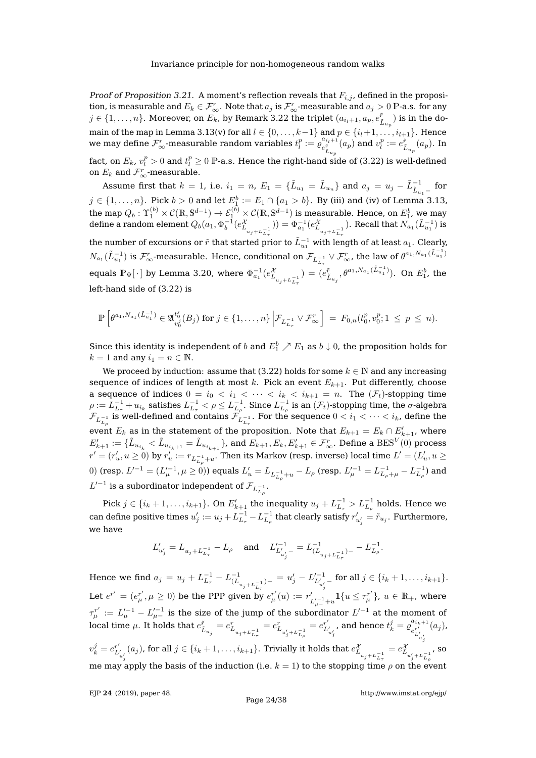*Proof of Proposition 3.21.* A moment's reflection reveals that $F_{i,j}$, defined in the proposition, is measurable and $E_k \in \mathcal{F}^r_\infty$. Note that $a_j$ is $\mathcal{F}^r_\infty$-measurable and $a_j > 0$ $\mathbb{P}$-a.s. for any $j \in \{1, \ldots, n\}$. Moreover, on $E_k$, by Remark 3.22 the triplet $(a_{i_l+1}, a_p, e^{\tilde{r}}_{\tilde{L}_{u_p}})$ is in the domain of the map in Lemma 3.13(v) for all $l \in \{0, \ldots, k-1\}$ and $p \in \{i_l+1, \ldots, i_{l+1}\}$. Hence we may define $\mathcal{F}^r_\infty$-measurable random variables $t^p_l := \varrho^{a_{i_l+1}}_{e^{\tilde{r}}_{\tilde{L}_{u_p}}}(a_p)$ and $v^p_l := e^{\tilde{r}}_{\tilde{L}_{u_p}}(a_p)$. In fact, on $E_k$, $v^p_l > 0$ and $t^p_l \geq 0$ $\mathbb{P}$-a.s. Hence the right-hand side of (3.22) is well-defined on $E_k$ and $\mathcal{F}^r_\infty$-measurable.

Assume first that $k = 1$, i.e. $i_1 = n$, $E_1 = \{\tilde{L}_{u_1} = \tilde{L}_{u_n}\}$ and $a_j = u_j - \tilde{L}^{-1}_{\tilde{L}_{u_1}-}$ for $j \in \{1, \ldots, n\}$. Pick $b > 0$ and let $E^b_1 := E_1 \cap \{a_1 > b\}$. By (iii) and (iv) of Lemma 3.13, the map $Q_b : \Upsilon^{(b)}_1 \times \mathcal{C}(\mathbb{R}, \mathbb{S}^{d-1}) \to \mathcal{E}^{(b)}_1 \times \mathcal{C}(\mathbb{R}, \mathbb{S}^{d-1})$ is measurable. Hence, on $E^b_1$, we may define a random element $Q_b(a_1, \Phi^{-1}_b(e^{\mathcal{X}}_{L_{u_j+L^{-1}_\tau}})) = \Phi^{-1}_{a_1}(e^{\mathcal{X}}_{L_{u_j+L^{-1}_\tau}})$. Recall that $N_{a_1}(\tilde{L}^{-1}_{u_1})$ is the number of excursions of $\tilde{r}$ that started prior to $\tilde{L}^{-1}_{u_1}$ with length of at least $a_1$. Clearly, $N_{a_1}(\tilde{L}^{-1}_{u_1})$ is $\mathcal{F}^r_\infty$-measurable. Hence, conditional on $\mathcal{F}_{L^{-1}_{L_\tau}} \vee \mathcal{F}^r_\infty$, the law of $\theta^{a_1, N_{a_1}(\tilde{L}^{-1}_{u_1})}$ equals $\mathbb{P}_\Psi[\,\cdot\,]$ by Lemma 3.20, where $\Phi^{-1}_{a_1}(e^{\mathcal{X}}_{L_{u_j+L^{-1}_\tau}}) = (e^{\tilde{r}}_{\tilde{L}_{u_j}}, \theta^{a_1, N_{a_1}(\tilde{L}^{-1}_{u_1})})$. On $E^b_1$, the left-hand side of (3.22) is

$$
\mathbb{P}\left[\theta^{a_1, N_{a_1}(\tilde{L}^{-1}_{u_1})} \in \mathfrak{A}^{t^j_0}_{v^j_0}(B_j) \text{ for } j \in \{1, \ldots, n\} \,\middle|\, \mathcal{F}_{L^{-1}_{L_\tau}} \vee \mathcal{F}^r_\infty\right] = F_{0,n}(t^p_0, v^p_0; 1 \leq p \leq n).
$$

Since this identity is independent of $b$ and $E^b_1 \nearrow E_1$ as $b \downarrow 0$, the proposition holds for $k = 1$ and any $i_1 = n \in \mathbb{N}$.

We proceed by induction: assume that (3.22) holds for some $k \in \mathbb{N}$ and any increasing sequence of indices of length at most $k$. Pick an event $E_{k+1}$. Put differently, choose a sequence of indices $0 = i_0 < i_1 < \cdots < i_k < i_{k+1} = n$. The $(\mathcal{F}_t)$-stopping time $\rho := L^{-1}_{L_\tau} + u_{i_k}$ satisfies $L^{-1}_{L_\tau} < \rho \leq L^{-1}_{L_\rho}$. Since $L^{-1}_{L_\rho}$ is an $(\mathcal{F}_t)$-stopping time, the $\sigma$-algebra $\mathcal{F}_{L^{-1}_{L_\rho}}$ is well-defined and contains $\mathcal{F}_{L^{-1}_{L_\tau}}$. For the sequence $0 < i_1 < \cdots < i_k$, define the event $E_k$ as in the statement of the proposition. Note that $E_{k+1} = E_k \cap E'_{k+1}$, where $E'_{k+1} := \{\tilde{L}_{u_{i_k}} < \tilde{L}_{u_{i_k+1}} = \tilde{L}_{u_{i_{k+1}}}\}$, and $E_{k+1}, E_k, E'_{k+1} \in \mathcal{F}^r_\infty$. Define a $\mathrm{BES}^V(0)$ process $r' = (r'_u, u \geq 0)$ by $r'_u := r_{L^{-1}_{L_\rho}+u}$. Then its Markov (resp. inverse) local time $L' = (L'_u, u \geq 0)$ (resp. $L'^{-1} = (L'^{-1}_\mu, \mu \geq 0)$) equals $L'_u = L_{L^{-1}_{L_\rho}+u} - L_\rho$ (resp. $L'^{-1}_\mu = L^{-1}_{L_\rho+\mu} - L^{-1}_{L_\rho}$) and $L'^{-1}$ is a subordinator independent of $\mathcal{F}_{L^{-1}_{L_\rho}}$.

Pick $j \in \{i_k+1, \ldots, i_{k+1}\}$. On $E'_{k+1}$ the inequality $u_j + L^{-1}_{L_\tau} > L^{-1}_{L_\rho}$ holds. Hence we can define positive times $u'_j := u_j + L^{-1}_{L_\tau} - L^{-1}_{L_\rho}$ that clearly satisfy $r'_{u'_j} = \tilde{r}_{u_j}$. Furthermore, we have

$$
L'_{u'_j} = L_{u_j+L^{-1}_{L_\tau}} - L_\rho \quad \text{and} \quad L'^{-1}_{L'_{u'_j}-} = L^{-1}_{(L_{u_j+L^{-1}_{L_\tau}})-} - L^{-1}_{L_\rho}.
$$

Hence we find $a_j = u_j + L^{-1}_{L_\tau} - L^{-1}_{(L_{u_j+L^{-1}_{L_\tau}})-} = u'_j - L'^{-1}_{L'_{u'_j}-}$ for all $j \in \{i_k+1, \ldots, i_{k+1}\}$. Let $e^{r'} = (e^{r'}_\mu, \mu \geq 0)$ be the PPP given by $e^{r'}_\mu(u) := r'_{L'^{-1}_{\mu-}+u}\mathbf{1}\{u \leq \tau^{r'}_\mu\}$, $u \in \mathbb{R}_+$, where $\tau^{r'}_\mu := L'^{-1}_\mu - L'^{-1}_{\mu-}$ is the size of the jump of the subordinator $L'^{-1}$ at the moment of local time $\mu$. It holds that $e^{\tilde{r}}_{\tilde{L}_{u_j}} = e^r_{L_{u_j+L^{-1}_{L_\tau}}} = e^r_{L_{u'_j+L^{-1}_{L_\rho}}} = e^{r'}_{L'_{u'_j}}$, and hence $t^j_k = \varrho^{a_{i_k+1}}_{e^{r'}_{L'_{u'_j}}}(a_j)$, $v^j_k = e^{r'}_{L'_{u'_j}}(a_j)$, for all $j \in \{i_k+1, \ldots, i_{k+1}\}$. Trivially it holds that $e^{\mathcal{X}}_{L_{u_j+L^{-1}_{L_\tau}}} = e^{\mathcal{X}}_{L_{u'_j+L^{-1}_{L_\rho}}}$, so me may apply the basis of the induction (i.e. $k = 1$) to the stopping time $\rho$ on the event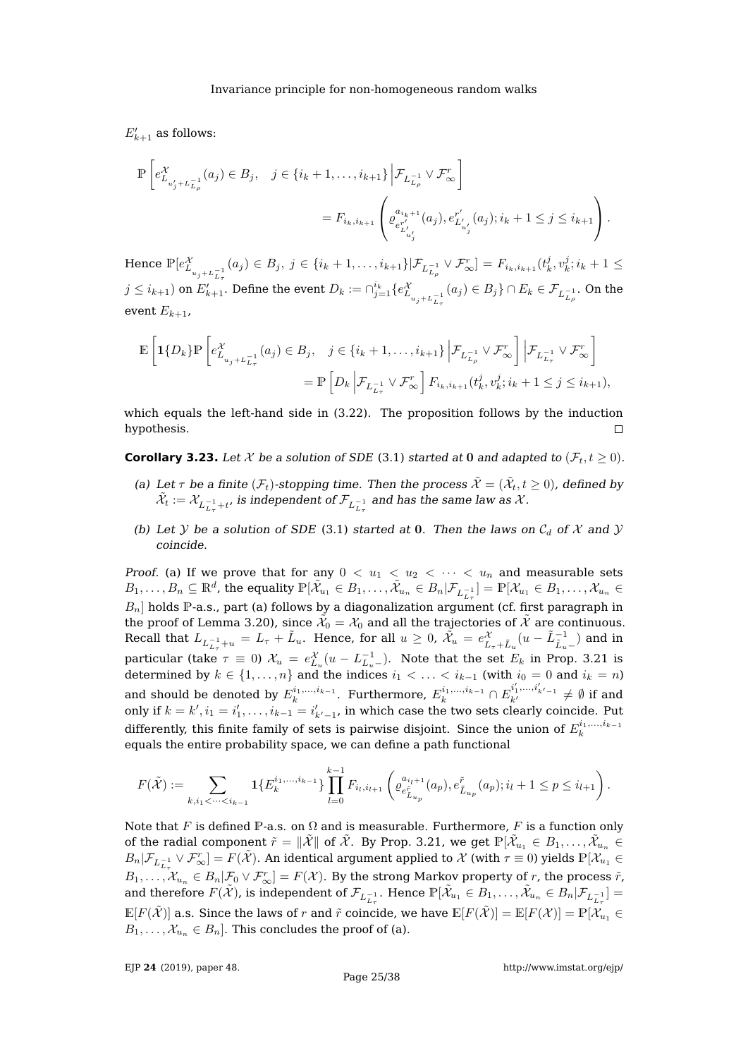$E'_{k+1}$ as follows:

$$\mathbb{P}\left[e^{\mathcal{X}}_{L_{u'_j+L^{-1}_{L_\rho}}}(a_j)\in B_j,\quad j\in\{i_k+1,\dots,i_{k+1}\}\,\Big|\mathcal{F}_{L^{-1}_{L_\rho}}\vee\mathcal{F}^r_\infty\right]$$
$$=F_{i_k,i_{k+1}}\left(\varrho^{a_{i_k+1}}_{e^{r'}_{L'_{u'_j}}}(a_j),e^{r'}_{L'_{u'_j}}(a_j);i_k+1\le j\le i_{k+1}\right).$$

Hence $\mathbb{P}[e^{\mathcal{X}}_{L_{u_j+L^{-1}_{L_\tau}}}(a_j)\in B_j,\ j\in\{i_k+1,\dots,i_{k+1}\}|\mathcal{F}_{L^{-1}_{L_\rho}}\vee\mathcal{F}^r_\infty]=F_{i_k,i_{k+1}}(t^j_k,v^j_k;i_k+1\le j\le i_{k+1})$ on $E'_{k+1}$. Define the event $D_k:=\cap_{j=1}^{i_k}\{e^{\mathcal{X}}_{L_{u_j+L^{-1}_{L_\tau}}}(a_j)\in B_j\}\cap E_k\in\mathcal{F}_{L^{-1}_{L_\rho}}$. On the event $E_{k+1}$,

$$\mathbb{E}\left[\mathbf{1}\{D_k\}\mathbb{P}\left[e^{\mathcal{X}}_{L_{u_j+L^{-1}_{L_\tau}}}(a_j)\in B_j,\quad j\in\{i_k+1,\dots,i_{k+1}\}\,\Big|\mathcal{F}_{L^{-1}_{L_\rho}}\vee\mathcal{F}^r_\infty\right]\Big|\mathcal{F}_{L^{-1}_{L_\tau}}\vee\mathcal{F}^r_\infty\right]$$
$$=\mathbb{P}\left[D_k\,\Big|\mathcal{F}_{L^{-1}_{L_\tau}}\vee\mathcal{F}^r_\infty\right]F_{i_k,i_{k+1}}(t^j_k,v^j_k;i_k+1\le j\le i_{k+1}),$$

which equals the left-hand side in (3.22). The proposition follows by the induction hypothesis. □

**Corollary 3.23.** *Let $\mathcal{X}$ be a solution of SDE* (3.1) *started at $\mathbf{0}$ and adapted to $(\mathcal{F}_t,t\ge 0)$.*

*(a) Let $\tau$ be a finite $(\mathcal{F}_t)$-stopping time. Then the process $\tilde{\mathcal{X}}=(\tilde{\mathcal{X}}_t,t\ge0)$, defined by $\tilde{\mathcal{X}}_t:=\mathcal{X}_{L^{-1}_{L_\tau}+t}$, is independent of $\mathcal{F}_{L^{-1}_{L_\tau}}$ and has the same law as $\mathcal{X}$.*

*(b) Let $\mathcal{Y}$ be a solution of SDE* (3.1) *started at $\mathbf{0}$. Then the laws on $\mathcal{C}_d$ of $\mathcal{X}$ and $\mathcal{Y}$ coincide.*

*Proof.* (a) If we prove that for any $0<u_1<u_2<\cdots<u_n$ and measurable sets $B_1,\dots,B_n\subseteq\mathbb{R}^d$, the equality $\mathbb{P}[\tilde{\mathcal{X}}_{u_1}\in B_1,\dots,\tilde{\mathcal{X}}_{u_n}\in B_n|\mathcal{F}_{L^{-1}_{L_\tau}}]=\mathbb{P}[\mathcal{X}_{u_1}\in B_1,\dots,\mathcal{X}_{u_n}\in B_n]$ holds $\mathbb{P}$-a.s., part (a) follows by a diagonalization argument (cf. first paragraph in the proof of Lemma 3.20), since $\tilde{\mathcal{X}}_0=\mathcal{X}_0$ and all the trajectories of $\tilde{\mathcal{X}}$ are continuous. Recall that $L_{L^{-1}_{L_\tau}+u}=L_\tau+\tilde{L}_u$. Hence, for all $u\ge0$, $\tilde{\mathcal{X}}_u=e^{\mathcal{X}}_{L_\tau+\tilde{L}_u}(u-\tilde{L}^{-1}_{\tilde{L}_u-})$ and in particular (take $\tau\equiv0$) $\mathcal{X}_u=e^{\mathcal{X}}_{L_u}(u-L^{-1}_{L_u-})$. Note that the set $E_k$ in Prop. 3.21 is determined by $k\in\{1,\dots,n\}$ and the indices $i_1<\ldots<i_{k-1}$ (with $i_0=0$ and $i_k=n$) and should be denoted by $E^{i_1,\dots,i_{k-1}}_k$. Furthermore, $E^{i_1,\dots,i_{k-1}}_k\cap E^{i'_1,\dots,i'_{k'-1}}_{k'}\ne\emptyset$ if and only if $k=k',i_1=i'_1,\dots,i_{k-1}=i'_{k'-1}$, in which case the two sets clearly coincide. Put differently, this finite family of sets is pairwise disjoint. Since the union of $E^{i_1,\dots,i_{k-1}}_k$ equals the entire probability space, we can define a path functional

$$F(\tilde{\mathcal{X}}):=\sum_{k,i_1<\cdots<i_{k-1}}\mathbf{1}\{E^{i_1,\dots,i_{k-1}}_k\}\prod_{l=0}^{k-1}F_{i_l,i_{l+1}}\left(\varrho^{a_{i_l+1}}_{e^{\tilde{r}}_{\tilde{L}_{u_p}}}(a_p),e^{\tilde{r}}_{\tilde{L}_{u_p}}(a_p);i_l+1\le p\le i_{l+1}\right).$$

Note that $F$ is defined $\mathbb{P}$-a.s. on $\Omega$ and is measurable. Furthermore, $F$ is a function only of the radial component $\tilde{r}=\|\tilde{\mathcal{X}}\|$ of $\tilde{\mathcal{X}}$. By Prop. 3.21, we get $\mathbb{P}[\tilde{\mathcal{X}}_{u_1}\in B_1,\dots,\tilde{\mathcal{X}}_{u_n}\in B_n|\mathcal{F}_{L^{-1}_{L_\tau}}\vee\mathcal{F}^r_\infty]=F(\tilde{\mathcal{X}})$. An identical argument applied to $\mathcal{X}$ (with $\tau\equiv0$) yields $\mathbb{P}[\mathcal{X}_{u_1}\in B_1,\dots,\mathcal{X}_{u_n}\in B_n|\mathcal{F}_0\vee\mathcal{F}^r_\infty]=F(\mathcal{X})$. By the strong Markov property of $r$, the process $\tilde{r}$, and therefore $F(\tilde{\mathcal{X}})$, is independent of $\mathcal{F}_{L^{-1}_{L_\tau}}$. Hence $\mathbb{P}[\tilde{\mathcal{X}}_{u_1}\in B_1,\dots,\tilde{\mathcal{X}}_{u_n}\in B_n|\mathcal{F}_{L^{-1}_{L_\tau}}]=\mathbb{E}[F(\tilde{\mathcal{X}})]$ a.s. Since the laws of $r$ and $\tilde{r}$ coincide, we have $\mathbb{E}[F(\tilde{\mathcal{X}})]=\mathbb{E}[F(\mathcal{X})]=\mathbb{P}[\mathcal{X}_{u_1}\in B_1,\dots,\mathcal{X}_{u_n}\in B_n]$. This concludes the proof of (a).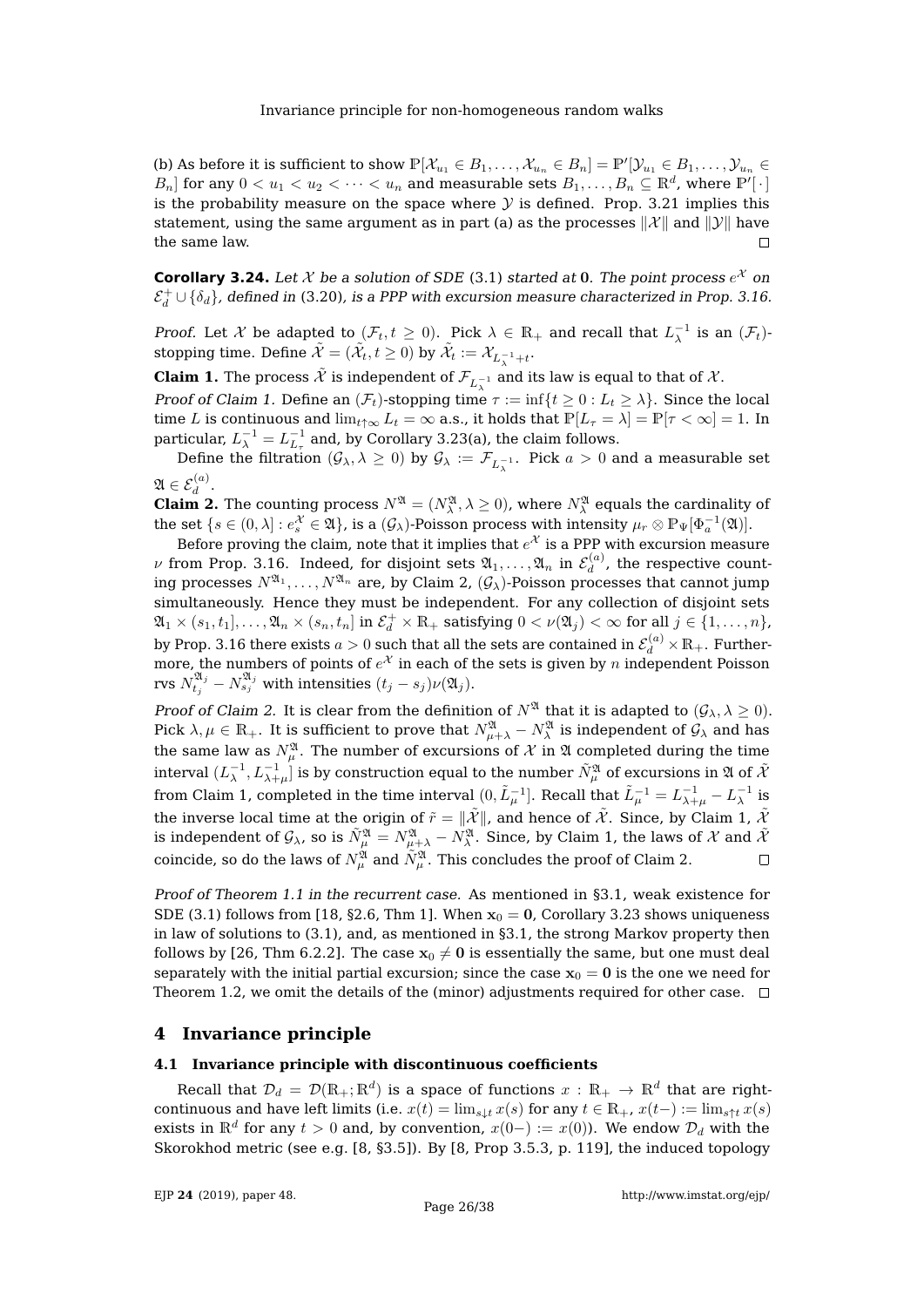(b) As before it is sufficient to show $\mathbb{P}[\mathcal{X}_{u_1} \in B_1, \dots, \mathcal{X}_{u_n} \in B_n] = \mathbb{P}'[\mathcal{Y}_{u_1} \in B_1, \dots, \mathcal{Y}_{u_n} \in B_n]$ for any $0 < u_1 < u_2 < \cdots < u_n$ and measurable sets $B_1, \dots, B_n \subseteq \mathbb{R}^d$, where $\mathbb{P}'[\,\cdot\,]$ is the probability measure on the space where $\mathcal{Y}$ is defined. Prop. 3.21 implies this statement, using the same argument as in part (a) as the processes $\|\mathcal{X}\|$ and $\|\mathcal{Y}\|$ have the same law. □

**Corollary 3.24.** *Let $\mathcal{X}$ be a solution of SDE* (3.1) *started at $\mathbf{0}$. The point process $e^{\mathcal{X}}$ on $\mathcal{E}_d^+ \cup \{\delta_d\}$, defined in* (3.20)*, is a PPP with excursion measure characterized in Prop. 3.16.*

*Proof.* Let $\mathcal{X}$ be adapted to $(\mathcal{F}_t, t \geq 0)$. Pick $\lambda \in \mathbb{R}_+$ and recall that $L_\lambda^{-1}$ is an $(\mathcal{F}_t)$-stopping time. Define $\tilde{\mathcal{X}} = (\tilde{\mathcal{X}}_t, t \geq 0)$ by $\tilde{\mathcal{X}}_t := \mathcal{X}_{L_\lambda^{-1}+t}$.

**Claim 1.** The process $\tilde{\mathcal{X}}$ is independent of $\mathcal{F}_{L_\lambda^{-1}}$ and its law is equal to that of $\mathcal{X}$.

*Proof of Claim 1.* Define an $(\mathcal{F}_t)$-stopping time $\tau := \inf\{t \geq 0 : L_t \geq \lambda\}$. Since the local time $L$ is continuous and $\lim_{t\uparrow\infty} L_t = \infty$ a.s., it holds that $\mathbb{P}[L_\tau = \lambda] = \mathbb{P}[\tau < \infty] = 1$. In particular, $L_\lambda^{-1} = L_{L_\tau}^{-1}$ and, by Corollary 3.23(a), the claim follows.

Define the filtration $(\mathcal{G}_\lambda, \lambda \geq 0)$ by $\mathcal{G}_\lambda := \mathcal{F}_{L_\lambda^{-1}}$. Pick $a > 0$ and a measurable set $\mathfrak{A} \in \mathcal{E}_d^{(a)}$.

**Claim 2.** The counting process $N^{\mathfrak{A}} = (N_\lambda^{\mathfrak{A}}, \lambda \geq 0)$, where $N_\lambda^{\mathfrak{A}}$ equals the cardinality of the set $\{s \in (0, \lambda] : e_s^{\mathcal{X}} \in \mathfrak{A}\}$, is a $(\mathcal{G}_\lambda)$-Poisson process with intensity $\mu_r \otimes \mathbb{P}_\Psi[\Phi_a^{-1}(\mathfrak{A})]$.

Before proving the claim, note that it implies that $e^{\mathcal{X}}$ is a PPP with excursion measure $\nu$ from Prop. 3.16. Indeed, for disjoint sets $\mathfrak{A}_1, \dots, \mathfrak{A}_n$ in $\mathcal{E}_d^{(a)}$, the respective counting processes $N^{\mathfrak{A}_1}, \dots, N^{\mathfrak{A}_n}$ are, by Claim 2, $(\mathcal{G}_\lambda)$-Poisson processes that cannot jump simultaneously. Hence they must be independent. For any collection of disjoint sets $\mathfrak{A}_1 \times (s_1, t_1], \dots, \mathfrak{A}_n \times (s_n, t_n]$ in $\mathcal{E}_d^+ \times \mathbb{R}_+$ satisfying $0 < \nu(\mathfrak{A}_j) < \infty$ for all $j \in \{1, \dots, n\}$, by Prop. 3.16 there exists $a > 0$ such that all the sets are contained in $\mathcal{E}_d^{(a)} \times \mathbb{R}_+$. Furthermore, the numbers of points of $e^{\mathcal{X}}$ in each of the sets is given by $n$ independent Poisson rvs $N_{t_j}^{\mathfrak{A}_j} - N_{s_j}^{\mathfrak{A}_j}$ with intensities $(t_j - s_j)\nu(\mathfrak{A}_j)$.

*Proof of Claim 2.* It is clear from the definition of $N^{\mathfrak{A}}$ that it is adapted to $(\mathcal{G}_\lambda, \lambda \geq 0)$. Pick $\lambda, \mu \in \mathbb{R}_+$. It is sufficient to prove that $N_{\mu+\lambda}^{\mathfrak{A}} - N_\lambda^{\mathfrak{A}}$ is independent of $\mathcal{G}_\lambda$ and has the same law as $N_\mu^{\mathfrak{A}}$. The number of excursions of $\mathcal{X}$ in $\mathfrak{A}$ completed during the time interval $(L_\lambda^{-1}, L_{\lambda+\mu}^{-1}]$ is by construction equal to the number $\tilde{N}_\mu^{\mathfrak{A}}$ of excursions in $\mathfrak{A}$ of $\tilde{\mathcal{X}}$ from Claim 1, completed in the time interval $(0, \tilde{L}_\mu^{-1}]$. Recall that $\tilde{L}_\mu^{-1} = L_{\lambda+\mu}^{-1} - L_\lambda^{-1}$ is the inverse local time at the origin of $\tilde{r} = \|\tilde{\mathcal{X}}\|$, and hence of $\tilde{\mathcal{X}}$. Since, by Claim 1, $\tilde{\mathcal{X}}$ is independent of $\mathcal{G}_\lambda$, so is $\tilde{N}_\mu^{\mathfrak{A}} = N_{\mu+\lambda}^{\mathfrak{A}} - N_\lambda^{\mathfrak{A}}$. Since, by Claim 1, the laws of $\mathcal{X}$ and $\tilde{\mathcal{X}}$ coincide, so do the laws of $N_\mu^{\mathfrak{A}}$ and $\tilde{N}_\mu^{\mathfrak{A}}$. This concludes the proof of Claim 2. □

*Proof of Theorem 1.1 in the recurrent case.* As mentioned in §3.1, weak existence for SDE (3.1) follows from [18, §2.6, Thm 1]. When $\mathbf{x}_0 = \mathbf{0}$, Corollary 3.23 shows uniqueness in law of solutions to (3.1), and, as mentioned in §3.1, the strong Markov property then follows by [26, Thm 6.2.2]. The case $\mathbf{x}_0 \neq \mathbf{0}$ is essentially the same, but one must deal separately with the initial partial excursion; since the case $\mathbf{x}_0 = \mathbf{0}$ is the one we need for Theorem 1.2, we omit the details of the (minor) adjustments required for other case. □

## 4 Invariance principle

### 4.1 Invariance principle with discontinuous coefficients

Recall that $\mathcal{D}_d = \mathcal{D}(\mathbb{R}_+; \mathbb{R}^d)$ is a space of functions $x : \mathbb{R}_+ \to \mathbb{R}^d$ that are right-continuous and have left limits (i.e. $x(t) = \lim_{s\downarrow t} x(s)$ for any $t \in \mathbb{R}_+$, $x(t-) := \lim_{s\uparrow t} x(s)$ exists in $\mathbb{R}^d$ for any $t > 0$ and, by convention, $x(0-) := x(0)$). We endow $\mathcal{D}_d$ with the Skorokhod metric (see e.g. [8, §3.5]). By [8, Prop 3.5.3, p. 119], the induced topology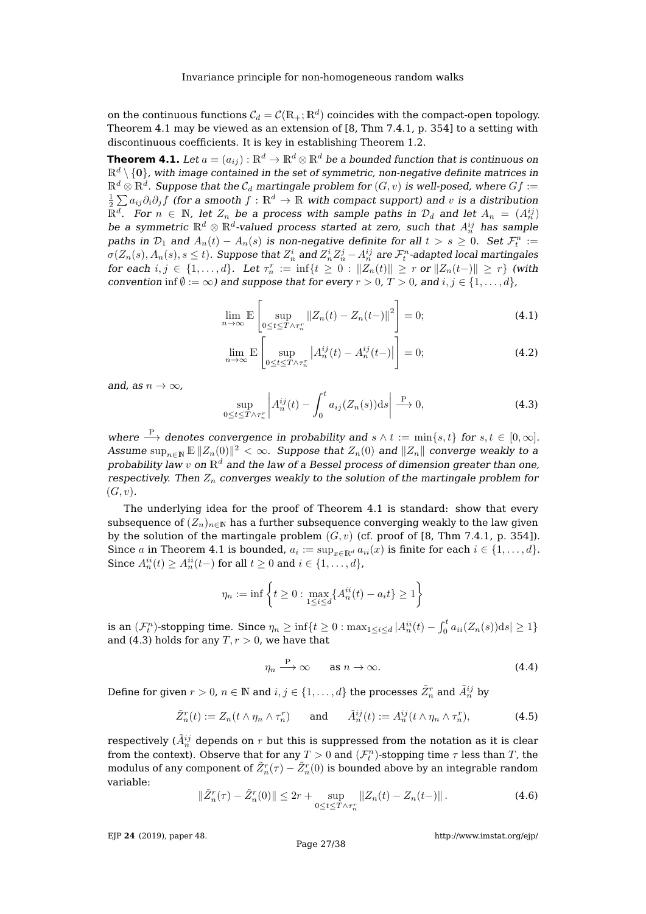on the continuous functions $\mathcal{C}_d = \mathcal{C}(\mathbb{R}_+; \mathbb{R}^d)$ coincides with the compact-open topology. Theorem 4.1 may be viewed as an extension of [8, Thm 7.4.1, p. 354] to a setting with discontinuous coefficients. It is key in establishing Theorem 1.2.

**Theorem 4.1.** *Let $a = (a_{ij}) : \mathbb{R}^d \to \mathbb{R}^d \otimes \mathbb{R}^d$ be a bounded function that is continuous on $\mathbb{R}^d \setminus \{\mathbf{0}\}$, with image contained in the set of symmetric, non-negative definite matrices in $\mathbb{R}^d \otimes \mathbb{R}^d$. Suppose that the $\mathcal{C}_d$ martingale problem for $(G, v)$ is well-posed, where $Gf := \frac{1}{2}\sum a_{ij}\partial_i\partial_j f$ (for a smooth $f : \mathbb{R}^d \to \mathbb{R}$ with compact support) and $v$ is a distribution $\mathbb{R}^d$. For $n \in \mathbb{N}$, let $Z_n$ be a process with sample paths in $\mathcal{D}_d$ and let $A_n = (A_n^{ij})$ be a symmetric $\mathbb{R}^d \otimes \mathbb{R}^d$-valued process started at zero, such that $A_n^{ij}$ has sample paths in $\mathcal{D}_1$ and $A_n(t) - A_n(s)$ is non-negative definite for all $t > s \geq 0$. Set $\mathcal{F}_t^n := \sigma(Z_n(s), A_n(s), s \leq t)$. Suppose that $Z_n^i$ and $Z_n^i Z_n^j - A_n^{ij}$ are $\mathcal{F}_t^n$-adapted local martingales for each $i, j \in \{1, \ldots, d\}$. Let $\tau_n^r := \inf\{t \geq 0 : \|Z_n(t)\| \geq r$ or $\|Z_n(t-)\| \geq r\}$ (with convention $\inf \emptyset := \infty$) and suppose that for every $r > 0$, $T > 0$, and $i, j \in \{1, \ldots, d\}$,*

$$\lim_{n\to\infty} \mathbb{E}\left[\sup_{0\leq t\leq T\wedge\tau_n^r} \|Z_n(t) - Z_n(t-)\|^2\right] = 0; \tag{4.1}$$

$$\lim_{n\to\infty} \mathbb{E}\left[\sup_{0\leq t\leq T\wedge\tau_n^r} \left|A_n^{ij}(t) - A_n^{ij}(t-)\right|\right] = 0; \tag{4.2}$$

*and, as $n \to \infty$,*

$$\sup_{0\leq t\leq T\wedge\tau_n^r} \left|A_n^{ij}(t) - \int_0^t a_{ij}(Z_n(s))\mathrm{d}s\right| \xrightarrow{\mathrm{P}} 0, \tag{4.3}$$

*where $\xrightarrow{\mathrm{P}}$ denotes convergence in probability and $s \wedge t := \min\{s, t\}$ for $s, t \in [0, \infty]$. Assume $\sup_{n\in\mathbb{N}} \mathbb{E}\|Z_n(0)\|^2 < \infty$. Suppose that $Z_n(0)$ and $\|Z_n\|$ converge weakly to a probability law $v$ on $\mathbb{R}^d$ and the law of a Bessel process of dimension greater than one, respectively. Then $Z_n$ converges weakly to the solution of the martingale problem for $(G, v)$.*

The underlying idea for the proof of Theorem 4.1 is standard: show that every subsequence of $(Z_n)_{n\in\mathbb{N}}$ has a further subsequence converging weakly to the law given by the solution of the martingale problem $(G, v)$ (cf. proof of [8, Thm 7.4.1, p. 354]). Since $a$ in Theorem 4.1 is bounded, $a_i := \sup_{x\in\mathbb{R}^d} a_{ii}(x)$ is finite for each $i \in \{1, \ldots, d\}$. Since $A_n^{ii}(t) \geq A_n^{ii}(t-)$ for all $t \geq 0$ and $i \in \{1, \ldots, d\}$,

$$\eta_n := \inf\left\{t \geq 0 : \max_{1\leq i\leq d}\{A_n^{ii}(t) - a_i t\} \geq 1\right\}$$

is an $(\mathcal{F}_t^n)$-stopping time. Since $\eta_n \geq \inf\{t \geq 0 : \max_{1\leq i\leq d} |A_n^{ii}(t) - \int_0^t a_{ii}(Z_n(s))\mathrm{d}s| \geq 1\}$ and (4.3) holds for any $T, r > 0$, we have that

$$\eta_n \xrightarrow{\mathrm{P}} \infty \qquad \text{as } n \to \infty. \tag{4.4}$$

Define for given $r > 0$, $n \in \mathbb{N}$ and $i, j \in \{1, \ldots, d\}$ the processes $\tilde{Z}_n^r$ and $\tilde{A}_n^{ij}$ by

$$\tilde{Z}_n^r(t) := Z_n(t \wedge \eta_n \wedge \tau_n^r) \qquad \text{and} \qquad \tilde{A}_n^{ij}(t) := A_n^{ij}(t \wedge \eta_n \wedge \tau_n^r), \tag{4.5}$$

respectively ($\tilde{A}_n^{ij}$ depends on $r$ but this is suppressed from the notation as it is clear from the context). Observe that for any $T > 0$ and $(\mathcal{F}_t^n)$-stopping time $\tau$ less than $T$, the modulus of any component of $\tilde{Z}_n^r(\tau) - \tilde{Z}_n^r(0)$ is bounded above by an integrable random variable:

$$\|\tilde{Z}_n^r(\tau) - \tilde{Z}_n^r(0)\| \leq 2r + \sup_{0\leq t\leq T\wedge\tau_n^r} \|Z_n(t) - Z_n(t-)\|. \tag{4.6}$$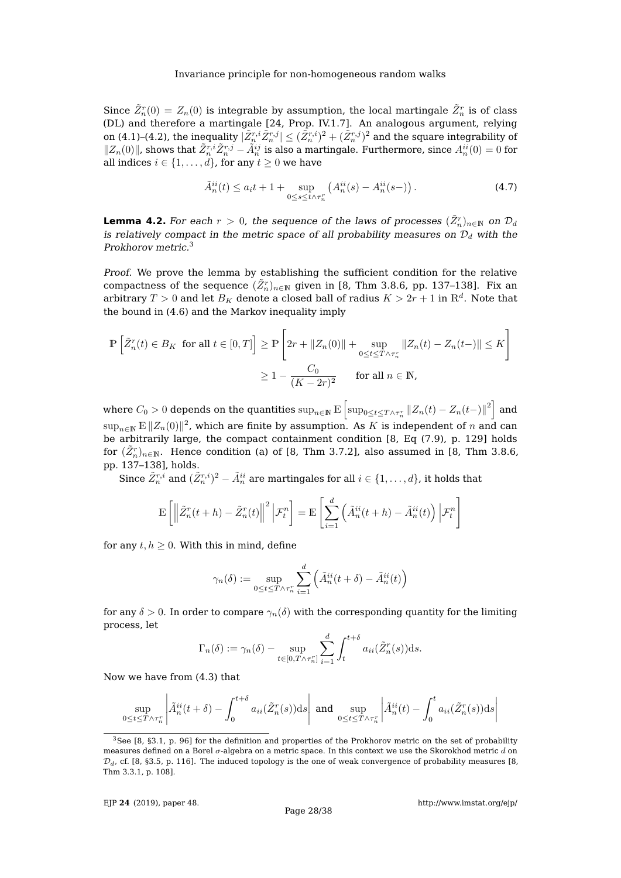Since $\tilde{Z}_n^r(0) = Z_n(0)$ is integrable by assumption, the local martingale $\tilde{Z}_n^r$ is of class (DL) and therefore a martingale [24, Prop. IV.1.7]. An analogous argument, relying on (4.1)–(4.2), the inequality $|\tilde{Z}_n^{r,i}\tilde{Z}_n^{r,j}| \le (\tilde{Z}_n^{r,i})^2 + (\tilde{Z}_n^{r,j})^2$ and the square integrability of $\|Z_n(0)\|$, shows that $\tilde{Z}_n^{r,i}\tilde{Z}_n^{r,j} - \tilde{A}_n^{ij}$ is also a martingale. Furthermore, since $A_n^{ii}(0) = 0$ for all indices $i \in \{1, \ldots, d\}$, for any $t \ge 0$ we have

$$\tilde{A}_n^{ii}(t) \le a_i t + 1 + \sup_{0 \le s \le t \wedge \tau_n^r} \left(A_n^{ii}(s) - A_n^{ii}(s-)\right). \tag{4.7}$$

**Lemma 4.2.** *For each $r > 0$, the sequence of the laws of processes $(\tilde{Z}_n^r)_{n \in \mathbb{N}}$ on $\mathcal{D}_d$ is relatively compact in the metric space of all probability measures on $\mathcal{D}_d$ with the Prokhorov metric.*[3]

*Proof.* We prove the lemma by establishing the sufficient condition for the relative compactness of the sequence $(\tilde{Z}_n^r)_{n \in \mathbb{N}}$ given in [8, Thm 3.8.6, pp. 137–138]. Fix an arbitrary $T > 0$ and let $B_K$ denote a closed ball of radius $K > 2r + 1$ in $\mathbb{R}^d$. Note that the bound in (4.6) and the Markov inequality imply

$$\begin{aligned}
\mathbb{P}\left[\tilde{Z}_n^r(t) \in B_K \text{ for all } t \in [0,T]\right] &\ge \mathbb{P}\left[2r + \|Z_n(0)\| + \sup_{0 \le t \le T \wedge \tau_n^r} \|Z_n(t) - Z_n(t-)\| \le K\right] \\
&\ge 1 - \frac{C_0}{(K - 2r)^2} \qquad \text{for all } n \in \mathbb{N},
\end{aligned}$$

where $C_0 > 0$ depends on the quantities $\sup_{n \in \mathbb{N}} \mathbb{E}\left[\sup_{0 \le t \le T \wedge \tau_n^r} \|Z_n(t) - Z_n(t-)\|^2\right]$ and $\sup_{n \in \mathbb{N}} \mathbb{E}\|Z_n(0)\|^2$, which are finite by assumption. As $K$ is independent of $n$ and can be arbitrarily large, the compact containment condition [8, Eq (7.9), p. 129] holds for $(\tilde{Z}_n^r)_{n \in \mathbb{N}}$. Hence condition (a) of [8, Thm 3.7.2], also assumed in [8, Thm 3.8.6, pp. 137–138], holds.

Since $\tilde{Z}_n^{r,i}$ and $(\tilde{Z}_n^{r,i})^2 - \tilde{A}_n^{ii}$ are martingales for all $i \in \{1, \ldots, d\}$, it holds that

$$\mathbb{E}\left[\left\|\tilde{Z}_n^r(t+h) - \tilde{Z}_n^r(t)\right\|^2 \Big| \mathcal{F}_t^n\right] = \mathbb{E}\left[\sum_{i=1}^d \left(\tilde{A}_n^{ii}(t+h) - \tilde{A}_n^{ii}(t)\right) \Big| \mathcal{F}_t^n\right]$$

for any $t, h \ge 0$. With this in mind, define

$$\gamma_n(\delta) := \sup_{0 \le t \le T \wedge \tau_n^r} \sum_{i=1}^d \left(\tilde{A}_n^{ii}(t+\delta) - \tilde{A}_n^{ii}(t)\right)$$

for any $\delta > 0$. In order to compare $\gamma_n(\delta)$ with the corresponding quantity for the limiting process, let

$$\Gamma_n(\delta) := \gamma_n(\delta) - \sup_{t \in [0, T \wedge \tau_n^r]} \sum_{i=1}^d \int_t^{t+\delta} a_{ii}(\tilde{Z}_n^r(s)) \mathrm{d}s.$$

Now we have from (4.3) that

$$\sup_{0 \le t \le T \wedge \tau_n^r} \left|\tilde{A}_n^{ii}(t+\delta) - \int_0^{t+\delta} a_{ii}(\tilde{Z}_n^r(s)) \mathrm{d}s\right| \text{ and } \sup_{0 \le t \le T \wedge \tau_n^r} \left|\tilde{A}_n^{ii}(t) - \int_0^t a_{ii}(\tilde{Z}_n^r(s)) \mathrm{d}s\right|$$

[3] See [8, §3.1, p. 96] for the definition and properties of the Prokhorov metric on the set of probability measures defined on a Borel $\sigma$-algebra on a metric space. In this context we use the Skorokhod metric $d$ on $\mathcal{D}_d$, cf. [8, §3.5, p. 116]. The induced topology is the one of weak convergence of probability measures [8, Thm 3.3.1, p. 108].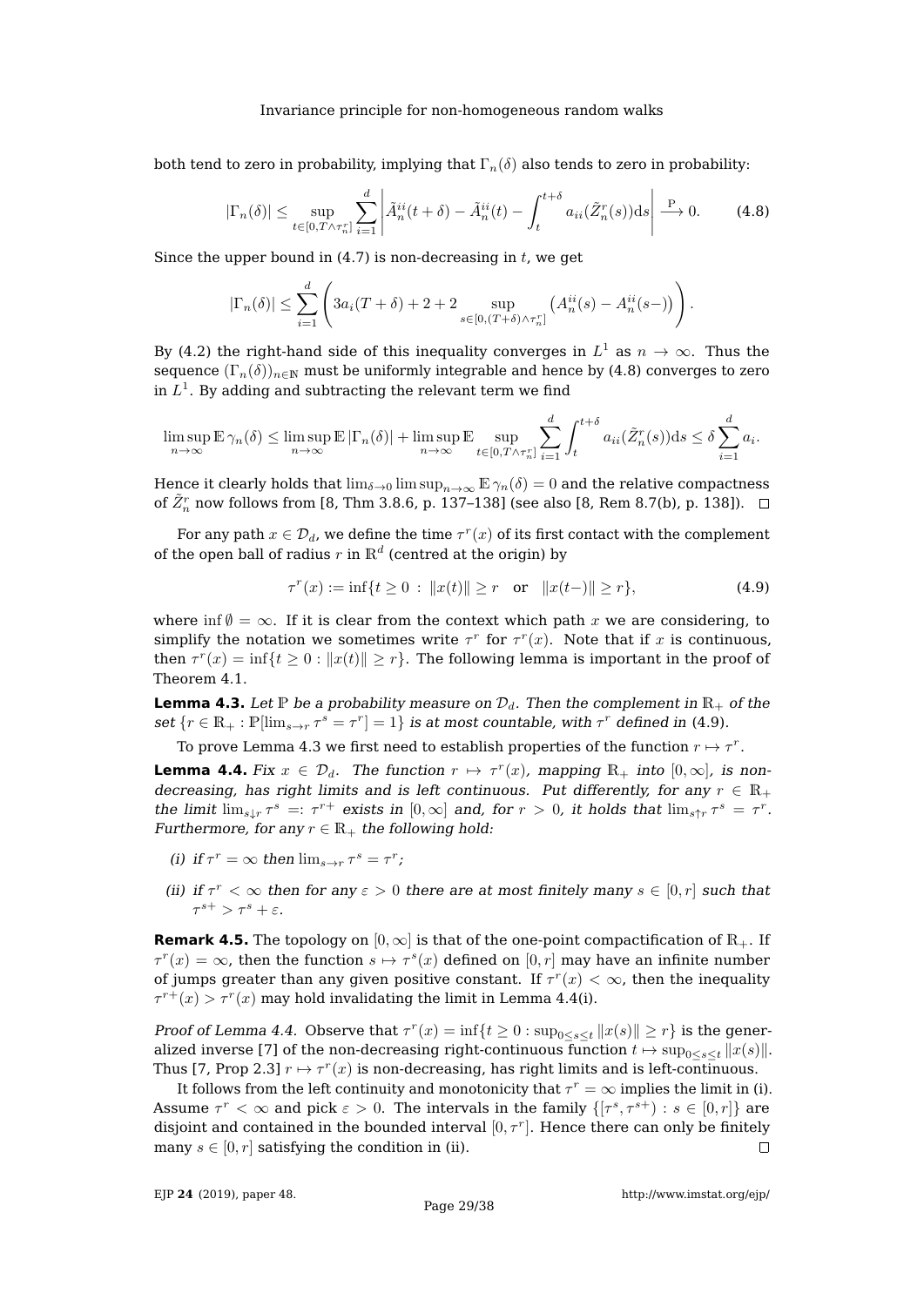both tend to zero in probability, implying that $\Gamma_n(\delta)$ also tends to zero in probability:

$$|\Gamma_n(\delta)| \leq \sup_{t\in[0,T\wedge\tau_n^r]} \sum_{i=1}^d \left| \tilde{A}_n^{ii}(t+\delta) - \tilde{A}_n^{ii}(t) - \int_t^{t+\delta} a_{ii}(\tilde{Z}_n^r(s))\mathrm{d}s \right| \xrightarrow{\mathrm{P}} 0. \tag{4.8}$$

Since the upper bound in (4.7) is non-decreasing in $t$, we get

$$|\Gamma_n(\delta)| \leq \sum_{i=1}^d \left( 3a_i(T+\delta) + 2 + 2 \sup_{s\in[0,(T+\delta)\wedge\tau_n^r]} \left( A_n^{ii}(s) - A_n^{ii}(s-) \right) \right).$$

By (4.2) the right-hand side of this inequality converges in $L^1$ as $n \to \infty$. Thus the sequence $(\Gamma_n(\delta))_{n\in\mathbb{N}}$ must be uniformly integrable and hence by (4.8) converges to zero in $L^1$. By adding and subtracting the relevant term we find

$$\limsup_{n\to\infty} \mathbb{E}\,\gamma_n(\delta) \leq \limsup_{n\to\infty} \mathbb{E}\,|\Gamma_n(\delta)| + \limsup_{n\to\infty} \mathbb{E} \sup_{t\in[0,T\wedge\tau_n^r]} \sum_{i=1}^d \int_t^{t+\delta} a_{ii}(\tilde{Z}_n^r(s))\mathrm{d}s \leq \delta \sum_{i=1}^d a_i.$$

Hence it clearly holds that $\lim_{\delta\to 0}\limsup_{n\to\infty} \mathbb{E}\,\gamma_n(\delta) = 0$ and the relative compactness of $\tilde{Z}_n^r$ now follows from [8, Thm 3.8.6, p. 137–138] (see also [8, Rem 8.7(b), p. 138]). $\square$

For any path $x \in \mathcal{D}_d$, we define the time $\tau^r(x)$ of its first contact with the complement of the open ball of radius $r$ in $\mathbb{R}^d$ (centred at the origin) by

$$\tau^r(x) := \inf\{t \geq 0 \;:\; \|x(t)\| \geq r \quad \text{or} \quad \|x(t-)\| \geq r\}, \tag{4.9}$$

where $\inf\emptyset = \infty$. If it is clear from the context which path $x$ we are considering, to simplify the notation we sometimes write $\tau^r$ for $\tau^r(x)$. Note that if $x$ is continuous, then $\tau^r(x) = \inf\{t \geq 0 : \|x(t)\| \geq r\}$. The following lemma is important in the proof of Theorem 4.1.

**Lemma 4.3.** *Let $\mathbb{P}$ be a probability measure on $\mathcal{D}_d$. Then the complement in $\mathbb{R}_+$ of the set $\{r \in \mathbb{R}_+ : \mathbb{P}[\lim_{s\to r} \tau^s = \tau^r] = 1\}$ is at most countable, with $\tau^r$ defined in (4.9).*

To prove Lemma 4.3 we first need to establish properties of the function $r \mapsto \tau^r$.

**Lemma 4.4.** *Fix $x \in \mathcal{D}_d$. The function $r \mapsto \tau^r(x)$, mapping $\mathbb{R}_+$ into $[0,\infty]$, is non-decreasing, has right limits and is left continuous. Put differently, for any $r \in \mathbb{R}_+$ the limit $\lim_{s\downarrow r} \tau^s =: \tau^{r+}$ exists in $[0,\infty]$ and, for $r > 0$, it holds that $\lim_{s\uparrow r} \tau^s = \tau^r$. Furthermore, for any $r \in \mathbb{R}_+$ the following hold:*

*(i) if $\tau^r = \infty$ then $\lim_{s\to r} \tau^s = \tau^r$;*

*(ii) if $\tau^r < \infty$ then for any $\varepsilon > 0$ there are at most finitely many $s \in [0,r]$ such that $\tau^{s+} > \tau^s + \varepsilon$.*

**Remark 4.5.** The topology on $[0,\infty]$ is that of the one-point compactification of $\mathbb{R}_+$. If $\tau^r(x) = \infty$, then the function $s \mapsto \tau^s(x)$ defined on $[0,r]$ may have an infinite number of jumps greater than any given positive constant. If $\tau^r(x) < \infty$, then the inequality $\tau^{r+}(x) > \tau^r(x)$ may hold invalidating the limit in Lemma 4.4(i).

*Proof of Lemma 4.4.* Observe that $\tau^r(x) = \inf\{t \geq 0 : \sup_{0\leq s\leq t} \|x(s)\| \geq r\}$ is the generalized inverse [7] of the non-decreasing right-continuous function $t \mapsto \sup_{0\leq s\leq t} \|x(s)\|$. Thus [7, Prop 2.3] $r \mapsto \tau^r(x)$ is non-decreasing, has right limits and is left-continuous.

It follows from the left continuity and monotonicity that $\tau^r = \infty$ implies the limit in (i). Assume $\tau^r < \infty$ and pick $\varepsilon > 0$. The intervals in the family $\{[\tau^s, \tau^{s+}) : s \in [0,r]\}$ are disjoint and contained in the bounded interval $[0,\tau^r]$. Hence there can only be finitely many $s \in [0,r]$ satisfying the condition in (ii). $\square$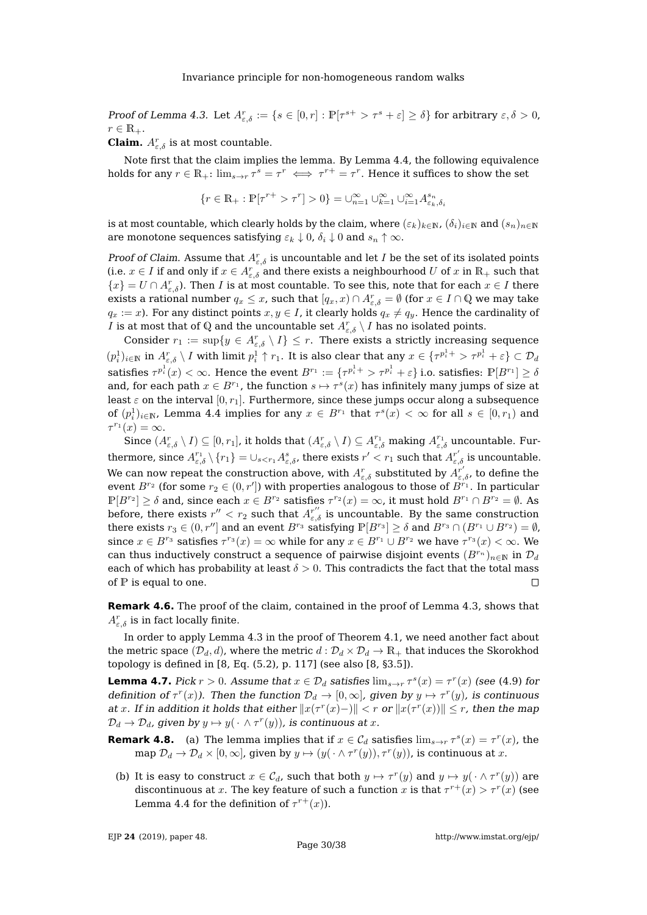*Proof of Lemma 4.3.* Let $A^r_{\varepsilon,\delta} := \{s \in [0,r] : \mathbb{P}[\tau^{s+} > \tau^s + \varepsilon] \geq \delta\}$ for arbitrary $\varepsilon, \delta > 0$, $r \in \mathbb{R}_+$.

**Claim.** $A^r_{\varepsilon,\delta}$ is at most countable.

Note first that the claim implies the lemma. By Lemma 4.4, the following equivalence holds for any $r \in \mathbb{R}_+$: $\lim_{s\to r} \tau^s = \tau^r \iff \tau^{r+} = \tau^r$. Hence it suffices to show the set

$$\{r \in \mathbb{R}_+ : \mathbb{P}[\tau^{r+} > \tau^r] > 0\} = \cup_{n=1}^\infty \cup_{k=1}^\infty \cup_{i=1}^\infty A^{s_n}_{\varepsilon_k,\delta_i}$$

is at most countable, which clearly holds by the claim, where $(\varepsilon_k)_{k\in\mathbb{N}}$, $(\delta_i)_{i\in\mathbb{N}}$ and $(s_n)_{n\in\mathbb{N}}$ are monotone sequences satisfying $\varepsilon_k \downarrow 0$, $\delta_i \downarrow 0$ and $s_n \uparrow \infty$.

*Proof of Claim.* Assume that $A^r_{\varepsilon,\delta}$ is uncountable and let $I$ be the set of its isolated points (i.e. $x \in I$ if and only if $x \in A^r_{\varepsilon,\delta}$ and there exists a neighbourhood $U$ of $x$ in $\mathbb{R}_+$ such that $\{x\} = U \cap A^r_{\varepsilon,\delta}$). Then $I$ is at most countable. To see this, note that for each $x \in I$ there exists a rational number $q_x \leq x$, such that $[q_x, x) \cap A^r_{\varepsilon,\delta} = \emptyset$ (for $x \in I \cap \mathbb{Q}$ we may take $q_x := x$). For any distinct points $x, y \in I$, it clearly holds $q_x \neq q_y$. Hence the cardinality of $I$ is at most that of $\mathbb{Q}$ and the uncountable set $A^r_{\varepsilon,\delta} \setminus I$ has no isolated points.

Consider $r_1 := \sup\{y \in A^r_{\varepsilon,\delta} \setminus I\} \leq r$. There exists a strictly increasing sequence $(p^1_i)_{i\in\mathbb{N}}$ in $A^r_{\varepsilon,\delta} \setminus I$ with limit $p^1_i \uparrow r_1$. It is also clear that any $x \in \{\tau^{p^1_i+} > \tau^{p^1_i} + \varepsilon\} \subset \mathcal{D}_d$ satisfies $\tau^{p^1_i}(x) < \infty$. Hence the event $B^{r_1} := \{\tau^{p^1_i+} > \tau^{p^1_i} + \varepsilon\}$ i.o. satisfies: $\mathbb{P}[B^{r_1}] \geq \delta$ and, for each path $x \in B^{r_1}$, the function $s \mapsto \tau^s(x)$ has infinitely many jumps of size at least $\varepsilon$ on the interval $[0, r_1]$. Furthermore, since these jumps occur along a subsequence of $(p^1_i)_{i\in\mathbb{N}}$, Lemma 4.4 implies for any $x \in B^{r_1}$ that $\tau^s(x) < \infty$ for all $s \in [0, r_1)$ and $\tau^{r_1}(x) = \infty$.

Since $(A^r_{\varepsilon,\delta} \setminus I) \subseteq [0, r_1]$, it holds that $(A^r_{\varepsilon,\delta} \setminus I) \subseteq A^{r_1}_{\varepsilon,\delta}$ making $A^{r_1}_{\varepsilon,\delta}$ uncountable. Furthermore, since $A^{r_1}_{\varepsilon,\delta} \setminus \{r_1\} = \cup_{s<r_1} A^s_{\varepsilon,\delta}$, there exists $r' < r_1$ such that $A^{r'}_{\varepsilon,\delta}$ is uncountable. We can now repeat the construction above, with $A^r_{\varepsilon,\delta}$ substituted by $A^{r'}_{\varepsilon,\delta}$, to define the event $B^{r_2}$ (for some $r_2 \in (0, r']$) with properties analogous to those of $B^{r_1}$. In particular $\mathbb{P}[B^{r_2}] \geq \delta$ and, since each $x \in B^{r_2}$ satisfies $\tau^{r_2}(x) = \infty$, it must hold $B^{r_1} \cap B^{r_2} = \emptyset$. As before, there exists $r'' < r_2$ such that $A^{r''}_{\varepsilon,\delta}$ is uncountable. By the same construction there exists $r_3 \in (0, r'']$ and an event $B^{r_3}$ satisfying $\mathbb{P}[B^{r_3}] \geq \delta$ and $B^{r_3} \cap (B^{r_1} \cup B^{r_2}) = \emptyset$, since $x \in B^{r_3}$ satisfies $\tau^{r_3}(x) = \infty$ while for any $x \in B^{r_1} \cup B^{r_2}$ we have $\tau^{r_3}(x) < \infty$. We can thus inductively construct a sequence of pairwise disjoint events $(B^{r_n})_{n\in\mathbb{N}}$ in $\mathcal{D}_d$ each of which has probability at least $\delta > 0$. This contradicts the fact that the total mass of $\mathbb{P}$ is equal to one. □

**Remark 4.6.** The proof of the claim, contained in the proof of Lemma 4.3, shows that $A^r_{\varepsilon,\delta}$ is in fact locally finite.

In order to apply Lemma 4.3 in the proof of Theorem 4.1, we need another fact about the metric space $(\mathcal{D}_d, d)$, where the metric $d : \mathcal{D}_d \times \mathcal{D}_d \to \mathbb{R}_+$ that induces the Skorokhod topology is defined in [8, Eq. (5.2), p. 117] (see also [8, §3.5]).

**Lemma 4.7.** *Pick $r > 0$. Assume that $x \in \mathcal{D}_d$ satisfies $\lim_{s\to r} \tau^s(x) = \tau^r(x)$ (see (4.9) for definition of $\tau^r(x)$). Then the function $\mathcal{D}_d \to [0,\infty]$, given by $y \mapsto \tau^r(y)$, is continuous at $x$. If in addition it holds that either $\|x(\tau^r(x)-)\| < r$ or $\|x(\tau^r(x))\| \leq r$, then the map $\mathcal{D}_d \to \mathcal{D}_d$, given by $y \mapsto y(\cdot \wedge \tau^r(y))$, is continuous at $x$.*

**Remark 4.8.**
(a) The lemma implies that if $x \in \mathcal{C}_d$ satisfies $\lim_{s\to r} \tau^s(x) = \tau^r(x)$, the map $\mathcal{D}_d \to \mathcal{D}_d \times [0,\infty]$, given by $y \mapsto (y(\cdot \wedge \tau^r(y)), \tau^r(y))$, is continuous at $x$.

(b) It is easy to construct $x \in \mathcal{C}_d$, such that both $y \mapsto \tau^r(y)$ and $y \mapsto y(\cdot \wedge \tau^r(y))$ are discontinuous at $x$. The key feature of such a function $x$ is that $\tau^{r+}(x) > \tau^r(x)$ (see Lemma 4.4 for the definition of $\tau^{r+}(x)$).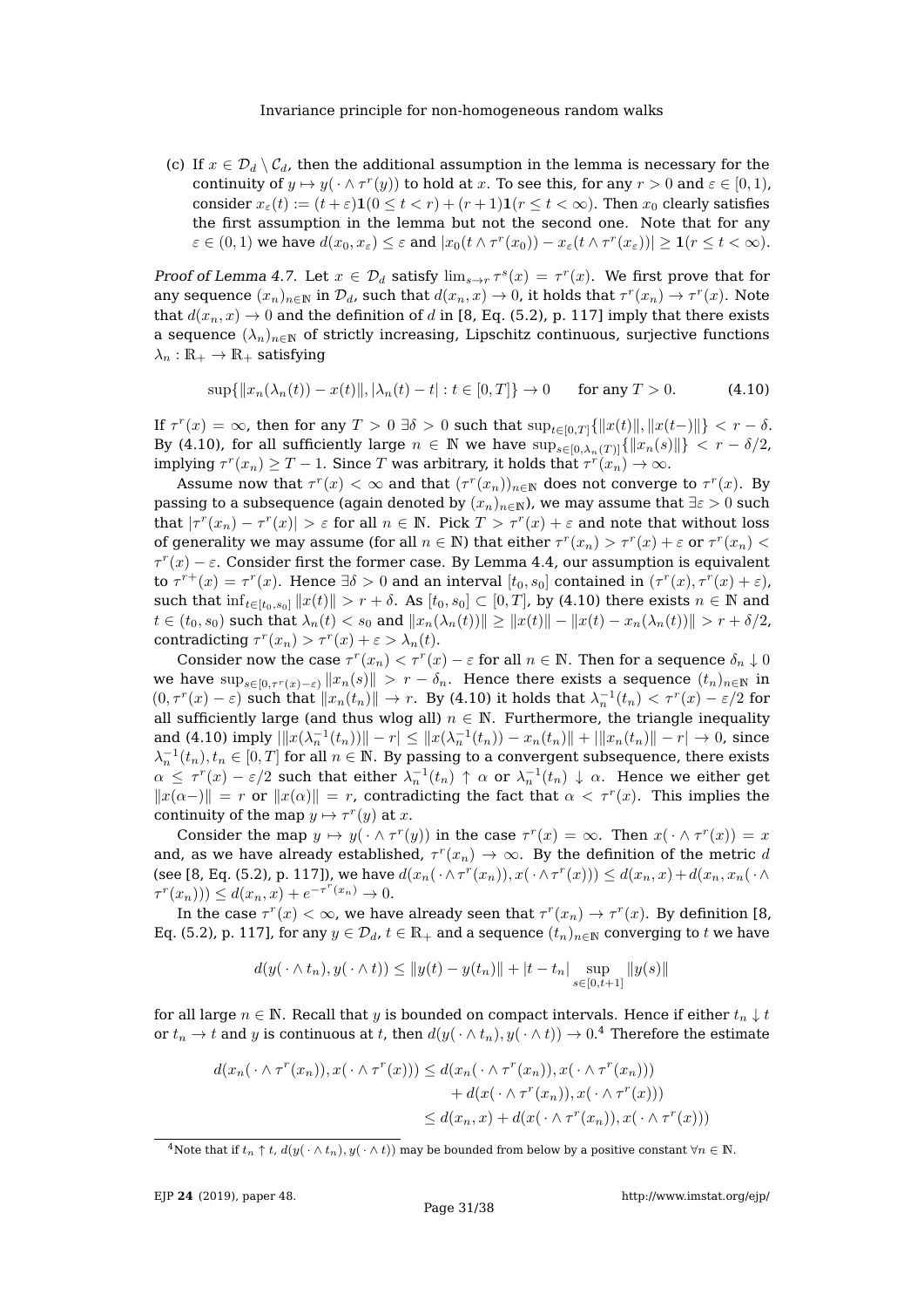(c) If $x \in \mathcal{D}_d \setminus \mathcal{C}_d$, then the additional assumption in the lemma is necessary for the continuity of $y \mapsto y(\cdot \wedge \tau^r(y))$ to hold at $x$. To see this, for any $r > 0$ and $\varepsilon \in [0,1)$, consider $x_\varepsilon(t) := (t+\varepsilon)\mathbf{1}(0 \le t < r) + (r+1)\mathbf{1}(r \le t < \infty)$. Then $x_0$ clearly satisfies the first assumption in the lemma but not the second one. Note that for any $\varepsilon \in (0,1)$ we have $d(x_0, x_\varepsilon) \le \varepsilon$ and $|x_0(t \wedge \tau^r(x_0)) - x_\varepsilon(t \wedge \tau^r(x_\varepsilon))| \ge \mathbf{1}(r \le t < \infty)$.

*Proof of Lemma 4.7.* Let $x \in \mathcal{D}_d$ satisfy $\lim_{s \to r} \tau^s(x) = \tau^r(x)$. We first prove that for any sequence $(x_n)_{n \in \mathbb{N}}$ in $\mathcal{D}_d$, such that $d(x_n, x) \to 0$, it holds that $\tau^r(x_n) \to \tau^r(x)$. Note that $d(x_n, x) \to 0$ and the definition of $d$ in [8, Eq. (5.2), p. 117] imply that there exists a sequence $(\lambda_n)_{n \in \mathbb{N}}$ of strictly increasing, Lipschitz continuous, surjective functions $\lambda_n : \mathbb{R}_+ \to \mathbb{R}_+$ satisfying

$$\sup\{\|x_n(\lambda_n(t)) - x(t)\|, |\lambda_n(t) - t| : t \in [0,T]\} \to 0 \qquad \text{for any } T > 0. \tag{4.10}$$

If $\tau^r(x) = \infty$, then for any $T > 0$ $\exists \delta > 0$ such that $\sup_{t \in [0,T]}\{\|x(t)\|, \|x(t-)\|\} < r - \delta$. By (4.10), for all sufficiently large $n \in \mathbb{N}$ we have $\sup_{s \in [0, \lambda_n(T)]}\{\|x_n(s)\|\} < r - \delta/2$, implying $\tau^r(x_n) \ge T - 1$. Since $T$ was arbitrary, it holds that $\tau^r(x_n) \to \infty$.

Assume now that $\tau^r(x) < \infty$ and that $(\tau^r(x_n))_{n \in \mathbb{N}}$ does not converge to $\tau^r(x)$. By passing to a subsequence (again denoted by $(x_n)_{n \in \mathbb{N}}$), we may assume that $\exists \varepsilon > 0$ such that $|\tau^r(x_n) - \tau^r(x)| > \varepsilon$ for all $n \in \mathbb{N}$. Pick $T > \tau^r(x) + \varepsilon$ and note that without loss of generality we may assume (for all $n \in \mathbb{N}$) that either $\tau^r(x_n) > \tau^r(x) + \varepsilon$ or $\tau^r(x_n) < \tau^r(x) - \varepsilon$. Consider first the former case. By Lemma 4.4, our assumption is equivalent to $\tau^{r+}(x) = \tau^r(x)$. Hence $\exists \delta > 0$ and an interval $[t_0, s_0]$ contained in $(\tau^r(x), \tau^r(x) + \varepsilon)$, such that $\inf_{t \in [t_0, s_0]} \|x(t)\| > r + \delta$. As $[t_0, s_0] \subset [0, T]$, by (4.10) there exists $n \in \mathbb{N}$ and $t \in (t_0, s_0)$ such that $\lambda_n(t) < s_0$ and $\|x_n(\lambda_n(t))\| \ge \|x(t)\| - \|x(t) - x_n(\lambda_n(t))\| > r + \delta/2$, contradicting $\tau^r(x_n) > \tau^r(x) + \varepsilon > \lambda_n(t)$.

Consider now the case $\tau^r(x_n) < \tau^r(x) - \varepsilon$ for all $n \in \mathbb{N}$. Then for a sequence $\delta_n \downarrow 0$ we have $\sup_{s \in [0, \tau^r(x) - \varepsilon)} \|x_n(s)\| > r - \delta_n$. Hence there exists a sequence $(t_n)_{n \in \mathbb{N}}$ in $(0, \tau^r(x) - \varepsilon)$ such that $\|x_n(t_n)\| \to r$. By (4.10) it holds that $\lambda_n^{-1}(t_n) < \tau^r(x) - \varepsilon/2$ for all sufficiently large (and thus wlog all) $n \in \mathbb{N}$. Furthermore, the triangle inequality and (4.10) imply $|\|x(\lambda_n^{-1}(t_n))\| - r| \le \|x(\lambda_n^{-1}(t_n)) - x_n(t_n)\| + |\|x_n(t_n)\| - r| \to 0$, since $\lambda_n^{-1}(t_n), t_n \in [0, T]$ for all $n \in \mathbb{N}$. By passing to a convergent subsequence, there exists $\alpha \le \tau^r(x) - \varepsilon/2$ such that either $\lambda_n^{-1}(t_n) \uparrow \alpha$ or $\lambda_n^{-1}(t_n) \downarrow \alpha$. Hence we either get $\|x(\alpha-)\| = r$ or $\|x(\alpha)\| = r$, contradicting the fact that $\alpha < \tau^r(x)$. This implies the continuity of the map $y \mapsto \tau^r(y)$ at $x$.

Consider the map $y \mapsto y(\cdot \wedge \tau^r(y))$ in the case $\tau^r(x) = \infty$. Then $x(\cdot \wedge \tau^r(x)) = x$ and, as we have already established, $\tau^r(x_n) \to \infty$. By the definition of the metric $d$ (see [8, Eq. (5.2), p. 117]), we have $d(x_n(\cdot \wedge \tau^r(x_n)), x(\cdot \wedge \tau^r(x))) \le d(x_n, x) + d(x_n, x_n(\cdot \wedge \tau^r(x_n))) \le d(x_n, x) + e^{-\tau^r(x_n)} \to 0$.

In the case $\tau^r(x) < \infty$, we have already seen that $\tau^r(x_n) \to \tau^r(x)$. By definition [8, Eq. (5.2), p. 117], for any $y \in \mathcal{D}_d$, $t \in \mathbb{R}_+$ and a sequence $(t_n)_{n \in \mathbb{N}}$ converging to $t$ we have

$$d(y(\cdot \wedge t_n), y(\cdot \wedge t)) \le \|y(t) - y(t_n)\| + |t - t_n| \sup_{s \in [0, t+1]} \|y(s)\|$$

for all large $n \in \mathbb{N}$. Recall that $y$ is bounded on compact intervals. Hence if either $t_n \downarrow t$ or $t_n \to t$ and $y$ is continuous at $t$, then $d(y(\cdot \wedge t_n), y(\cdot \wedge t)) \to 0$.[4] Therefore the estimate

$$\begin{aligned}
d(x_n(\cdot \wedge \tau^r(x_n)), x(\cdot \wedge \tau^r(x))) &\le d(x_n(\cdot \wedge \tau^r(x_n)), x(\cdot \wedge \tau^r(x_n))) \\
&\quad + d(x(\cdot \wedge \tau^r(x_n)), x(\cdot \wedge \tau^r(x))) \\
&\le d(x_n, x) + d(x(\cdot \wedge \tau^r(x_n)), x(\cdot \wedge \tau^r(x)))
\end{aligned}$$

[4] Note that if $t_n \uparrow t$, $d(y(\cdot \wedge t_n), y(\cdot \wedge t))$ may be bounded from below by a positive constant $\forall n \in \mathbb{N}$.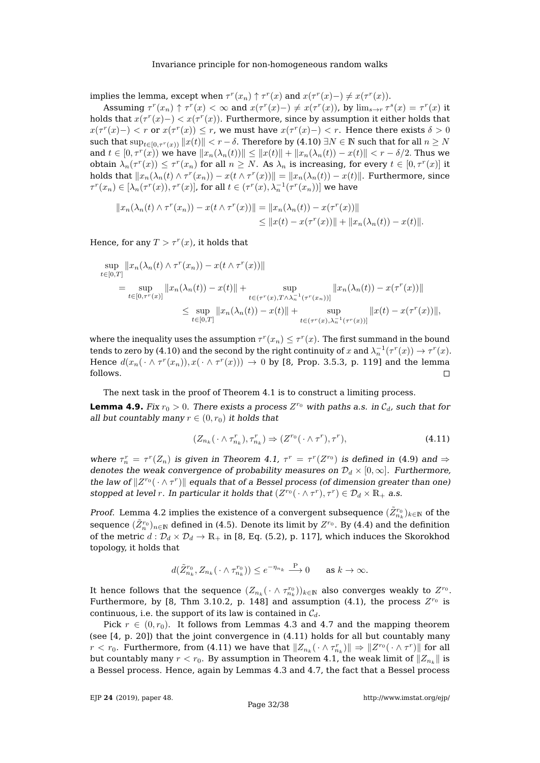implies the lemma, except when $\tau^r(x_n) \uparrow \tau^r(x)$ and $x(\tau^r(x)-) \neq x(\tau^r(x))$.

Assuming $\tau^r(x_n) \uparrow \tau^r(x) < \infty$ and $x(\tau^r(x)-) \neq x(\tau^r(x))$, by $\lim_{s\to r} \tau^s(x) = \tau^r(x)$ it holds that $x(\tau^r(x)-) < x(\tau^r(x))$. Furthermore, since by assumption it either holds that $x(\tau^r(x)-) < r$ or $x(\tau^r(x)) \leq r$, we must have $x(\tau^r(x)-) < r$. Hence there exists $\delta > 0$ such that $\sup_{t\in[0,\tau^r(x))} \|x(t)\| < r - \delta$. Therefore by (4.10) $\exists N \in \mathbb{N}$ such that for all $n \geq N$ and $t \in [0, \tau^r(x))$ we have $\|x_n(\lambda_n(t))\| \leq \|x(t)\| + \|x_n(\lambda_n(t)) - x(t)\| < r - \delta/2$. Thus we obtain $\lambda_n(\tau^r(x)) \leq \tau^r(x_n)$ for all $n \geq N$. As $\lambda_n$ is increasing, for every $t \in [0, \tau^r(x)]$ it holds that $\|x_n(\lambda_n(t) \wedge \tau^r(x_n)) - x(t \wedge \tau^r(x))\| = \|x_n(\lambda_n(t)) - x(t)\|$. Furthermore, since $\tau^r(x_n) \in [\lambda_n(\tau^r(x)), \tau^r(x)]$, for all $t \in (\tau^r(x), \lambda_n^{-1}(\tau^r(x_n))]$ we have

$$
\begin{aligned}
\|x_n(\lambda_n(t) \wedge \tau^r(x_n)) - x(t \wedge \tau^r(x))\| &= \|x_n(\lambda_n(t)) - x(\tau^r(x))\| \\
&\leq \|x(t) - x(\tau^r(x))\| + \|x_n(\lambda_n(t)) - x(t)\|.
\end{aligned}
$$

Hence, for any $T > \tau^r(x)$, it holds that

$$
\begin{aligned}
&\sup_{t\in[0,T]} \|x_n(\lambda_n(t) \wedge \tau^r(x_n)) - x(t \wedge \tau^r(x))\| \\
&= \sup_{t\in[0,\tau^r(x)]} \|x_n(\lambda_n(t)) - x(t)\| + \sup_{t\in(\tau^r(x), T\wedge\lambda_n^{-1}(\tau^r(x_n))]} \|x_n(\lambda_n(t)) - x(\tau^r(x))\| \\
&\qquad \leq \sup_{t\in[0,T]} \|x_n(\lambda_n(t)) - x(t)\| + \sup_{t\in(\tau^r(x), \lambda_n^{-1}(\tau^r(x))]} \|x(t) - x(\tau^r(x))\|,
\end{aligned}
$$

where the inequality uses the assumption $\tau^r(x_n) \leq \tau^r(x)$. The first summand in the bound tends to zero by (4.10) and the second by the right continuity of $x$ and $\lambda_n^{-1}(\tau^r(x)) \to \tau^r(x)$. Hence $d(x_n(\,\cdot \wedge \tau^r(x_n)), x(\,\cdot \wedge \tau^r(x))) \to 0$ by [8, Prop. 3.5.3, p. 119] and the lemma follows. $\square$

The next task in the proof of Theorem 4.1 is to construct a limiting process.

**Lemma 4.9.** *Fix $r_0 > 0$. There exists a process $Z^{r_0}$ with paths a.s. in $\mathcal{C}_d$, such that for all but countably many $r \in (0, r_0)$ it holds that*

$$
(Z_{n_k}(\,\cdot \wedge \tau^r_{n_k}), \tau^r_{n_k}) \Rightarrow (Z^{r_0}(\,\cdot \wedge \tau^r), \tau^r), \tag{4.11}
$$

*where $\tau^r_n = \tau^r(Z_n)$ is given in Theorem 4.1, $\tau^r = \tau^r(Z^{r_0})$ is defined in (4.9) and $\Rightarrow$ denotes the weak convergence of probability measures on $\mathcal{D}_d \times [0, \infty]$. Furthermore, the law of $\|Z^{r_0}(\,\cdot \wedge \tau^r)\|$ equals that of a Bessel process (of dimension greater than one) stopped at level $r$. In particular it holds that $(Z^{r_0}(\,\cdot \wedge \tau^r), \tau^r) \in \mathcal{D}_d \times \mathbb{R}_+$ a.s.*

*Proof.* Lemma 4.2 implies the existence of a convergent subsequence $(\tilde{Z}^{r_0}_{n_k})_{k\in\mathbb{N}}$ of the sequence $(\tilde{Z}^{r_0}_n)_{n\in\mathbb{N}}$ defined in (4.5). Denote its limit by $Z^{r_0}$. By (4.4) and the definition of the metric $d : \mathcal{D}_d \times \mathcal{D}_d \to \mathbb{R}_+$ in [8, Eq. (5.2), p. 117], which induces the Skorokhod topology, it holds that

$$
d(\tilde{Z}^{r_0}_{n_k}, Z_{n_k}(\,\cdot \wedge \tau^{r_0}_{n_k})) \leq e^{-\eta_{n_k}} \xrightarrow{\text{P}} 0 \qquad \text{as } k \to \infty.
$$

It hence follows that the sequence $(Z_{n_k}(\,\cdot \wedge \tau^{r_0}_{n_k}))_{k\in\mathbb{N}}$ also converges weakly to $Z^{r_0}$. Furthermore, by [8, Thm 3.10.2, p. 148] and assumption (4.1), the process $Z^{r_0}$ is continuous, i.e. the support of its law is contained in $\mathcal{C}_d$.

Pick $r \in (0, r_0)$. It follows from Lemmas 4.3 and 4.7 and the mapping theorem (see [4, p. 20]) that the joint convergence in (4.11) holds for all but countably many $r < r_0$. Furthermore, from (4.11) we have that $\|Z_{n_k}(\,\cdot \wedge \tau^r_{n_k})\| \Rightarrow \|Z^{r_0}(\,\cdot \wedge \tau^r)\|$ for all but countably many $r < r_0$. By assumption in Theorem 4.1, the weak limit of $\|Z_{n_k}\|$ is a Bessel process. Hence, again by Lemmas 4.3 and 4.7, the fact that a Bessel process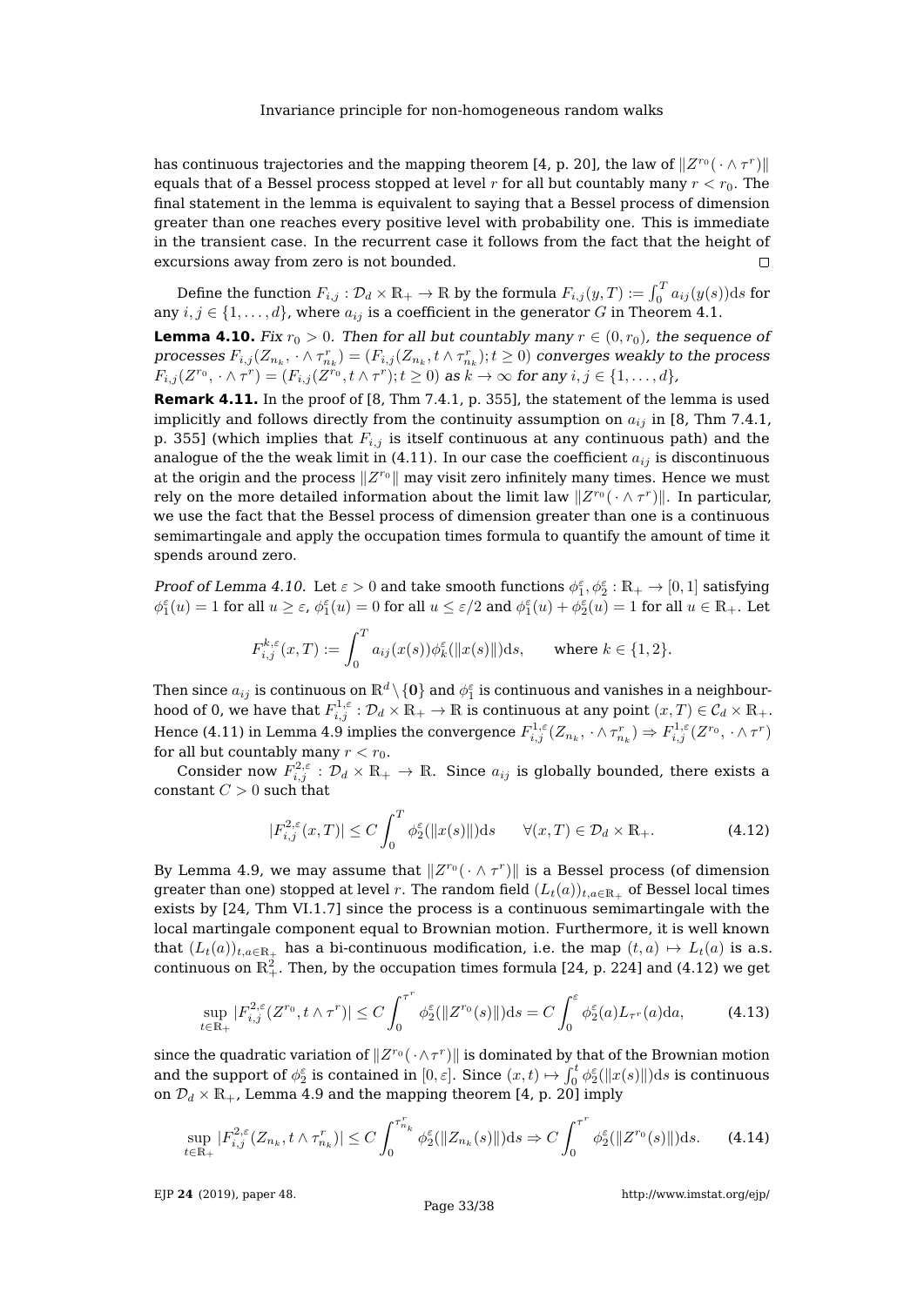has continuous trajectories and the mapping theorem [4, p. 20], the law of $\|Z^{r_0}(\,\cdot \wedge \tau^r)\|$ equals that of a Bessel process stopped at level $r$ for all but countably many $r < r_0$. The final statement in the lemma is equivalent to saying that a Bessel process of dimension greater than one reaches every positive level with probability one. This is immediate in the transient case. In the recurrent case it follows from the fact that the height of excursions away from zero is not bounded. □

Define the function $F_{i,j} : \mathcal{D}_d \times \mathbb{R}_+ \to \mathbb{R}$ by the formula $F_{i,j}(y, T) := \int_0^T a_{ij}(y(s))\mathrm{d}s$ for any $i, j \in \{1, \ldots, d\}$, where $a_{ij}$ is a coefficient in the generator $G$ in Theorem 4.1.

**Lemma 4.10.** *Fix $r_0 > 0$. Then for all but countably many $r \in (0, r_0)$, the sequence of processes $F_{i,j}(Z_{n_k}, \cdot \wedge \tau^r_{n_k}) = (F_{i,j}(Z_{n_k}, t \wedge \tau^r_{n_k}); t \geq 0)$ converges weakly to the process $F_{i,j}(Z^{r_0}, \cdot \wedge \tau^r) = (F_{i,j}(Z^{r_0}, t \wedge \tau^r); t \geq 0)$ as $k \to \infty$ for any $i, j \in \{1, \ldots, d\}$,*

**Remark 4.11.** In the proof of [8, Thm 7.4.1, p. 355], the statement of the lemma is used implicitly and follows directly from the continuity assumption on $a_{ij}$ in [8, Thm 7.4.1, p. 355] (which implies that $F_{i,j}$ is itself continuous at any continuous path) and the analogue of the the weak limit in (4.11). In our case the coefficient $a_{ij}$ is discontinuous at the origin and the process $\|Z^{r_0}\|$ may visit zero infinitely many times. Hence we must rely on the more detailed information about the limit law $\|Z^{r_0}(\,\cdot \wedge \tau^r)\|$. In particular, we use the fact that the Bessel process of dimension greater than one is a continuous semimartingale and apply the occupation times formula to quantify the amount of time it spends around zero.

*Proof of Lemma 4.10.* Let $\varepsilon > 0$ and take smooth functions $\phi_1^\varepsilon, \phi_2^\varepsilon : \mathbb{R}_+ \to [0, 1]$ satisfying $\phi_1^\varepsilon(u) = 1$ for all $u \geq \varepsilon$, $\phi_1^\varepsilon(u) = 0$ for all $u \leq \varepsilon/2$ and $\phi_1^\varepsilon(u) + \phi_2^\varepsilon(u) = 1$ for all $u \in \mathbb{R}_+$. Let

$$F^{k,\varepsilon}_{i,j}(x, T) := \int_0^T a_{ij}(x(s))\phi_k^\varepsilon(\|x(s)\|)\mathrm{d}s, \qquad \text{where } k \in \{1, 2\}.$$

Then since $a_{ij}$ is continuous on $\mathbb{R}^d \setminus \{\mathbf{0}\}$ and $\phi_1^\varepsilon$ is continuous and vanishes in a neighbourhood of 0, we have that $F^{1,\varepsilon}_{i,j} : \mathcal{D}_d \times \mathbb{R}_+ \to \mathbb{R}$ is continuous at any point $(x, T) \in \mathcal{C}_d \times \mathbb{R}_+$. Hence (4.11) in Lemma 4.9 implies the convergence $F^{1,\varepsilon}_{i,j}(Z_{n_k}, \cdot \wedge \tau^r_{n_k}) \Rightarrow F^{1,\varepsilon}_{i,j}(Z^{r_0}, \cdot \wedge \tau^r)$ for all but countably many $r < r_0$.

Consider now $F^{2,\varepsilon}_{i,j} : \mathcal{D}_d \times \mathbb{R}_+ \to \mathbb{R}$. Since $a_{ij}$ is globally bounded, there exists a constant $C > 0$ such that

$$|F^{2,\varepsilon}_{i,j}(x, T)| \leq C \int_0^T \phi_2^\varepsilon(\|x(s)\|)\mathrm{d}s \qquad \forall (x, T) \in \mathcal{D}_d \times \mathbb{R}_+. \tag{4.12}$$

By Lemma 4.9, we may assume that $\|Z^{r_0}(\,\cdot \wedge \tau^r)\|$ is a Bessel process (of dimension greater than one) stopped at level $r$. The random field $(L_t(a))_{t,a \in \mathbb{R}_+}$ of Bessel local times exists by [24, Thm VI.1.7] since the process is a continuous semimartingale with the local martingale component equal to Brownian motion. Furthermore, it is well known that $(L_t(a))_{t,a \in \mathbb{R}_+}$ has a bi-continuous modification, i.e. the map $(t, a) \mapsto L_t(a)$ is a.s. continuous on $\mathbb{R}^2_+$. Then, by the occupation times formula [24, p. 224] and (4.12) we get

$$\sup_{t \in \mathbb{R}_+} |F^{2,\varepsilon}_{i,j}(Z^{r_0}, t \wedge \tau^r)| \leq C \int_0^{\tau^r} \phi_2^\varepsilon(\|Z^{r_0}(s)\|)\mathrm{d}s = C \int_0^\varepsilon \phi_2^\varepsilon(a) L_{\tau^r}(a)\mathrm{d}a, \tag{4.13}$$

since the quadratic variation of $\|Z^{r_0}(\,\cdot \wedge \tau^r)\|$ is dominated by that of the Brownian motion and the support of $\phi_2^\varepsilon$ is contained in $[0, \varepsilon]$. Since $(x, t) \mapsto \int_0^t \phi_2^\varepsilon(\|x(s)\|)\mathrm{d}s$ is continuous on $\mathcal{D}_d \times \mathbb{R}_+$, Lemma 4.9 and the mapping theorem [4, p. 20] imply

$$\sup_{t \in \mathbb{R}_+} |F^{2,\varepsilon}_{i,j}(Z_{n_k}, t \wedge \tau^r_{n_k})| \leq C \int_0^{\tau^r_{n_k}} \phi_2^\varepsilon(\|Z_{n_k}(s)\|)\mathrm{d}s \Rightarrow C \int_0^{\tau^r} \phi_2^\varepsilon(\|Z^{r_0}(s)\|)\mathrm{d}s. \tag{4.14}$$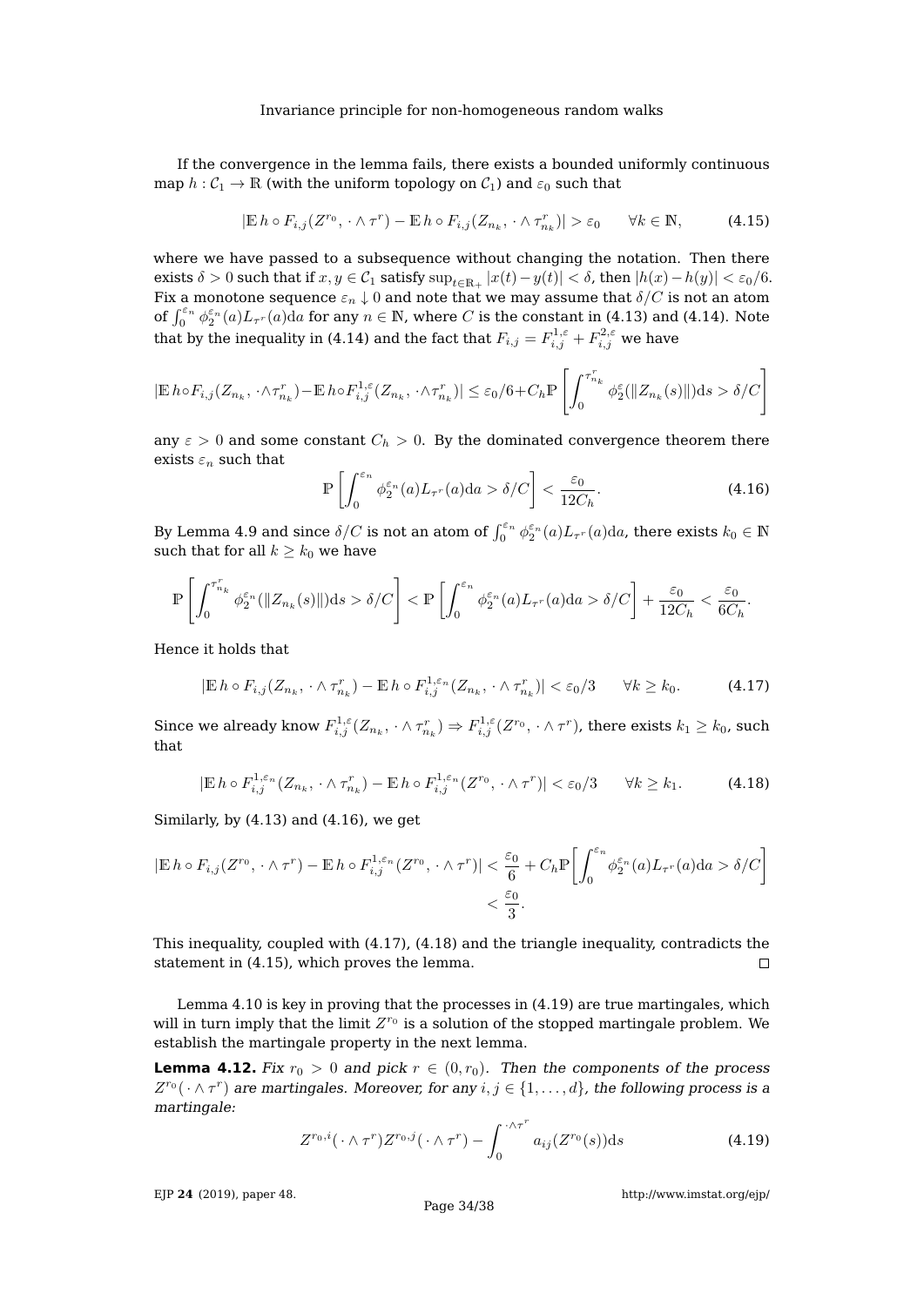If the convergence in the lemma fails, there exists a bounded uniformly continuous map $h : \mathcal{C}_1 \to \mathbb{R}$ (with the uniform topology on $\mathcal{C}_1$) and $\varepsilon_0$ such that

$$|\mathbb{E}\, h \circ F_{i,j}(Z^{r_0}, \cdot \wedge \tau^r) - \mathbb{E}\, h \circ F_{i,j}(Z_{n_k}, \cdot \wedge \tau^r_{n_k})| > \varepsilon_0 \qquad \forall k \in \mathbb{N}, \tag{4.15}$$

where we have passed to a subsequence without changing the notation. Then there exists $\delta > 0$ such that if $x, y \in \mathcal{C}_1$ satisfy $\sup_{t \in \mathbb{R}_+} |x(t) - y(t)| < \delta$, then $|h(x) - h(y)| < \varepsilon_0/6$. Fix a monotone sequence $\varepsilon_n \downarrow 0$ and note that we may assume that $\delta/C$ is not an atom of $\int_0^{\varepsilon_n} \phi_2^{\varepsilon_n}(a) L_{\tau^r}(a) \mathrm{d}a$ for any $n \in \mathbb{N}$, where $C$ is the constant in (4.13) and (4.14). Note that by the inequality in (4.14) and the fact that $F_{i,j} = F_{i,j}^{1,\varepsilon} + F_{i,j}^{2,\varepsilon}$ we have

$$|\mathbb{E}\, h \circ F_{i,j}(Z_{n_k}, \cdot \wedge \tau^r_{n_k}) - \mathbb{E}\, h \circ F^{1,\varepsilon}_{i,j}(Z_{n_k}, \cdot \wedge \tau^r_{n_k})| \le \varepsilon_0/6 + C_h \mathbb{P}\left[\int_0^{\tau^r_{n_k}} \phi_2^{\varepsilon}(\|Z_{n_k}(s)\|) \mathrm{d}s > \delta/C\right]$$

any $\varepsilon > 0$ and some constant $C_h > 0$. By the dominated convergence theorem there exists $\varepsilon_n$ such that

$$\mathbb{P}\left[\int_0^{\varepsilon_n} \phi_2^{\varepsilon_n}(a) L_{\tau^r}(a) \mathrm{d}a > \delta/C\right] < \frac{\varepsilon_0}{12 C_h}. \tag{4.16}$$

By Lemma 4.9 and since $\delta/C$ is not an atom of $\int_0^{\varepsilon_n} \phi_2^{\varepsilon_n}(a) L_{\tau^r}(a) \mathrm{d}a$, there exists $k_0 \in \mathbb{N}$ such that for all $k \ge k_0$ we have

$$\mathbb{P}\left[\int_0^{\tau^r_{n_k}} \phi_2^{\varepsilon_n}(\|Z_{n_k}(s)\|) \mathrm{d}s > \delta/C\right] < \mathbb{P}\left[\int_0^{\varepsilon_n} \phi_2^{\varepsilon_n}(a) L_{\tau^r}(a) \mathrm{d}a > \delta/C\right] + \frac{\varepsilon_0}{12 C_h} < \frac{\varepsilon_0}{6 C_h}.$$

Hence it holds that

$$|\mathbb{E}\, h \circ F_{i,j}(Z_{n_k}, \cdot \wedge \tau^r_{n_k}) - \mathbb{E}\, h \circ F^{1,\varepsilon_n}_{i,j}(Z_{n_k}, \cdot \wedge \tau^r_{n_k})| < \varepsilon_0/3 \qquad \forall k \ge k_0. \tag{4.17}$$

Since we already know $F^{1,\varepsilon}_{i,j}(Z_{n_k}, \cdot \wedge \tau^r_{n_k}) \Rightarrow F^{1,\varepsilon}_{i,j}(Z^{r_0}, \cdot \wedge \tau^r)$, there exists $k_1 \ge k_0$, such that

$$|\mathbb{E}\, h \circ F^{1,\varepsilon_n}_{i,j}(Z_{n_k}, \cdot \wedge \tau^r_{n_k}) - \mathbb{E}\, h \circ F^{1,\varepsilon_n}_{i,j}(Z^{r_0}, \cdot \wedge \tau^r)| < \varepsilon_0/3 \qquad \forall k \ge k_1. \tag{4.18}$$

Similarly, by (4.13) and (4.16), we get

$$\begin{aligned}|\mathbb{E}\, h \circ F_{i,j}(Z^{r_0}, \cdot \wedge \tau^r) - \mathbb{E}\, h \circ F^{1,\varepsilon_n}_{i,j}(Z^{r_0}, \cdot \wedge \tau^r)| &< \frac{\varepsilon_0}{6} + C_h \mathbb{P}\left[\int_0^{\varepsilon_n} \phi_2^{\varepsilon_n}(a) L_{\tau^r}(a) \mathrm{d}a > \delta/C\right] \\ &< \frac{\varepsilon_0}{3}.\end{aligned}$$

This inequality, coupled with (4.17), (4.18) and the triangle inequality, contradicts the statement in (4.15), which proves the lemma. ◻

Lemma 4.10 is key in proving that the processes in (4.19) are true martingales, which will in turn imply that the limit $Z^{r_0}$ is a solution of the stopped martingale problem. We establish the martingale property in the next lemma.

**Lemma 4.12.** *Fix $r_0 > 0$ and pick $r \in (0, r_0)$. Then the components of the process $Z^{r_0}(\cdot \wedge \tau^r)$ are martingales. Moreover, for any $i, j \in \{1, \ldots, d\}$, the following process is a martingale:*

$$Z^{r_0,i}(\cdot \wedge \tau^r) Z^{r_0,j}(\cdot \wedge \tau^r) - \int_0^{\cdot \wedge \tau^r} a_{ij}(Z^{r_0}(s)) \mathrm{d}s \tag{4.19}$$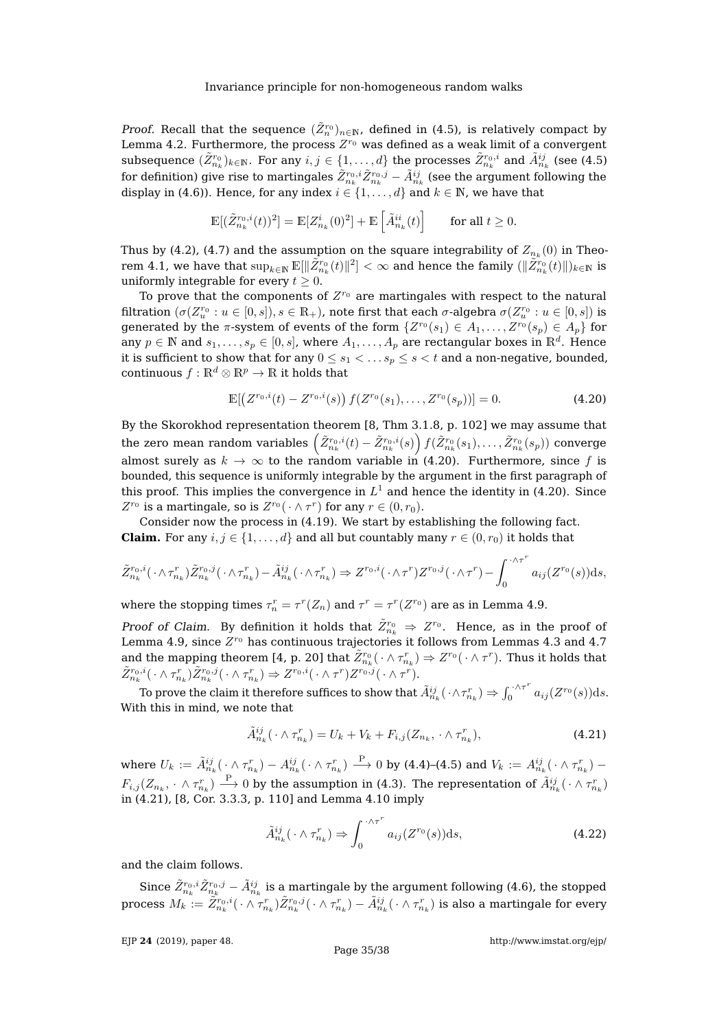*Proof.* Recall that the sequence $(\tilde{Z}_n^{r_0})_{n\in\mathbb{N}}$, defined in (4.5), is relatively compact by Lemma 4.2. Furthermore, the process $Z^{r_0}$ was defined as a weak limit of a convergent subsequence $(\tilde{Z}_{n_k}^{r_0})_{k\in\mathbb{N}}$. For any $i,j\in\{1,\dots,d\}$ the processes $\tilde{Z}_{n_k}^{r_0,i}$ and $\tilde{A}_{n_k}^{ij}$ (see (4.5) for definition) give rise to martingales $\tilde{Z}_{n_k}^{r_0,i}\tilde{Z}_{n_k}^{r_0,j}-\tilde{A}_{n_k}^{ij}$ (see the argument following the display in (4.6)). Hence, for any index $i\in\{1,\dots,d\}$ and $k\in\mathbb{N}$, we have that

$$\mathbb{E}[(\tilde{Z}_{n_k}^{r_0,i}(t))^2]=\mathbb{E}[Z_{n_k}^i(0)^2]+\mathbb{E}\left[\tilde{A}_{n_k}^{ii}(t)\right]\qquad\text{for all } t\geq 0.$$

Thus by (4.2), (4.7) and the assumption on the square integrability of $Z_{n_k}(0)$ in Theorem 4.1, we have that $\sup_{k\in\mathbb{N}}\mathbb{E}[\|\tilde{Z}_{n_k}^{r_0}(t)\|^2]<\infty$ and hence the family $(\|\tilde{Z}_{n_k}^{r_0}(t)\|)_{k\in\mathbb{N}}$ is uniformly integrable for every $t\geq 0$.

To prove that the components of $Z^{r_0}$ are martingales with respect to the natural filtration $(\sigma(Z_u^{r_0}:u\in[0,s]),s\in\mathbb{R}_+)$, note first that each $\sigma$-algebra $\sigma(Z_u^{r_0}:u\in[0,s])$ is generated by the $\pi$-system of events of the form $\{Z^{r_0}(s_1)\in A_1,\dots,Z^{r_0}(s_p)\in A_p\}$ for any $p\in\mathbb{N}$ and $s_1,\dots,s_p\in[0,s]$, where $A_1,\dots,A_p$ are rectangular boxes in $\mathbb{R}^d$. Hence it is sufficient to show that for any $0\leq s_1<\dots s_p\leq s<t$ and a non-negative, bounded, continuous $f:\mathbb{R}^d\otimes\mathbb{R}^p\to\mathbb{R}$ it holds that

$$\mathbb{E}[\big(Z^{r_0,i}(t)-Z^{r_0,i}(s)\big)\,f(Z^{r_0}(s_1),\dots,Z^{r_0}(s_p))]=0. \tag{4.20}$$

By the Skorokhod representation theorem [8, Thm 3.1.8, p. 102] we may assume that the zero mean random variables $\left(\tilde{Z}_{n_k}^{r_0,i}(t)-\tilde{Z}_{n_k}^{r_0,i}(s)\right)f(\tilde{Z}_{n_k}^{r_0}(s_1),\dots,\tilde{Z}_{n_k}^{r_0}(s_p))$ converge almost surely as $k\to\infty$ to the random variable in (4.20). Furthermore, since $f$ is bounded, this sequence is uniformly integrable by the argument in the first paragraph of this proof. This implies the convergence in $L^1$ and hence the identity in (4.20). Since $Z^{r_0}$ is a martingale, so is $Z^{r_0}(\,\cdot\wedge\tau^r)$ for any $r\in(0,r_0)$.

Consider now the process in (4.19). We start by establishing the following fact.

**Claim.** For any $i,j\in\{1,\dots,d\}$ and all but countably many $r\in(0,r_0)$ it holds that

$$\tilde{Z}_{n_k}^{r_0,i}(\,\cdot\wedge\tau_{n_k}^r)\tilde{Z}_{n_k}^{r_0,j}(\,\cdot\wedge\tau_{n_k}^r)-\tilde{A}_{n_k}^{ij}(\,\cdot\wedge\tau_{n_k}^r)\Rightarrow Z^{r_0,i}(\,\cdot\wedge\tau^r)Z^{r_0,j}(\,\cdot\wedge\tau^r)-\int_0^{\cdot\wedge\tau^r}a_{ij}(Z^{r_0}(s))\mathrm{d}s,$$

where the stopping times $\tau_n^r=\tau^r(Z_n)$ and $\tau^r=\tau^r(Z^{r_0})$ are as in Lemma 4.9.

*Proof of Claim.* By definition it holds that $\tilde{Z}_{n_k}^{r_0}\Rightarrow Z^{r_0}$. Hence, as in the proof of Lemma 4.9, since $Z^{r_0}$ has continuous trajectories it follows from Lemmas 4.3 and 4.7 and the mapping theorem [4, p. 20] that $\tilde{Z}_{n_k}^{r_0}(\,\cdot\wedge\tau_{n_k}^r)\Rightarrow Z^{r_0}(\,\cdot\wedge\tau^r)$. Thus it holds that $\tilde{Z}_{n_k}^{r_0,i}(\,\cdot\wedge\tau_{n_k}^r)\tilde{Z}_{n_k}^{r_0,j}(\,\cdot\wedge\tau_{n_k}^r)\Rightarrow Z^{r_0,i}(\,\cdot\wedge\tau^r)Z^{r_0,j}(\,\cdot\wedge\tau^r)$.

To prove the claim it therefore suffices to show that $\tilde{A}_{n_k}^{ij}(\,\cdot\wedge\tau_{n_k}^r)\Rightarrow\int_0^{\cdot\wedge\tau^r}a_{ij}(Z^{r_0}(s))\mathrm{d}s$. With this in mind, we note that

$$\tilde{A}_{n_k}^{ij}(\,\cdot\wedge\tau_{n_k}^r)=U_k+V_k+F_{i,j}(Z_{n_k},\,\cdot\wedge\tau_{n_k}^r), \tag{4.21}$$

where $U_k:=\tilde{A}_{n_k}^{ij}(\,\cdot\wedge\tau_{n_k}^r)-A_{n_k}^{ij}(\,\cdot\wedge\tau_{n_k}^r)\xrightarrow{\mathrm{P}}0$ by (4.4)–(4.5) and $V_k:=A_{n_k}^{ij}(\,\cdot\wedge\tau_{n_k}^r)-F_{i,j}(Z_{n_k},\,\cdot\wedge\tau_{n_k}^r)\xrightarrow{\mathrm{P}}0$ by the assumption in (4.3). The representation of $\tilde{A}_{n_k}^{ij}(\,\cdot\wedge\tau_{n_k}^r)$ in (4.21), [8, Cor. 3.3.3, p. 110] and Lemma 4.10 imply

$$\tilde{A}_{n_k}^{ij}(\,\cdot\wedge\tau_{n_k}^r)\Rightarrow\int_0^{\cdot\wedge\tau^r}a_{ij}(Z^{r_0}(s))\mathrm{d}s, \tag{4.22}$$

and the claim follows.

Since $\tilde{Z}_{n_k}^{r_0,i}\tilde{Z}_{n_k}^{r_0,j}-\tilde{A}_{n_k}^{ij}$ is a martingale by the argument following (4.6), the stopped process $M_k:=\tilde{Z}_{n_k}^{r_0,i}(\,\cdot\wedge\tau_{n_k}^r)\tilde{Z}_{n_k}^{r_0,j}(\,\cdot\wedge\tau_{n_k}^r)-\tilde{A}_{n_k}^{ij}(\,\cdot\wedge\tau_{n_k}^r)$ is also a martingale for every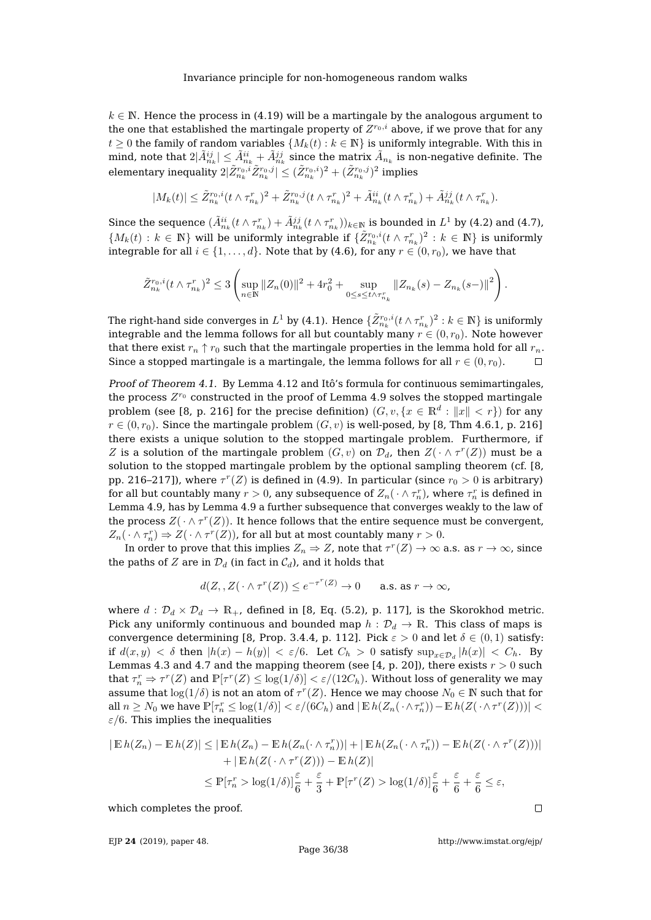$k \in \mathbb{N}$. Hence the process in (4.19) will be a martingale by the analogous argument to the one that established the martingale property of $Z^{r_0,i}$ above, if we prove that for any $t \geq 0$ the family of random variables $\{M_k(t) : k \in \mathbb{N}\}$ is uniformly integrable. With this in mind, note that $2|\tilde{A}^{ij}_{n_k}| \leq \tilde{A}^{ii}_{n_k} + \tilde{A}^{jj}_{n_k}$ since the matrix $\tilde{A}_{n_k}$ is non-negative definite. The elementary inequality $2|\tilde{Z}^{r_0,i}_{n_k}\tilde{Z}^{r_0,j}_{n_k}| \leq (\tilde{Z}^{r_0,i}_{n_k})^2 + (\tilde{Z}^{r_0,j}_{n_k})^2$ implies

$$|M_k(t)| \leq \tilde{Z}^{r_0,i}_{n_k}(t \wedge \tau^r_{n_k})^2 + \tilde{Z}^{r_0,j}_{n_k}(t \wedge \tau^r_{n_k})^2 + \tilde{A}^{ii}_{n_k}(t \wedge \tau^r_{n_k}) + \tilde{A}^{jj}_{n_k}(t \wedge \tau^r_{n_k}).$$

Since the sequence $(\tilde{A}^{ii}_{n_k}(t \wedge \tau^r_{n_k}) + \tilde{A}^{jj}_{n_k}(t \wedge \tau^r_{n_k}))_{k\in\mathbb{N}}$ is bounded in $L^1$ by (4.2) and (4.7), $\{M_k(t) : k \in \mathbb{N}\}$ will be uniformly integrable if $\{\tilde{Z}^{r_0,i}_{n_k}(t \wedge \tau^r_{n_k})^2 : k \in \mathbb{N}\}$ is uniformly integrable for all $i \in \{1, \dots, d\}$. Note that by (4.6), for any $r \in (0, r_0)$, we have that

$$\tilde{Z}^{r_0,i}_{n_k}(t \wedge \tau^r_{n_k})^2 \leq 3\left(\sup_{n\in\mathbb{N}} \|Z_n(0)\|^2 + 4r_0^2 + \sup_{0\leq s\leq t\wedge\tau^r_{n_k}} \|Z_{n_k}(s) - Z_{n_k}(s-)\|^2\right).$$

The right-hand side converges in $L^1$ by (4.1). Hence $\{\tilde{Z}^{r_0,i}_{n_k}(t \wedge \tau^r_{n_k})^2 : k \in \mathbb{N}\}$ is uniformly integrable and the lemma follows for all but countably many $r \in (0, r_0)$. Note however that there exist $r_n \uparrow r_0$ such that the martingale properties in the lemma hold for all $r_n$. Since a stopped martingale is a martingale, the lemma follows for all $r \in (0, r_0)$. □

*Proof of Theorem 4.1.* By Lemma 4.12 and Itô's formula for continuous semimartingales, the process $Z^{r_0}$ constructed in the proof of Lemma 4.9 solves the stopped martingale problem (see [8, p. 216] for the precise definition) $(G, v, \{x \in \mathbb{R}^d : \|x\| < r\})$ for any $r \in (0, r_0)$. Since the martingale problem $(G, v)$ is well-posed, by [8, Thm 4.6.1, p. 216] there exists a unique solution to the stopped martingale problem. Furthermore, if $Z$ is a solution of the martingale problem $(G, v)$ on $\mathcal{D}_d$, then $Z(\,\cdot \wedge \tau^r(Z))$ must be a solution to the stopped martingale problem by the optional sampling theorem (cf. [8, pp. 216–217]), where $\tau^r(Z)$ is defined in (4.9). In particular (since $r_0 > 0$ is arbitrary) for all but countably many $r > 0$, any subsequence of $Z_n(\,\cdot \wedge \tau^r_n)$, where $\tau^r_n$ is defined in Lemma 4.9, has by Lemma 4.9 a further subsequence that converges weakly to the law of the process $Z(\,\cdot \wedge \tau^r(Z))$. It hence follows that the entire sequence must be convergent, $Z_n(\,\cdot \wedge \tau^r_n) \Rightarrow Z(\,\cdot \wedge \tau^r(Z))$, for all but at most countably many $r > 0$.

In order to prove that this implies $Z_n \Rightarrow Z$, note that $\tau^r(Z) \to \infty$ a.s. as $r \to \infty$, since the paths of $Z$ are in $\mathcal{D}_d$ (in fact in $\mathcal{C}_d$), and it holds that

$$d(Z, , Z(\,\cdot \wedge \tau^r(Z)) \leq e^{-\tau^r(Z)} \to 0 \qquad \text{a.s. as } r \to \infty,$$

where $d : \mathcal{D}_d \times \mathcal{D}_d \to \mathbb{R}_+$, defined in [8, Eq. (5.2), p. 117], is the Skorokhod metric. Pick any uniformly continuous and bounded map $h : \mathcal{D}_d \to \mathbb{R}$. This class of maps is convergence determining [8, Prop. 3.4.4, p. 112]. Pick $\varepsilon > 0$ and let $\delta \in (0, 1)$ satisfy: if $d(x, y) < \delta$ then $|h(x) - h(y)| < \varepsilon/6$. Let $C_h > 0$ satisfy $\sup_{x\in\mathcal{D}_d} |h(x)| < C_h$. By Lemmas 4.3 and 4.7 and the mapping theorem (see [4, p. 20]), there exists $r > 0$ such that $\tau^r_n \Rightarrow \tau^r(Z)$ and $\mathbb{P}[\tau^r(Z) \leq \log(1/\delta)] < \varepsilon/(12C_h)$. Without loss of generality we may assume that $\log(1/\delta)$ is not an atom of $\tau^r(Z)$. Hence we may choose $N_0 \in \mathbb{N}$ such that for all $n \geq N_0$ we have $\mathbb{P}[\tau^r_n \leq \log(1/\delta)] < \varepsilon/(6C_h)$ and $|\,\mathbb{E}\, h(Z_n(\,\cdot \wedge \tau^r_n)) - \mathbb{E}\, h(Z(\,\cdot \wedge \tau^r(Z)))| < \varepsilon/6$. This implies the inequalities

$$\begin{aligned}
|\,\mathbb{E}\, h(Z_n) - \mathbb{E}\, h(Z)| &\leq |\,\mathbb{E}\, h(Z_n) - \mathbb{E}\, h(Z_n(\cdot \wedge \tau^r_n))| + |\,\mathbb{E}\, h(Z_n(\,\cdot \wedge \tau^r_n)) - \mathbb{E}\, h(Z(\,\cdot \wedge \tau^r(Z)))| \\
&\quad + |\,\mathbb{E}\, h(Z(\,\cdot \wedge \tau^r(Z))) - \mathbb{E}\, h(Z)| \\
&\leq \mathbb{P}[\tau^r_n > \log(1/\delta)]\frac{\varepsilon}{6} + \frac{\varepsilon}{3} + \mathbb{P}[\tau^r(Z) > \log(1/\delta)]\frac{\varepsilon}{6} + \frac{\varepsilon}{6} + \frac{\varepsilon}{6} \leq \varepsilon,
\end{aligned}$$

which completes the proof. □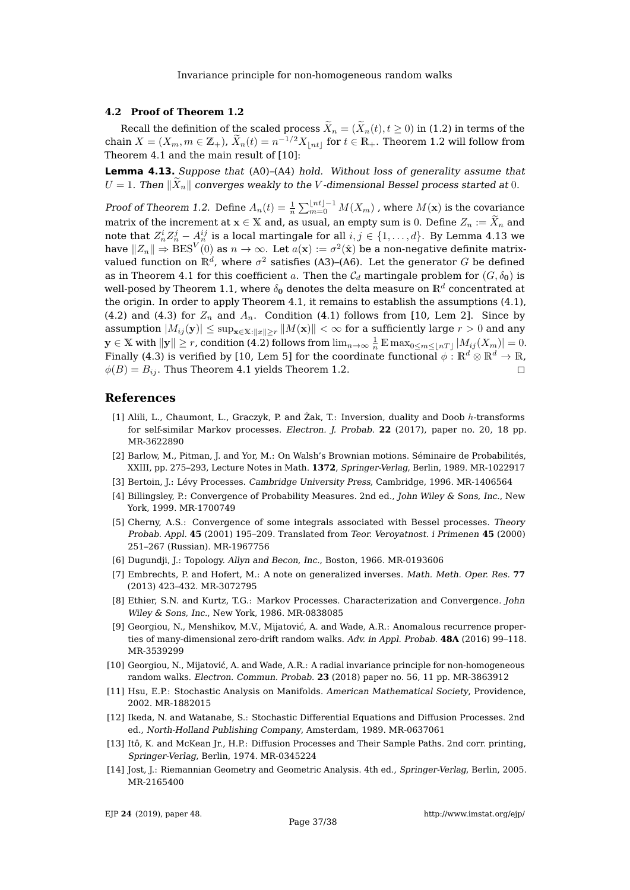### 4.2 Proof of Theorem 1.2

Recall the definition of the scaled process $\widetilde{X}_n = (\widetilde{X}_n(t), t \geq 0)$ in (1.2) in terms of the chain $X = (X_m, m \in \mathbb{Z}_+)$, $\widetilde{X}_n(t) = n^{-1/2} X_{\lfloor nt \rfloor}$ for $t \in \mathbb{R}_+$. Theorem 1.2 will follow from Theorem 4.1 and the main result of [10]:

**Lemma 4.13.** *Suppose that* (A0)–(A4) *hold. Without loss of generality assume that* $U = 1$. *Then* $\|\widetilde{X}_n\|$ *converges weakly to the* $V$*-dimensional Bessel process started at* $0$.

*Proof of Theorem 1.2.* Define $A_n(t) = \frac{1}{n} \sum_{m=0}^{\lfloor nt \rfloor - 1} M(X_m)$, where $M(\mathbf{x})$ is the covariance matrix of the increment at $\mathbf{x} \in \mathbb{X}$ and, as usual, an empty sum is $0$. Define $Z_n := \widetilde{X}_n$ and note that $Z_n^i Z_n^j - A_n^{ij}$ is a local martingale for all $i, j \in \{1, \ldots, d\}$. By Lemma 4.13 we have $\|Z_n\| \Rightarrow \mathrm{BES}^V(0)$ as $n \to \infty$. Let $a(\mathbf{x}) := \sigma^2(\hat{\mathbf{x}})$ be a non-negative definite matrix-valued function on $\mathbb{R}^d$, where $\sigma^2$ satisfies (A3)–(A6). Let the generator $G$ be defined as in Theorem 4.1 for this coefficient $a$. Then the $\mathcal{C}_d$ martingale problem for $(G, \delta_{\mathbf{0}})$ is well-posed by Theorem 1.1, where $\delta_{\mathbf{0}}$ denotes the delta measure on $\mathbb{R}^d$ concentrated at the origin. In order to apply Theorem 4.1, it remains to establish the assumptions (4.1), (4.2) and (4.3) for $Z_n$ and $A_n$. Condition (4.1) follows from [10, Lem 2]. Since by assumption $|M_{ij}(\mathbf{y})| \leq \sup_{\mathbf{x} \in \mathbb{X} : \|x\| \geq r} \|M(\mathbf{x})\| < \infty$ for a sufficiently large $r > 0$ and any $\mathbf{y} \in \mathbb{X}$ with $\|\mathbf{y}\| \geq r$, condition (4.2) follows from $\lim_{n \to \infty} \frac{1}{n} \mathbb{E} \max_{0 \leq m \leq \lfloor nT \rfloor} |M_{ij}(X_m)| = 0$. Finally (4.3) is verified by [10, Lem 5] for the coordinate functional $\phi : \mathbb{R}^d \otimes \mathbb{R}^d \to \mathbb{R}$, $\phi(B) = B_{ij}$. Thus Theorem 4.1 yields Theorem 1.2. $\square$

## References

[1] Alili, L., Chaumont, L., Graczyk, P. and Żak, T.: Inversion, duality and Doob $h$-transforms for self-similar Markov processes. *Electron. J. Probab.* **22** (2017), paper no. 20, 18 pp. MR-3622890

[2] Barlow, M., Pitman, J. and Yor, M.: On Walsh's Brownian motions. Séminaire de Probabilités, XXIII, pp. 275–293, Lecture Notes in Math. **1372**, *Springer-Verlag*, Berlin, 1989. MR-1022917

[3] Bertoin, J.: Lévy Processes. *Cambridge University Press*, Cambridge, 1996. MR-1406564

[4] Billingsley, P.: Convergence of Probability Measures. 2nd ed., *John Wiley & Sons, Inc.*, New York, 1999. MR-1700749

[5] Cherny, A.S.: Convergence of some integrals associated with Bessel processes. *Theory Probab. Appl.* **45** (2001) 195–209. Translated from *Teor. Veroyatnost. i Primenen* **45** (2000) 251–267 (Russian). MR-1967756

[6] Dugundji, J.: Topology. *Allyn and Becon, Inc.*, Boston, 1966. MR-0193606

[7] Embrechts, P. and Hofert, M.: A note on generalized inverses. *Math. Meth. Oper. Res.* **77** (2013) 423–432. MR-3072795

[8] Ethier, S.N. and Kurtz, T.G.: Markov Processes. Characterization and Convergence. *John Wiley & Sons, Inc.*, New York, 1986. MR-0838085

[9] Georgiou, N., Menshikov, M.V., Mijatović, A. and Wade, A.R.: Anomalous recurrence properties of many-dimensional zero-drift random walks. *Adv. in Appl. Probab.* **48A** (2016) 99–118. MR-3539299

[10] Georgiou, N., Mijatović, A. and Wade, A.R.: A radial invariance principle for non-homogeneous random walks. *Electron. Commun. Probab.* **23** (2018) paper no. 56, 11 pp. MR-3863912

[11] Hsu, E.P.: Stochastic Analysis on Manifolds. *American Mathematical Society*, Providence, 2002. MR-1882015

[12] Ikeda, N. and Watanabe, S.: Stochastic Differential Equations and Diffusion Processes. 2nd ed., *North-Holland Publishing Company*, Amsterdam, 1989. MR-0637061

[13] Itô, K. and McKean Jr., H.P.: Diffusion Processes and Their Sample Paths. 2nd corr. printing, *Springer-Verlag*, Berlin, 1974. MR-0345224

[14] Jost, J.: Riemannian Geometry and Geometric Analysis. 4th ed., *Springer-Verlag*, Berlin, 2005. MR-2165400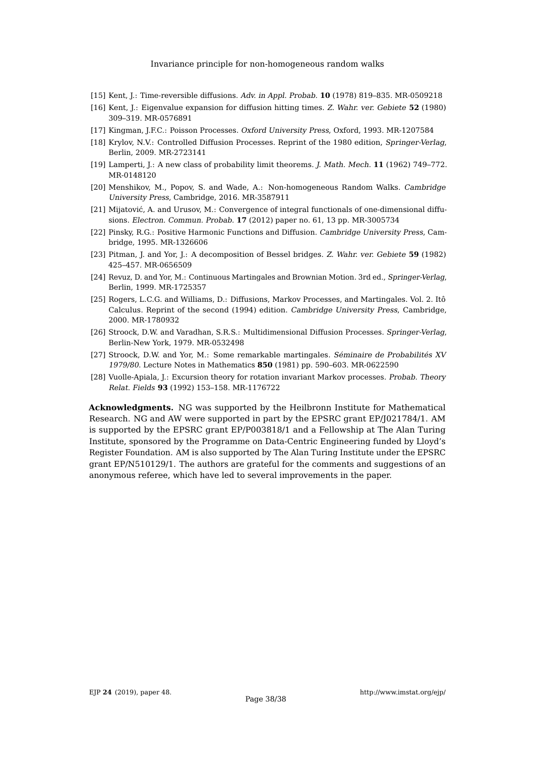[15] Kent, J.: Time-reversible diffusions. *Adv. in Appl. Probab.* **10** (1978) 819–835. MR-0509218

[16] Kent, J.: Eigenvalue expansion for diffusion hitting times. *Z. Wahr. ver. Gebiete* **52** (1980) 309–319. MR-0576891

[17] Kingman, J.F.C.: Poisson Processes. *Oxford University Press*, Oxford, 1993. MR-1207584

[18] Krylov, N.V.: Controlled Diffusion Processes. Reprint of the 1980 edition, *Springer-Verlag*, Berlin, 2009. MR-2723141

[19] Lamperti, J.: A new class of probability limit theorems. *J. Math. Mech.* **11** (1962) 749–772. MR-0148120

[20] Menshikov, M., Popov, S. and Wade, A.: Non-homogeneous Random Walks. *Cambridge University Press*, Cambridge, 2016. MR-3587911

[21] Mijatović, A. and Urusov, M.: Convergence of integral functionals of one-dimensional diffusions. *Electron. Commun. Probab.* **17** (2012) paper no. 61, 13 pp. MR-3005734

[22] Pinsky, R.G.: Positive Harmonic Functions and Diffusion. *Cambridge University Press*, Cambridge, 1995. MR-1326606

[23] Pitman, J. and Yor, J.: A decomposition of Bessel bridges. *Z. Wahr. ver. Gebiete* **59** (1982) 425–457. MR-0656509

[24] Revuz, D. and Yor, M.: Continuous Martingales and Brownian Motion. 3rd ed., *Springer-Verlag*, Berlin, 1999. MR-1725357

[25] Rogers, L.C.G. and Williams, D.: Diffusions, Markov Processes, and Martingales. Vol. 2. Itô Calculus. Reprint of the second (1994) edition. *Cambridge University Press*, Cambridge, 2000. MR-1780932

[26] Stroock, D.W. and Varadhan, S.R.S.: Multidimensional Diffusion Processes. *Springer-Verlag*, Berlin-New York, 1979. MR-0532498

[27] Stroock, D.W. and Yor, M.: Some remarkable martingales. *Séminaire de Probabilités XV 1979/80*. Lecture Notes in Mathematics **850** (1981) pp. 590–603. MR-0622590

[28] Vuolle-Apiala, J.: Excursion theory for rotation invariant Markov processes. *Probab. Theory Relat. Fields* **93** (1992) 153–158. MR-1176722

**Acknowledgments.** NG was supported by the Heilbronn Institute for Mathematical Research. NG and AW were supported in part by the EPSRC grant EP/J021784/1. AM is supported by the EPSRC grant EP/P003818/1 and a Fellowship at The Alan Turing Institute, sponsored by the Programme on Data-Centric Engineering funded by Lloyd's Register Foundation. AM is also supported by The Alan Turing Institute under the EPSRC grant EP/N510129/1. The authors are grateful for the comments and suggestions of an anonymous referee, which have led to several improvements in the paper.